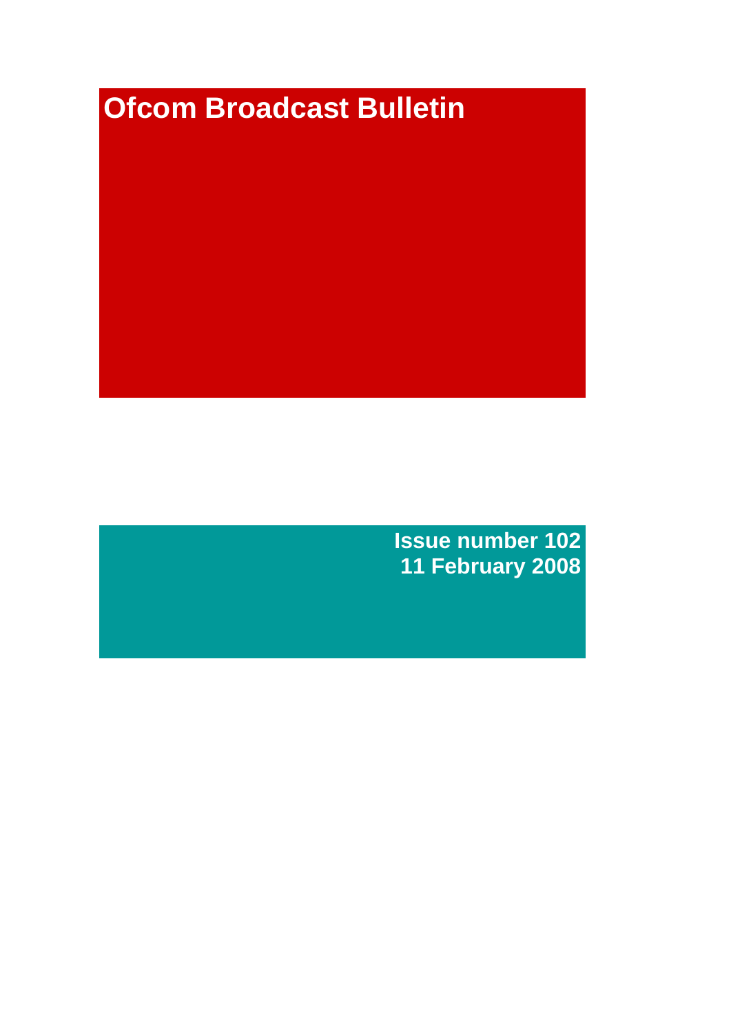# Ofcom Broadcast Bulletin

**Issue number 102**
**11 February 2008**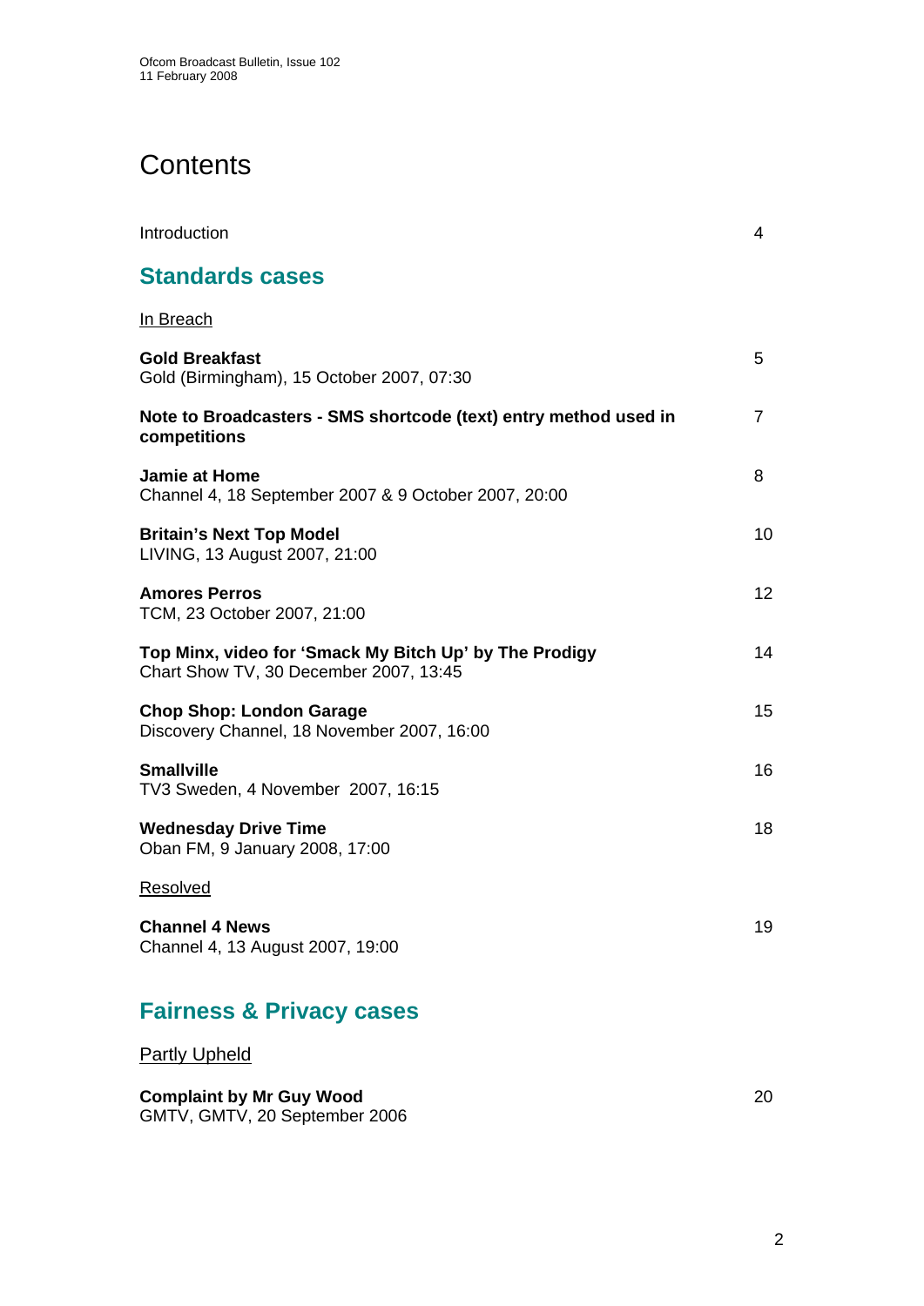# Contents

Introduction 4

## Standards cases

In Breach

**Gold Breakfast**
Gold (Birmingham), 15 October 2007, 07:30 5

**Note to Broadcasters - SMS shortcode (text) entry method used in competitions** 7

**Jamie at Home**
Channel 4, 18 September 2007 & 9 October 2007, 20:00 8

**Britain's Next Top Model**
LIVING, 13 August 2007, 21:00 10

**Amores Perros**
TCM, 23 October 2007, 21:00 12

**Top Minx, video for 'Smack My Bitch Up' by The Prodigy**
Chart Show TV, 30 December 2007, 13:45 14

**Chop Shop: London Garage**
Discovery Channel, 18 November 2007, 16:00 15

**Smallville**
TV3 Sweden, 4 November 2007, 16:15 16

**Wednesday Drive Time**
Oban FM, 9 January 2008, 17:00 18

Resolved

**Channel 4 News**
Channel 4, 13 August 2007, 19:00 19

## Fairness & Privacy cases

Partly Upheld

**Complaint by Mr Guy Wood**
GMTV, GMTV, 20 September 2006 20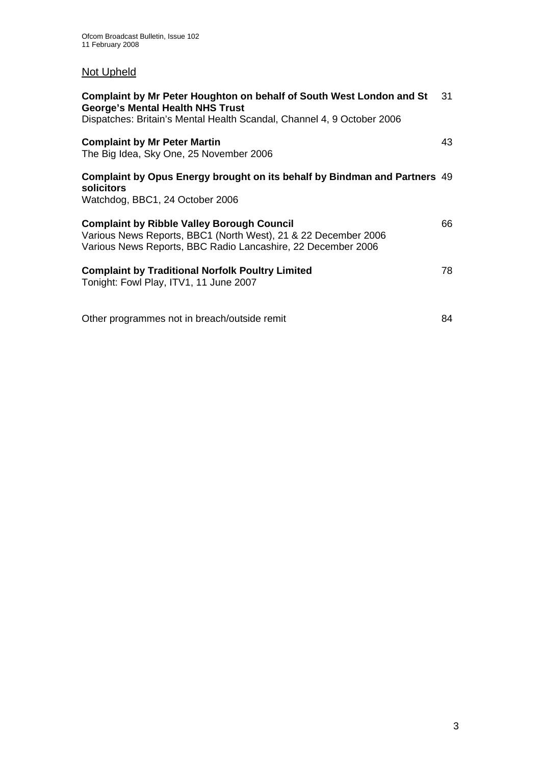## Not Upheld

**Complaint by Mr Peter Houghton on behalf of South West London and St George's Mental Health NHS Trust** 31
Dispatches: Britain's Mental Health Scandal, Channel 4, 9 October 2006

**Complaint by Mr Peter Martin** 43
The Big Idea, Sky One, 25 November 2006

**Complaint by Opus Energy brought on its behalf by Bindman and Partners solicitors** 49
Watchdog, BBC1, 24 October 2006

**Complaint by Ribble Valley Borough Council** 66
Various News Reports, BBC1 (North West), 21 & 22 December 2006
Various News Reports, BBC Radio Lancashire, 22 December 2006

**Complaint by Traditional Norfolk Poultry Limited** 78
Tonight: Fowl Play, ITV1, 11 June 2007

Other programmes not in breach/outside remit 84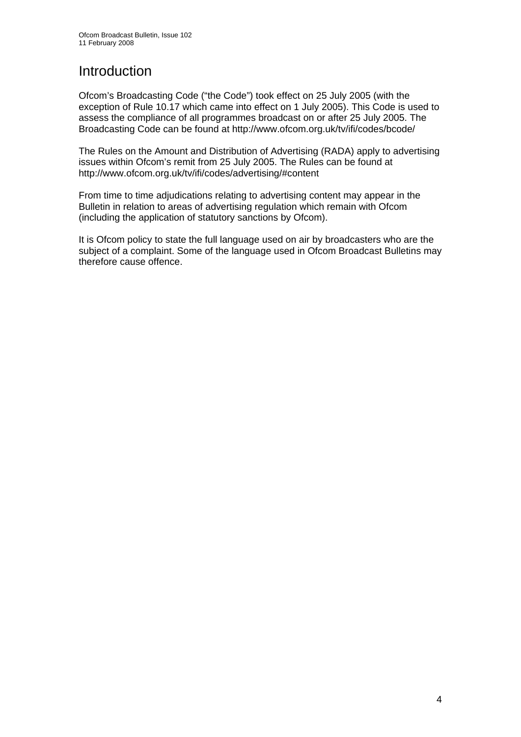# Introduction

Ofcom's Broadcasting Code ("the Code") took effect on 25 July 2005 (with the exception of Rule 10.17 which came into effect on 1 July 2005). This Code is used to assess the compliance of all programmes broadcast on or after 25 July 2005. The Broadcasting Code can be found at http://www.ofcom.org.uk/tv/ifi/codes/bcode/

The Rules on the Amount and Distribution of Advertising (RADA) apply to advertising issues within Ofcom's remit from 25 July 2005. The Rules can be found at http://www.ofcom.org.uk/tv/ifi/codes/advertising/#content

From time to time adjudications relating to advertising content may appear in the Bulletin in relation to areas of advertising regulation which remain with Ofcom (including the application of statutory sanctions by Ofcom).

It is Ofcom policy to state the full language used on air by broadcasters who are the subject of a complaint. Some of the language used in Ofcom Broadcast Bulletins may therefore cause offence.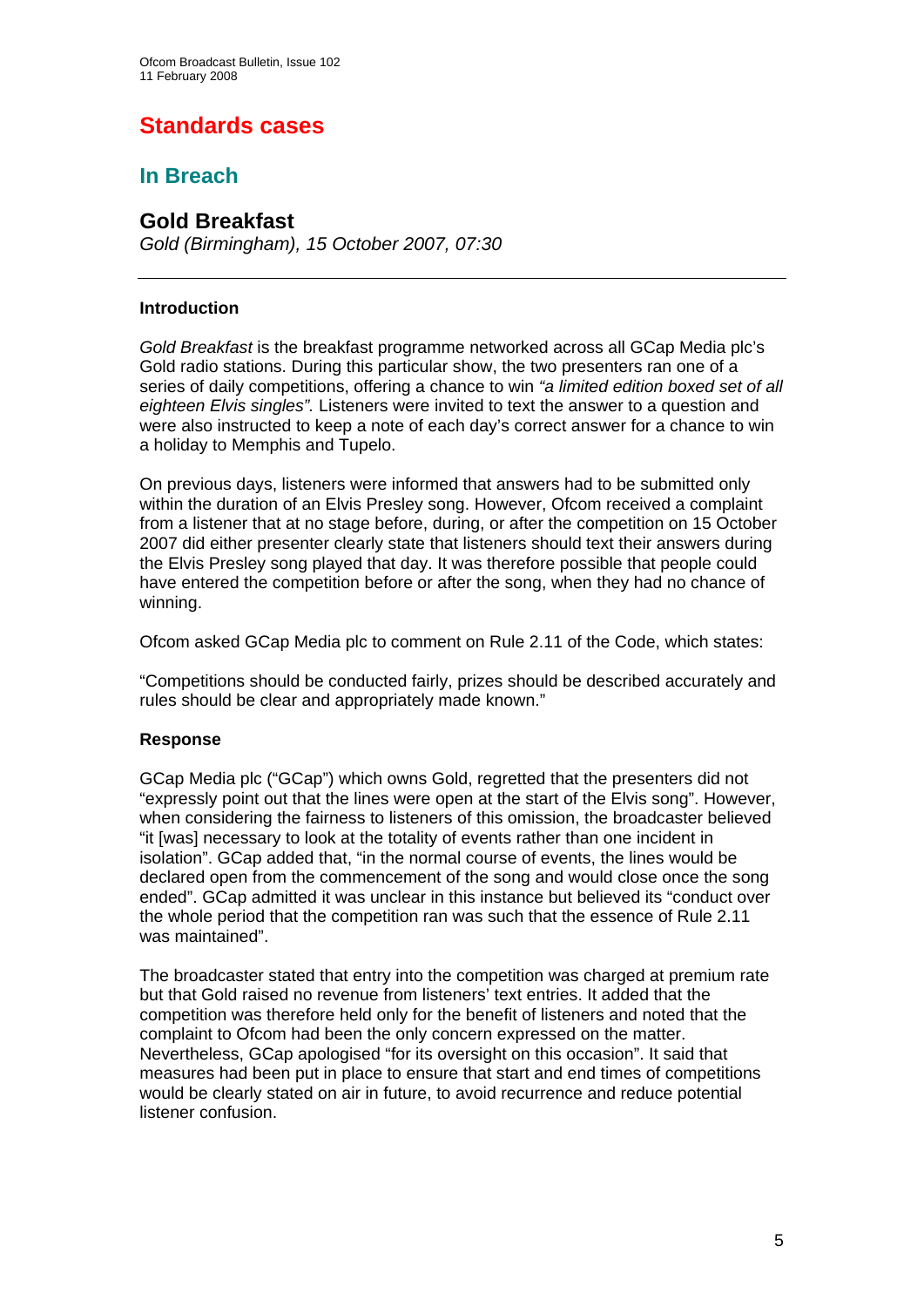# Standards cases

## In Breach

### Gold Breakfast

*Gold (Birmingham), 15 October 2007, 07:30*

---

**Introduction**

*Gold Breakfast* is the breakfast programme networked across all GCap Media plc's Gold radio stations. During this particular show, the two presenters ran one of a series of daily competitions, offering a chance to win *"a limited edition boxed set of all eighteen Elvis singles".* Listeners were invited to text the answer to a question and were also instructed to keep a note of each day's correct answer for a chance to win a holiday to Memphis and Tupelo.

On previous days, listeners were informed that answers had to be submitted only within the duration of an Elvis Presley song. However, Ofcom received a complaint from a listener that at no stage before, during, or after the competition on 15 October 2007 did either presenter clearly state that listeners should text their answers during the Elvis Presley song played that day. It was therefore possible that people could have entered the competition before or after the song, when they had no chance of winning.

Ofcom asked GCap Media plc to comment on Rule 2.11 of the Code, which states:

"Competitions should be conducted fairly, prizes should be described accurately and rules should be clear and appropriately made known."

**Response**

GCap Media plc ("GCap") which owns Gold, regretted that the presenters did not "expressly point out that the lines were open at the start of the Elvis song". However, when considering the fairness to listeners of this omission, the broadcaster believed "it [was] necessary to look at the totality of events rather than one incident in isolation". GCap added that, "in the normal course of events, the lines would be declared open from the commencement of the song and would close once the song ended". GCap admitted it was unclear in this instance but believed its "conduct over the whole period that the competition ran was such that the essence of Rule 2.11 was maintained".

The broadcaster stated that entry into the competition was charged at premium rate but that Gold raised no revenue from listeners' text entries. It added that the competition was therefore held only for the benefit of listeners and noted that the complaint to Ofcom had been the only concern expressed on the matter. Nevertheless, GCap apologised "for its oversight on this occasion". It said that measures had been put in place to ensure that start and end times of competitions would be clearly stated on air in future, to avoid recurrence and reduce potential listener confusion.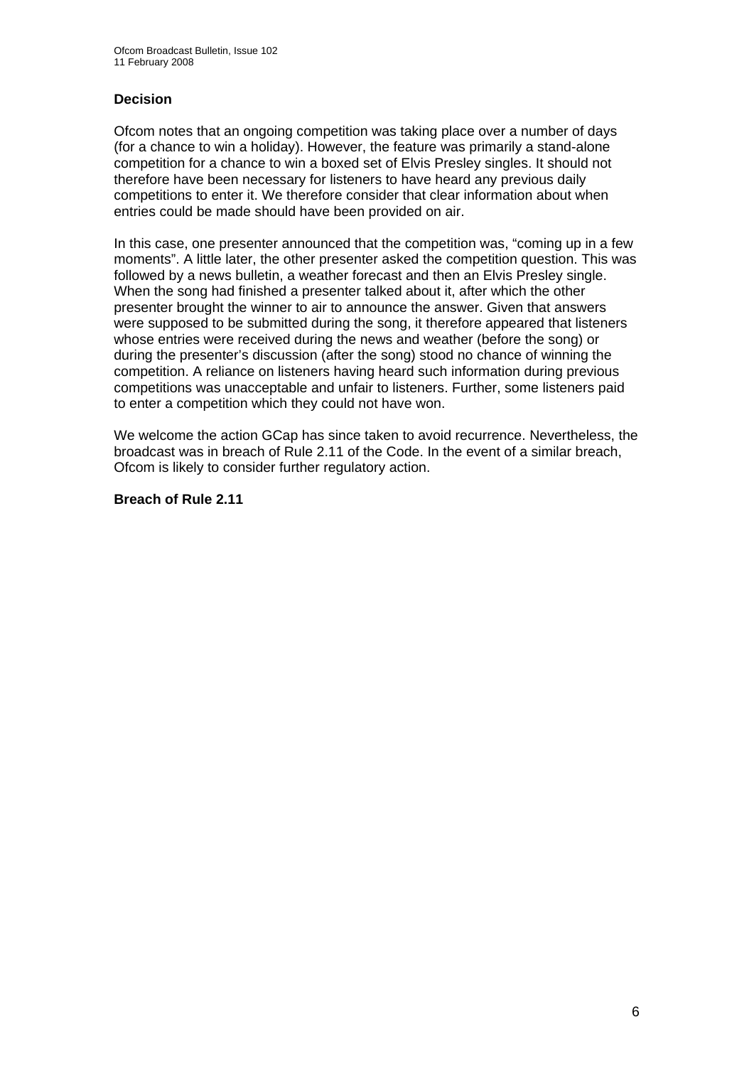### Decision

Ofcom notes that an ongoing competition was taking place over a number of days (for a chance to win a holiday). However, the feature was primarily a stand-alone competition for a chance to win a boxed set of Elvis Presley singles. It should not therefore have been necessary for listeners to have heard any previous daily competitions to enter it. We therefore consider that clear information about when entries could be made should have been provided on air.

In this case, one presenter announced that the competition was, "coming up in a few moments". A little later, the other presenter asked the competition question. This was followed by a news bulletin, a weather forecast and then an Elvis Presley single. When the song had finished a presenter talked about it, after which the other presenter brought the winner to air to announce the answer. Given that answers were supposed to be submitted during the song, it therefore appeared that listeners whose entries were received during the news and weather (before the song) or during the presenter's discussion (after the song) stood no chance of winning the competition. A reliance on listeners having heard such information during previous competitions was unacceptable and unfair to listeners. Further, some listeners paid to enter a competition which they could not have won.

We welcome the action GCap has since taken to avoid recurrence. Nevertheless, the broadcast was in breach of Rule 2.11 of the Code. In the event of a similar breach, Ofcom is likely to consider further regulatory action.

**Breach of Rule 2.11**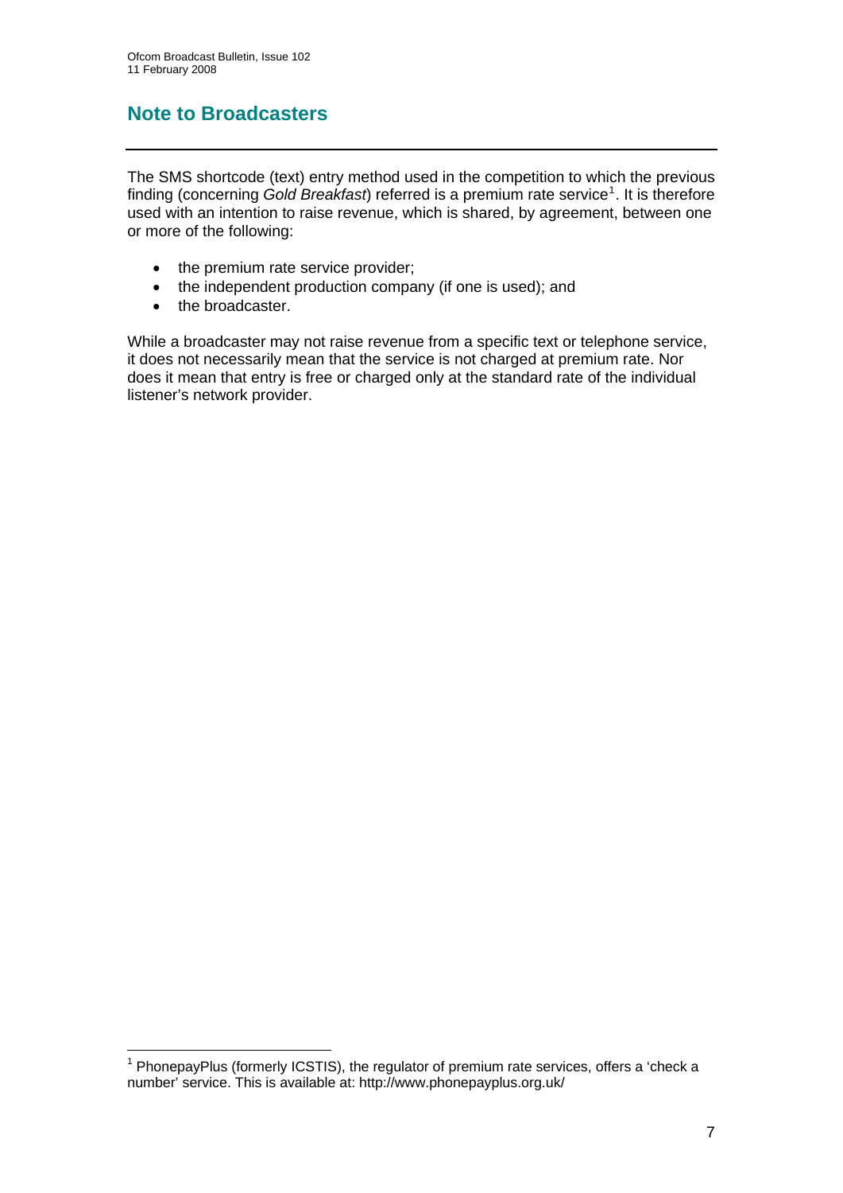# Note to Broadcasters

The SMS shortcode (text) entry method used in the competition to which the previous finding (concerning *Gold Breakfast*) referred is a premium rate service[1]. It is therefore used with an intention to raise revenue, which is shared, by agreement, between one or more of the following:

- the premium rate service provider;
- the independent production company (if one is used); and
- the broadcaster.

While a broadcaster may not raise revenue from a specific text or telephone service, it does not necessarily mean that the service is not charged at premium rate. Nor does it mean that entry is free or charged only at the standard rate of the individual listener's network provider.

[1] PhonepayPlus (formerly ICSTIS), the regulator of premium rate services, offers a 'check a number' service. This is available at: http://www.phonepayplus.org.uk/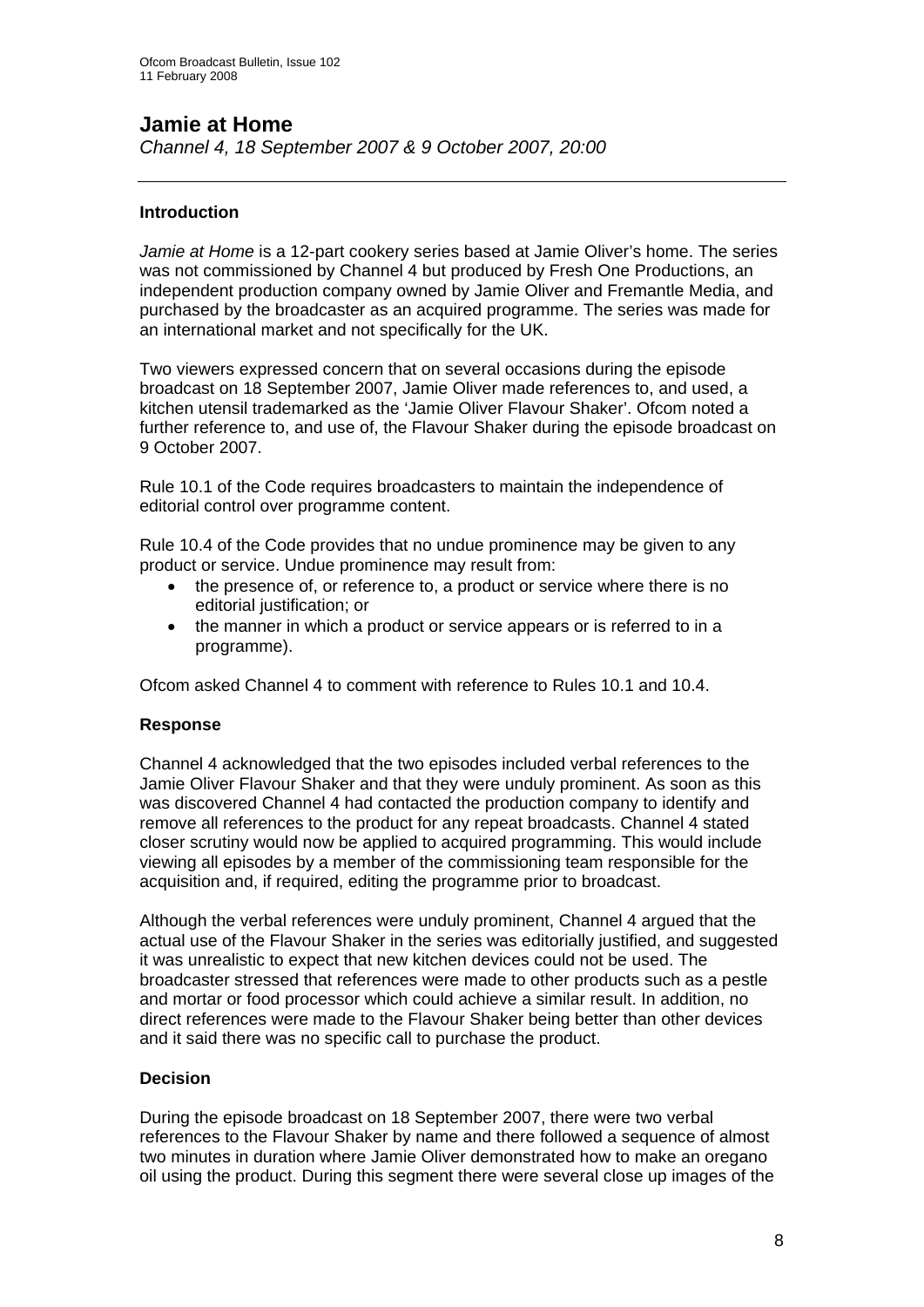## Jamie at Home

*Channel 4, 18 September 2007 & 9 October 2007, 20:00*

---

### Introduction

*Jamie at Home* is a 12-part cookery series based at Jamie Oliver's home. The series was not commissioned by Channel 4 but produced by Fresh One Productions, an independent production company owned by Jamie Oliver and Fremantle Media, and purchased by the broadcaster as an acquired programme. The series was made for an international market and not specifically for the UK.

Two viewers expressed concern that on several occasions during the episode broadcast on 18 September 2007, Jamie Oliver made references to, and used, a kitchen utensil trademarked as the 'Jamie Oliver Flavour Shaker'. Ofcom noted a further reference to, and use of, the Flavour Shaker during the episode broadcast on 9 October 2007.

Rule 10.1 of the Code requires broadcasters to maintain the independence of editorial control over programme content.

Rule 10.4 of the Code provides that no undue prominence may be given to any product or service. Undue prominence may result from:

- the presence of, or reference to, a product or service where there is no editorial justification; or
- the manner in which a product or service appears or is referred to in a programme).

Ofcom asked Channel 4 to comment with reference to Rules 10.1 and 10.4.

### Response

Channel 4 acknowledged that the two episodes included verbal references to the Jamie Oliver Flavour Shaker and that they were unduly prominent. As soon as this was discovered Channel 4 had contacted the production company to identify and remove all references to the product for any repeat broadcasts. Channel 4 stated closer scrutiny would now be applied to acquired programming. This would include viewing all episodes by a member of the commissioning team responsible for the acquisition and, if required, editing the programme prior to broadcast.

Although the verbal references were unduly prominent, Channel 4 argued that the actual use of the Flavour Shaker in the series was editorially justified, and suggested it was unrealistic to expect that new kitchen devices could not be used. The broadcaster stressed that references were made to other products such as a pestle and mortar or food processor which could achieve a similar result. In addition, no direct references were made to the Flavour Shaker being better than other devices and it said there was no specific call to purchase the product.

### Decision

During the episode broadcast on 18 September 2007, there were two verbal references to the Flavour Shaker by name and there followed a sequence of almost two minutes in duration where Jamie Oliver demonstrated how to make an oregano oil using the product. During this segment there were several close up images of the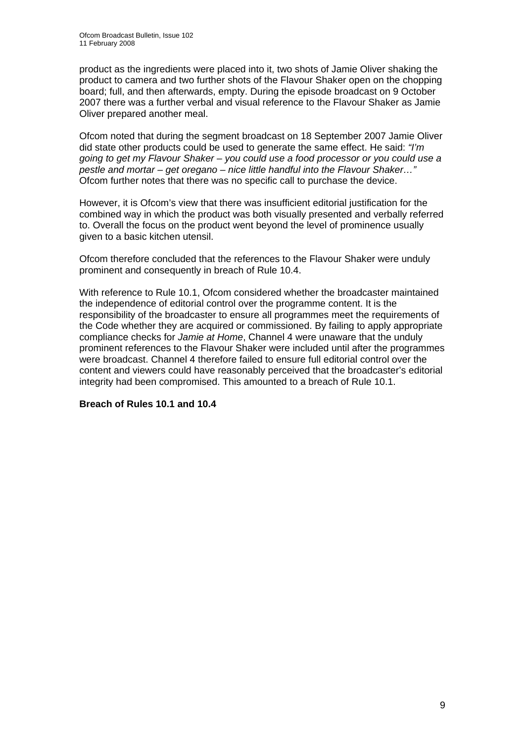product as the ingredients were placed into it, two shots of Jamie Oliver shaking the product to camera and two further shots of the Flavour Shaker open on the chopping board; full, and then afterwards, empty. During the episode broadcast on 9 October 2007 there was a further verbal and visual reference to the Flavour Shaker as Jamie Oliver prepared another meal.

Ofcom noted that during the segment broadcast on 18 September 2007 Jamie Oliver did state other products could be used to generate the same effect. He said: *"I'm going to get my Flavour Shaker – you could use a food processor or you could use a pestle and mortar – get oregano – nice little handful into the Flavour Shaker…"* Ofcom further notes that there was no specific call to purchase the device.

However, it is Ofcom's view that there was insufficient editorial justification for the combined way in which the product was both visually presented and verbally referred to. Overall the focus on the product went beyond the level of prominence usually given to a basic kitchen utensil.

Ofcom therefore concluded that the references to the Flavour Shaker were unduly prominent and consequently in breach of Rule 10.4.

With reference to Rule 10.1, Ofcom considered whether the broadcaster maintained the independence of editorial control over the programme content. It is the responsibility of the broadcaster to ensure all programmes meet the requirements of the Code whether they are acquired or commissioned. By failing to apply appropriate compliance checks for *Jamie at Home*, Channel 4 were unaware that the unduly prominent references to the Flavour Shaker were included until after the programmes were broadcast. Channel 4 therefore failed to ensure full editorial control over the content and viewers could have reasonably perceived that the broadcaster's editorial integrity had been compromised. This amounted to a breach of Rule 10.1.

**Breach of Rules 10.1 and 10.4**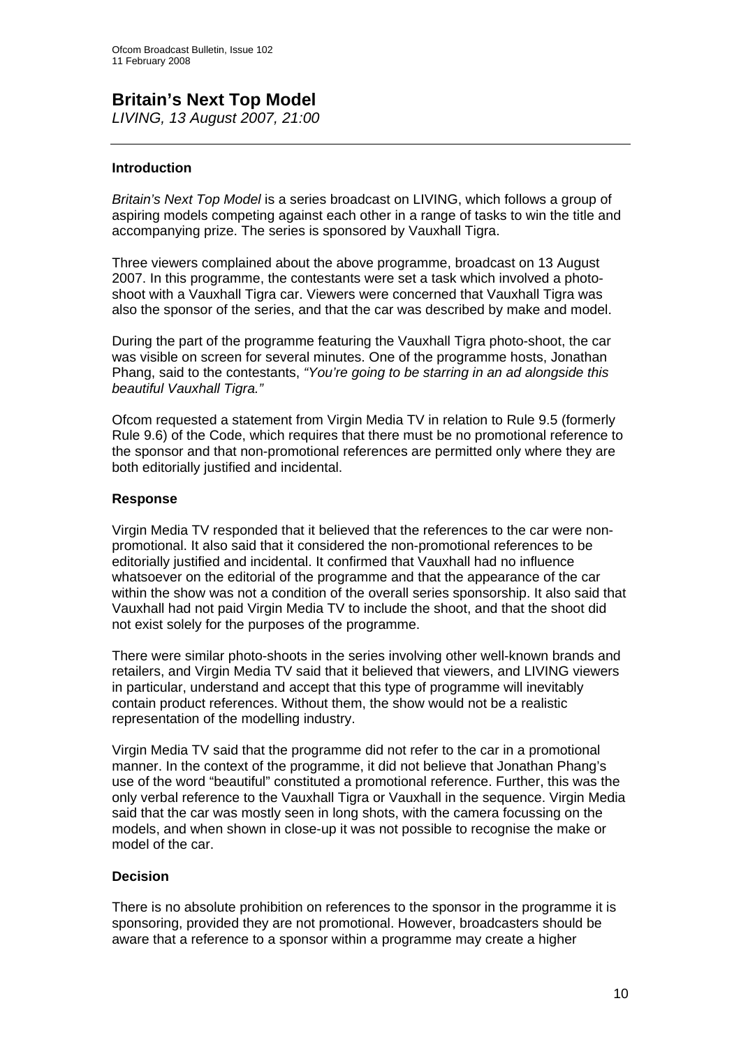# Britain's Next Top Model

*LIVING, 13 August 2007, 21:00*

---

### Introduction

*Britain's Next Top Model* is a series broadcast on LIVING, which follows a group of aspiring models competing against each other in a range of tasks to win the title and accompanying prize. The series is sponsored by Vauxhall Tigra.

Three viewers complained about the above programme, broadcast on 13 August 2007. In this programme, the contestants were set a task which involved a photo-shoot with a Vauxhall Tigra car. Viewers were concerned that Vauxhall Tigra was also the sponsor of the series, and that the car was described by make and model.

During the part of the programme featuring the Vauxhall Tigra photo-shoot, the car was visible on screen for several minutes. One of the programme hosts, Jonathan Phang, said to the contestants, *"You're going to be starring in an ad alongside this beautiful Vauxhall Tigra."*

Ofcom requested a statement from Virgin Media TV in relation to Rule 9.5 (formerly Rule 9.6) of the Code, which requires that there must be no promotional reference to the sponsor and that non-promotional references are permitted only where they are both editorially justified and incidental.

### Response

Virgin Media TV responded that it believed that the references to the car were non-promotional. It also said that it considered the non-promotional references to be editorially justified and incidental. It confirmed that Vauxhall had no influence whatsoever on the editorial of the programme and that the appearance of the car within the show was not a condition of the overall series sponsorship. It also said that Vauxhall had not paid Virgin Media TV to include the shoot, and that the shoot did not exist solely for the purposes of the programme.

There were similar photo-shoots in the series involving other well-known brands and retailers, and Virgin Media TV said that it believed that viewers, and LIVING viewers in particular, understand and accept that this type of programme will inevitably contain product references. Without them, the show would not be a realistic representation of the modelling industry.

Virgin Media TV said that the programme did not refer to the car in a promotional manner. In the context of the programme, it did not believe that Jonathan Phang's use of the word "beautiful" constituted a promotional reference. Further, this was the only verbal reference to the Vauxhall Tigra or Vauxhall in the sequence. Virgin Media said that the car was mostly seen in long shots, with the camera focussing on the models, and when shown in close-up it was not possible to recognise the make or model of the car.

### Decision

There is no absolute prohibition on references to the sponsor in the programme it is sponsoring, provided they are not promotional. However, broadcasters should be aware that a reference to a sponsor within a programme may create a higher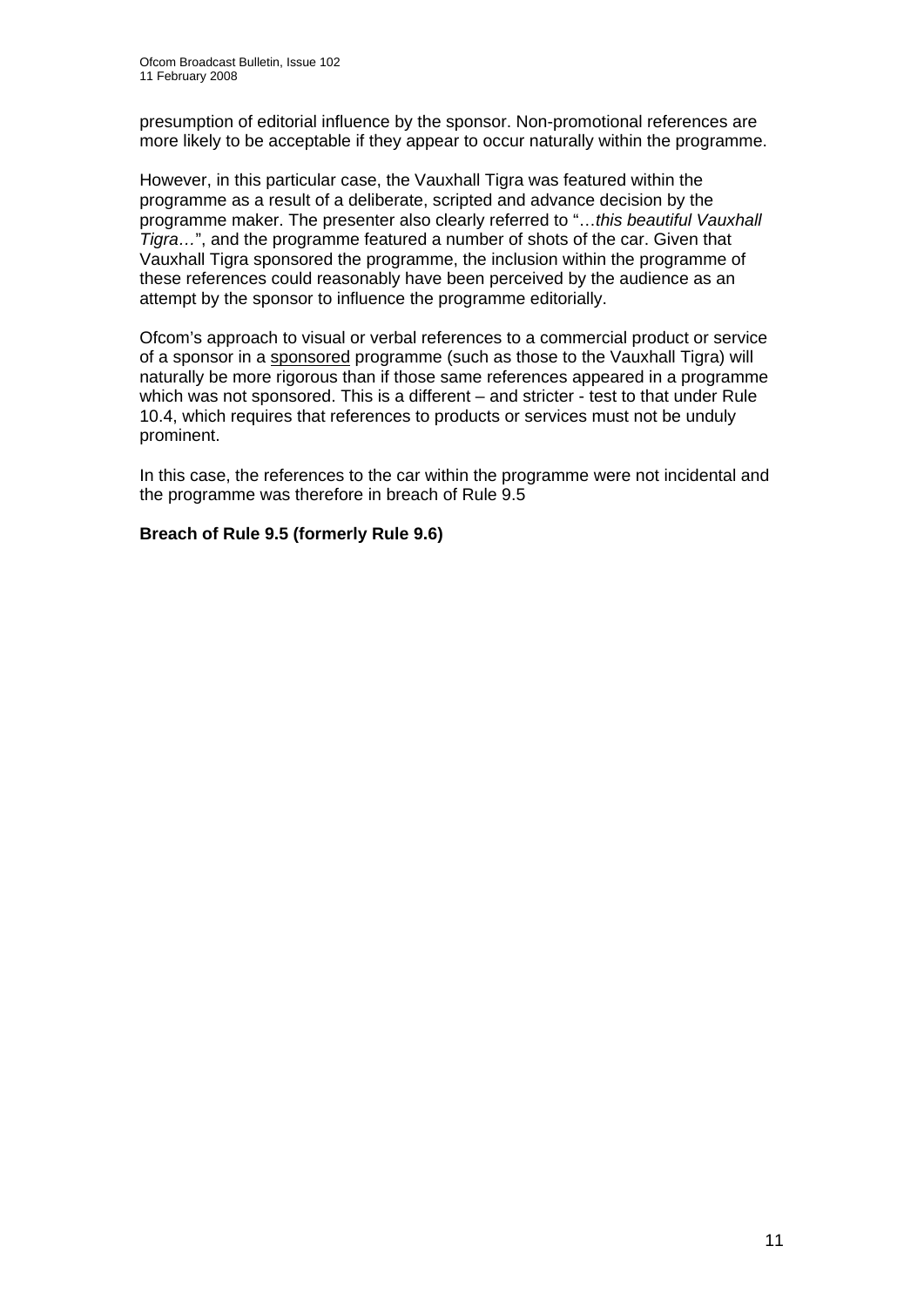presumption of editorial influence by the sponsor. Non-promotional references are more likely to be acceptable if they appear to occur naturally within the programme.

However, in this particular case, the Vauxhall Tigra was featured within the programme as a result of a deliberate, scripted and advance decision by the programme maker. The presenter also clearly referred to "…*this beautiful Vauxhall Tigra*…", and the programme featured a number of shots of the car. Given that Vauxhall Tigra sponsored the programme, the inclusion within the programme of these references could reasonably have been perceived by the audience as an attempt by the sponsor to influence the programme editorially.

Ofcom's approach to visual or verbal references to a commercial product or service of a sponsor in a sponsored programme (such as those to the Vauxhall Tigra) will naturally be more rigorous than if those same references appeared in a programme which was not sponsored. This is a different – and stricter - test to that under Rule 10.4, which requires that references to products or services must not be unduly prominent.

In this case, the references to the car within the programme were not incidental and the programme was therefore in breach of Rule 9.5

**Breach of Rule 9.5 (formerly Rule 9.6)**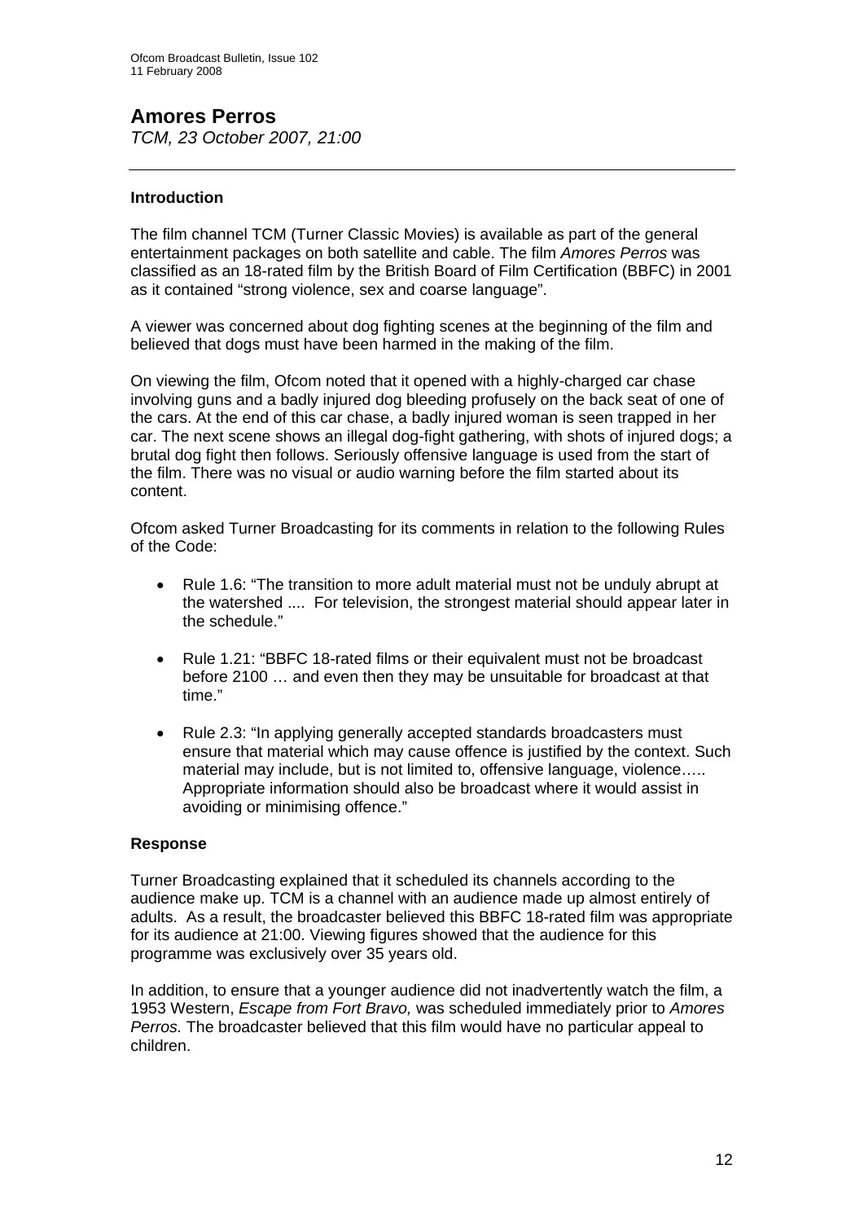## Amores Perros

*TCM, 23 October 2007, 21:00*

---

### Introduction

The film channel TCM (Turner Classic Movies) is available as part of the general entertainment packages on both satellite and cable. The film *Amores Perros* was classified as an 18-rated film by the British Board of Film Certification (BBFC) in 2001 as it contained "strong violence, sex and coarse language".

A viewer was concerned about dog fighting scenes at the beginning of the film and believed that dogs must have been harmed in the making of the film.

On viewing the film, Ofcom noted that it opened with a highly-charged car chase involving guns and a badly injured dog bleeding profusely on the back seat of one of the cars. At the end of this car chase, a badly injured woman is seen trapped in her car. The next scene shows an illegal dog-fight gathering, with shots of injured dogs; a brutal dog fight then follows. Seriously offensive language is used from the start of the film. There was no visual or audio warning before the film started about its content.

Ofcom asked Turner Broadcasting for its comments in relation to the following Rules of the Code:

- Rule 1.6: "The transition to more adult material must not be unduly abrupt at the watershed .... For television, the strongest material should appear later in the schedule."
- Rule 1.21: "BBFC 18-rated films or their equivalent must not be broadcast before 2100 … and even then they may be unsuitable for broadcast at that time."
- Rule 2.3: "In applying generally accepted standards broadcasters must ensure that material which may cause offence is justified by the context. Such material may include, but is not limited to, offensive language, violence….. Appropriate information should also be broadcast where it would assist in avoiding or minimising offence."

### Response

Turner Broadcasting explained that it scheduled its channels according to the audience make up. TCM is a channel with an audience made up almost entirely of adults. As a result, the broadcaster believed this BBFC 18-rated film was appropriate for its audience at 21:00. Viewing figures showed that the audience for this programme was exclusively over 35 years old.

In addition, to ensure that a younger audience did not inadvertently watch the film, a 1953 Western, *Escape from Fort Bravo,* was scheduled immediately prior to *Amores Perros.* The broadcaster believed that this film would have no particular appeal to children.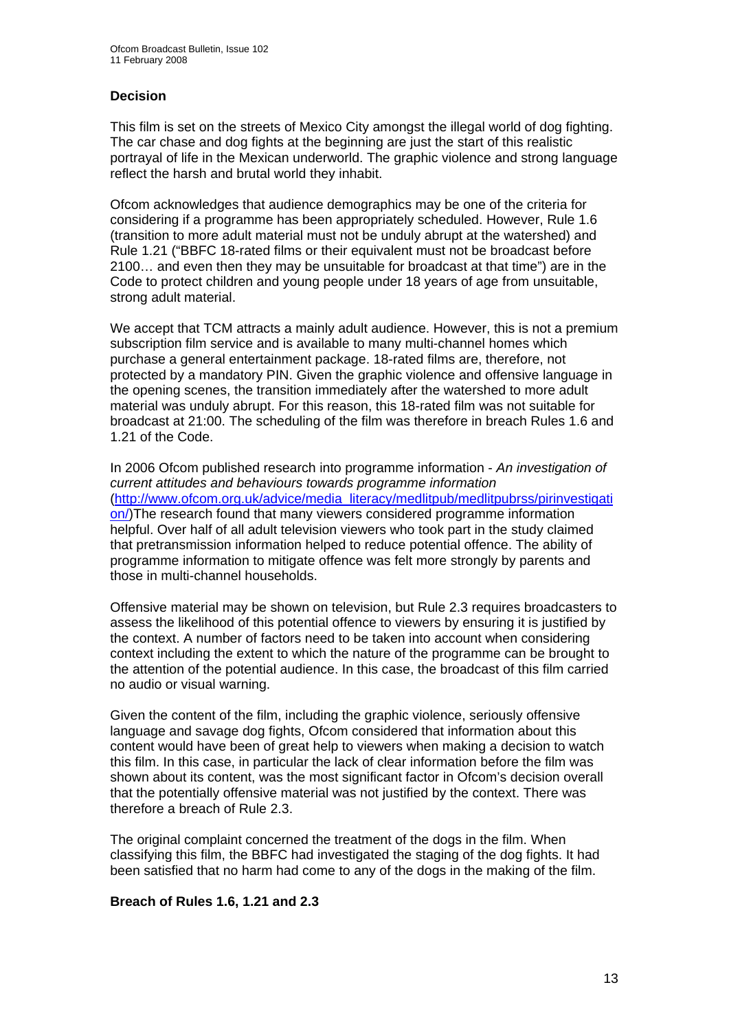### Decision

This film is set on the streets of Mexico City amongst the illegal world of dog fighting. The car chase and dog fights at the beginning are just the start of this realistic portrayal of life in the Mexican underworld. The graphic violence and strong language reflect the harsh and brutal world they inhabit.

Ofcom acknowledges that audience demographics may be one of the criteria for considering if a programme has been appropriately scheduled. However, Rule 1.6 (transition to more adult material must not be unduly abrupt at the watershed) and Rule 1.21 ("BBFC 18-rated films or their equivalent must not be broadcast before 2100… and even then they may be unsuitable for broadcast at that time") are in the Code to protect children and young people under 18 years of age from unsuitable, strong adult material.

We accept that TCM attracts a mainly adult audience. However, this is not a premium subscription film service and is available to many multi-channel homes which purchase a general entertainment package. 18-rated films are, therefore, not protected by a mandatory PIN. Given the graphic violence and offensive language in the opening scenes, the transition immediately after the watershed to more adult material was unduly abrupt. For this reason, this 18-rated film was not suitable for broadcast at 21:00. The scheduling of the film was therefore in breach Rules 1.6 and 1.21 of the Code.

In 2006 Ofcom published research into programme information - *An investigation of current attitudes and behaviours towards programme information* (http://www.ofcom.org.uk/advice/media_literacy/medlitpub/medlitpubrss/pirinvestigation/)The research found that many viewers considered programme information helpful. Over half of all adult television viewers who took part in the study claimed that pretransmission information helped to reduce potential offence. The ability of programme information to mitigate offence was felt more strongly by parents and those in multi-channel households.

Offensive material may be shown on television, but Rule 2.3 requires broadcasters to assess the likelihood of this potential offence to viewers by ensuring it is justified by the context. A number of factors need to be taken into account when considering context including the extent to which the nature of the programme can be brought to the attention of the potential audience. In this case, the broadcast of this film carried no audio or visual warning.

Given the content of the film, including the graphic violence, seriously offensive language and savage dog fights, Ofcom considered that information about this content would have been of great help to viewers when making a decision to watch this film. In this case, in particular the lack of clear information before the film was shown about its content, was the most significant factor in Ofcom's decision overall that the potentially offensive material was not justified by the context. There was therefore a breach of Rule 2.3.

The original complaint concerned the treatment of the dogs in the film. When classifying this film, the BBFC had investigated the staging of the dog fights. It had been satisfied that no harm had come to any of the dogs in the making of the film.

**Breach of Rules 1.6, 1.21 and 2.3**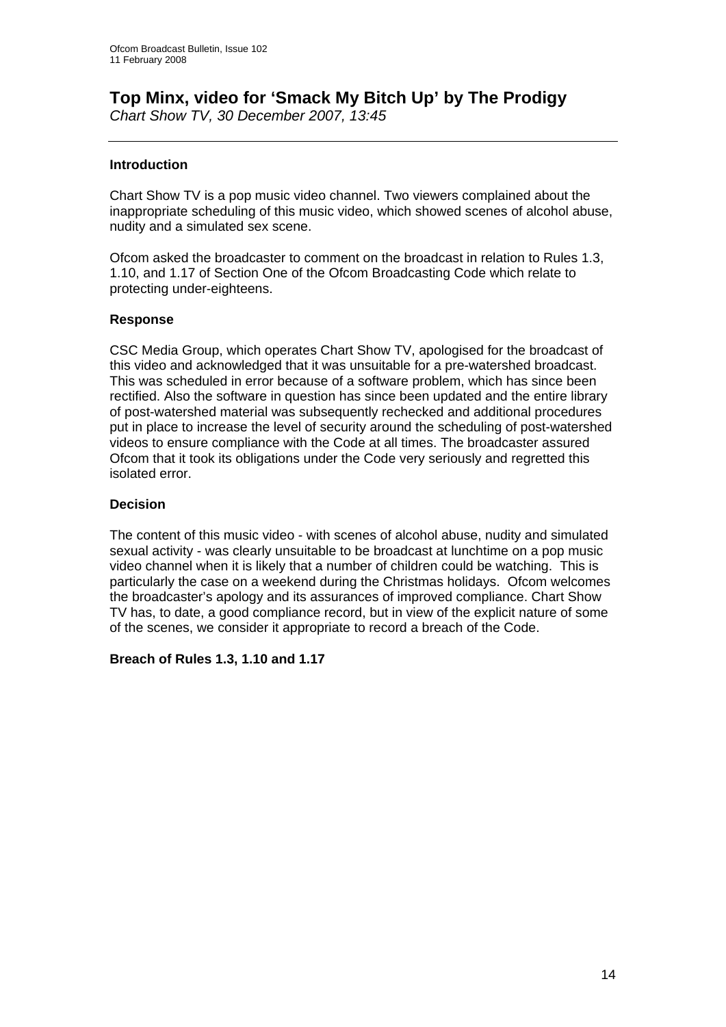# Top Minx, video for 'Smack My Bitch Up' by The Prodigy

*Chart Show TV, 30 December 2007, 13:45*

---

### Introduction

Chart Show TV is a pop music video channel. Two viewers complained about the inappropriate scheduling of this music video, which showed scenes of alcohol abuse, nudity and a simulated sex scene.

Ofcom asked the broadcaster to comment on the broadcast in relation to Rules 1.3, 1.10, and 1.17 of Section One of the Ofcom Broadcasting Code which relate to protecting under-eighteens.

### Response

CSC Media Group, which operates Chart Show TV, apologised for the broadcast of this video and acknowledged that it was unsuitable for a pre-watershed broadcast. This was scheduled in error because of a software problem, which has since been rectified. Also the software in question has since been updated and the entire library of post-watershed material was subsequently rechecked and additional procedures put in place to increase the level of security around the scheduling of post-watershed videos to ensure compliance with the Code at all times. The broadcaster assured Ofcom that it took its obligations under the Code very seriously and regretted this isolated error.

### Decision

The content of this music video - with scenes of alcohol abuse, nudity and simulated sexual activity - was clearly unsuitable to be broadcast at lunchtime on a pop music video channel when it is likely that a number of children could be watching. This is particularly the case on a weekend during the Christmas holidays. Ofcom welcomes the broadcaster's apology and its assurances of improved compliance. Chart Show TV has, to date, a good compliance record, but in view of the explicit nature of some of the scenes, we consider it appropriate to record a breach of the Code.

**Breach of Rules 1.3, 1.10 and 1.17**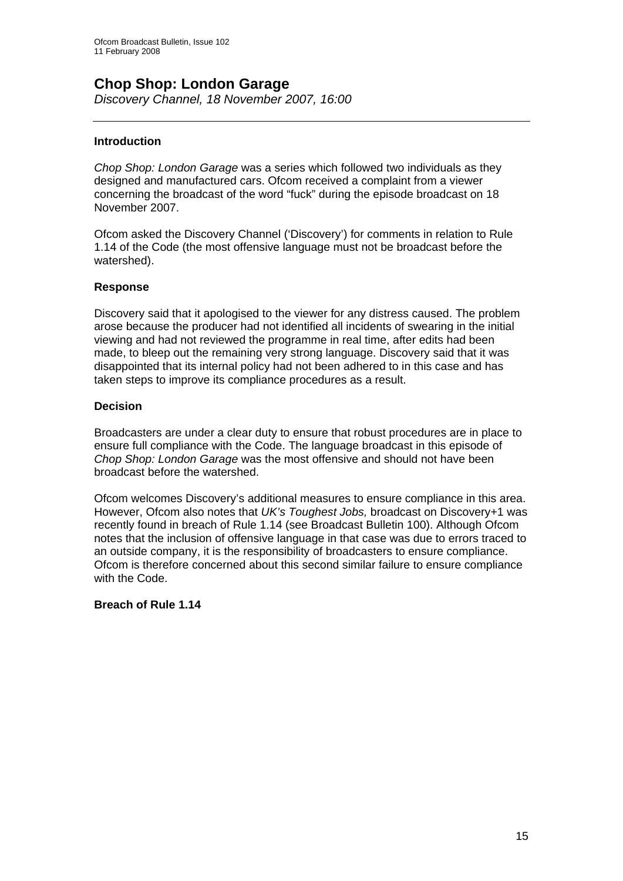## Chop Shop: London Garage

*Discovery Channel, 18 November 2007, 16:00*

---

### Introduction

*Chop Shop: London Garage* was a series which followed two individuals as they designed and manufactured cars. Ofcom received a complaint from a viewer concerning the broadcast of the word "fuck" during the episode broadcast on 18 November 2007.

Ofcom asked the Discovery Channel ('Discovery') for comments in relation to Rule 1.14 of the Code (the most offensive language must not be broadcast before the watershed).

### Response

Discovery said that it apologised to the viewer for any distress caused. The problem arose because the producer had not identified all incidents of swearing in the initial viewing and had not reviewed the programme in real time, after edits had been made, to bleep out the remaining very strong language. Discovery said that it was disappointed that its internal policy had not been adhered to in this case and has taken steps to improve its compliance procedures as a result.

### Decision

Broadcasters are under a clear duty to ensure that robust procedures are in place to ensure full compliance with the Code. The language broadcast in this episode of *Chop Shop: London Garage* was the most offensive and should not have been broadcast before the watershed.

Ofcom welcomes Discovery's additional measures to ensure compliance in this area. However, Ofcom also notes that *UK's Toughest Jobs,* broadcast on Discovery+1 was recently found in breach of Rule 1.14 (see Broadcast Bulletin 100). Although Ofcom notes that the inclusion of offensive language in that case was due to errors traced to an outside company, it is the responsibility of broadcasters to ensure compliance. Ofcom is therefore concerned about this second similar failure to ensure compliance with the Code.

**Breach of Rule 1.14**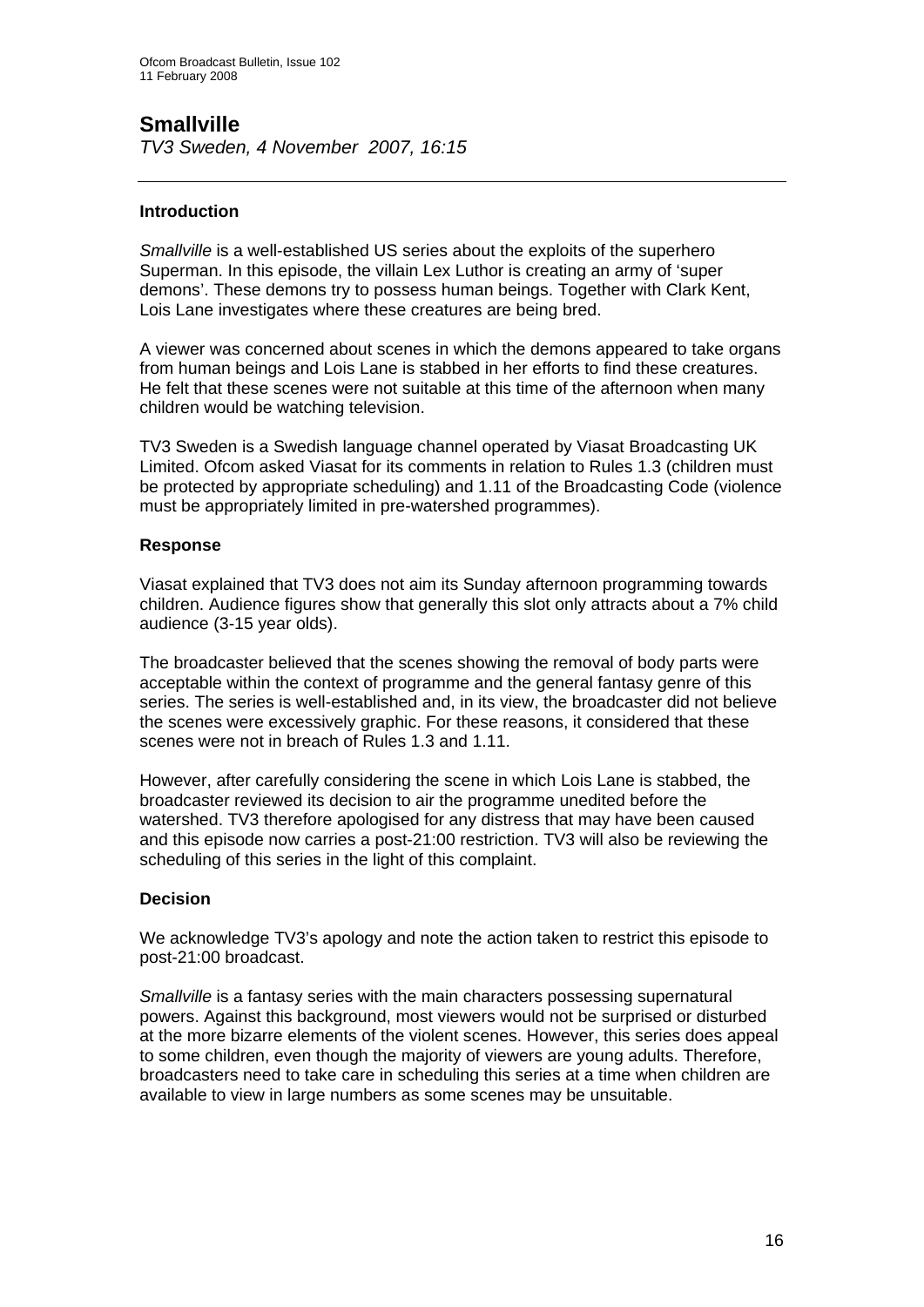## Smallville

*TV3 Sweden, 4 November 2007, 16:15*

---

### Introduction

*Smallville* is a well-established US series about the exploits of the superhero Superman. In this episode, the villain Lex Luthor is creating an army of 'super demons'. These demons try to possess human beings. Together with Clark Kent, Lois Lane investigates where these creatures are being bred.

A viewer was concerned about scenes in which the demons appeared to take organs from human beings and Lois Lane is stabbed in her efforts to find these creatures. He felt that these scenes were not suitable at this time of the afternoon when many children would be watching television.

TV3 Sweden is a Swedish language channel operated by Viasat Broadcasting UK Limited. Ofcom asked Viasat for its comments in relation to Rules 1.3 (children must be protected by appropriate scheduling) and 1.11 of the Broadcasting Code (violence must be appropriately limited in pre-watershed programmes).

### Response

Viasat explained that TV3 does not aim its Sunday afternoon programming towards children. Audience figures show that generally this slot only attracts about a 7% child audience (3-15 year olds).

The broadcaster believed that the scenes showing the removal of body parts were acceptable within the context of programme and the general fantasy genre of this series. The series is well-established and, in its view, the broadcaster did not believe the scenes were excessively graphic. For these reasons, it considered that these scenes were not in breach of Rules 1.3 and 1.11.

However, after carefully considering the scene in which Lois Lane is stabbed, the broadcaster reviewed its decision to air the programme unedited before the watershed. TV3 therefore apologised for any distress that may have been caused and this episode now carries a post-21:00 restriction. TV3 will also be reviewing the scheduling of this series in the light of this complaint.

### Decision

We acknowledge TV3's apology and note the action taken to restrict this episode to post-21:00 broadcast.

*Smallville* is a fantasy series with the main characters possessing supernatural powers. Against this background, most viewers would not be surprised or disturbed at the more bizarre elements of the violent scenes. However, this series does appeal to some children, even though the majority of viewers are young adults. Therefore, broadcasters need to take care in scheduling this series at a time when children are available to view in large numbers as some scenes may be unsuitable.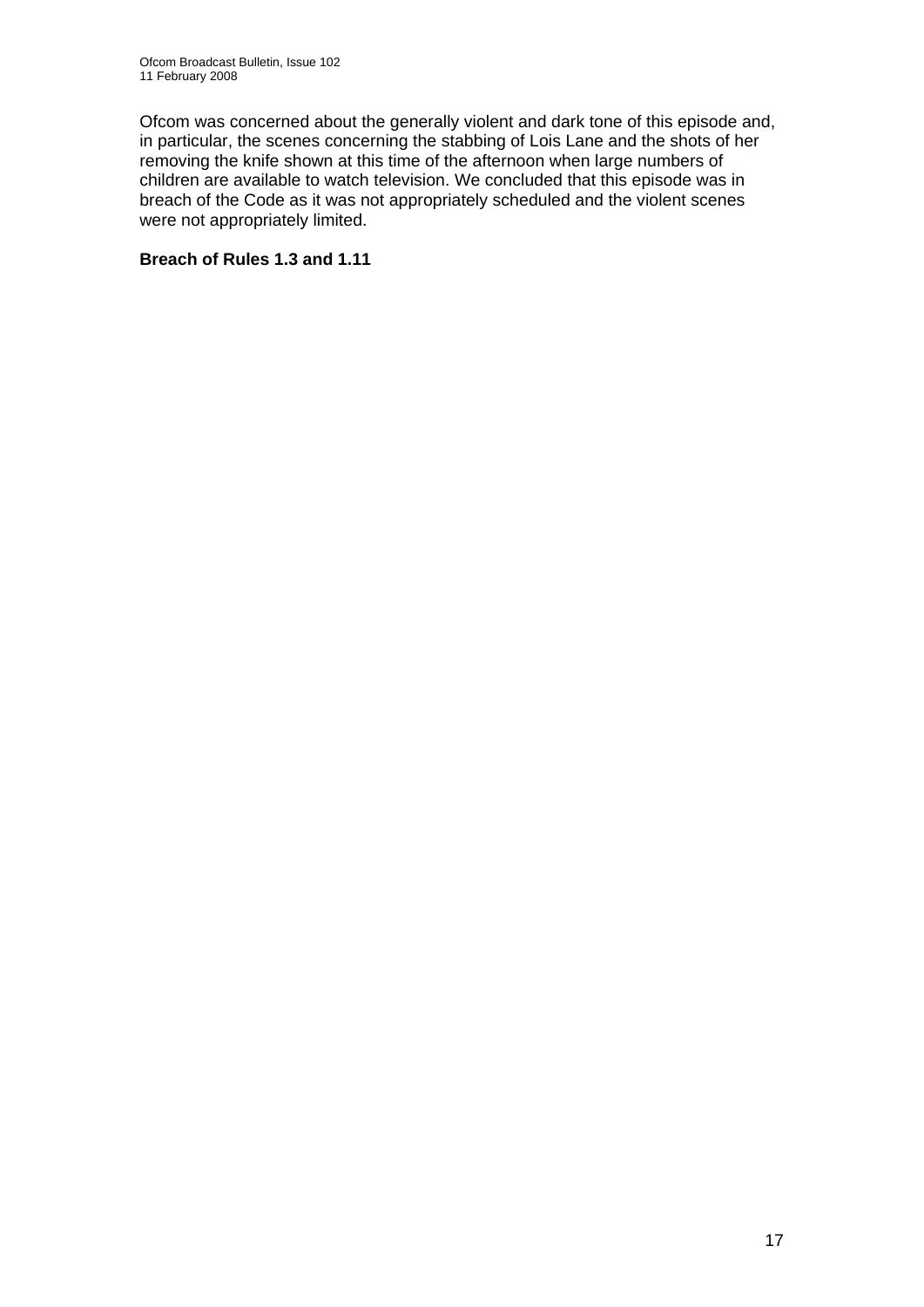Ofcom was concerned about the generally violent and dark tone of this episode and, in particular, the scenes concerning the stabbing of Lois Lane and the shots of her removing the knife shown at this time of the afternoon when large numbers of children are available to watch television. We concluded that this episode was in breach of the Code as it was not appropriately scheduled and the violent scenes were not appropriately limited.

**Breach of Rules 1.3 and 1.11**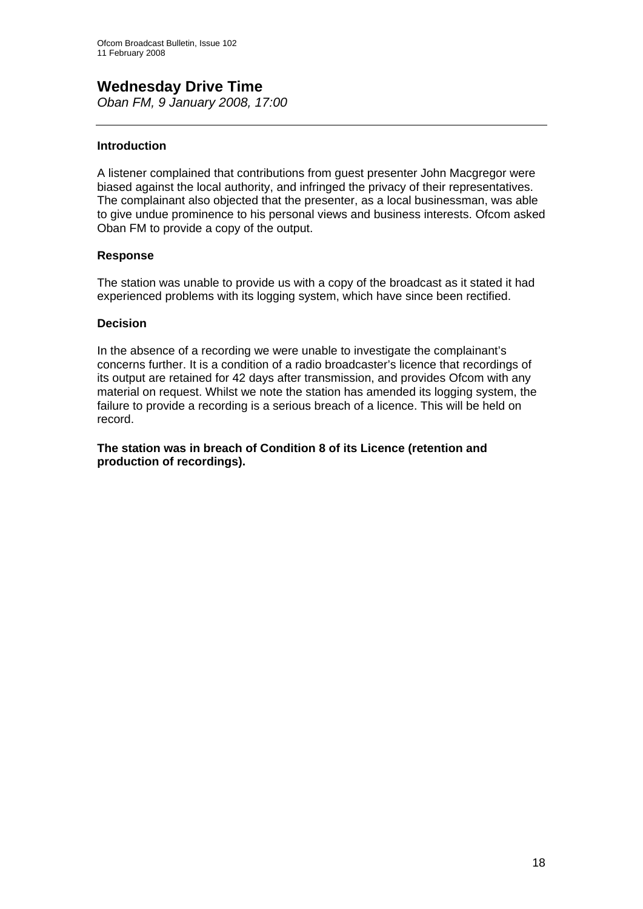## Wednesday Drive Time

*Oban FM, 9 January 2008, 17:00*

---

### Introduction

A listener complained that contributions from guest presenter John Macgregor were biased against the local authority, and infringed the privacy of their representatives. The complainant also objected that the presenter, as a local businessman, was able to give undue prominence to his personal views and business interests. Ofcom asked Oban FM to provide a copy of the output.

### Response

The station was unable to provide us with a copy of the broadcast as it stated it had experienced problems with its logging system, which have since been rectified.

### Decision

In the absence of a recording we were unable to investigate the complainant's concerns further. It is a condition of a radio broadcaster's licence that recordings of its output are retained for 42 days after transmission, and provides Ofcom with any material on request. Whilst we note the station has amended its logging system, the failure to provide a recording is a serious breach of a licence. This will be held on record.

**The station was in breach of Condition 8 of its Licence (retention and production of recordings).**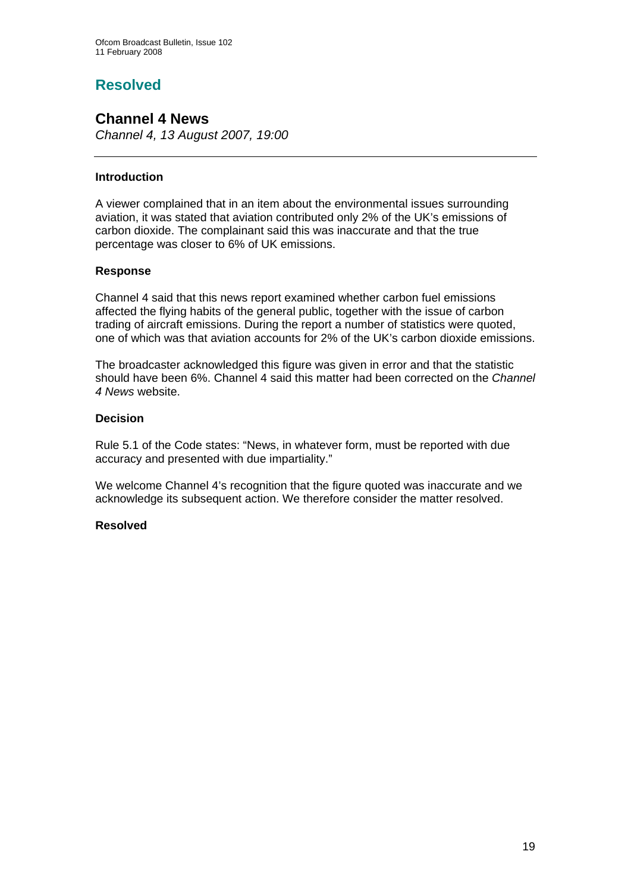# Resolved

## Channel 4 News

*Channel 4, 13 August 2007, 19:00*

---

### Introduction

A viewer complained that in an item about the environmental issues surrounding aviation, it was stated that aviation contributed only 2% of the UK's emissions of carbon dioxide. The complainant said this was inaccurate and that the true percentage was closer to 6% of UK emissions.

### Response

Channel 4 said that this news report examined whether carbon fuel emissions affected the flying habits of the general public, together with the issue of carbon trading of aircraft emissions. During the report a number of statistics were quoted, one of which was that aviation accounts for 2% of the UK's carbon dioxide emissions.

The broadcaster acknowledged this figure was given in error and that the statistic should have been 6%. Channel 4 said this matter had been corrected on the *Channel 4 News* website.

### Decision

Rule 5.1 of the Code states: "News, in whatever form, must be reported with due accuracy and presented with due impartiality."

We welcome Channel 4's recognition that the figure quoted was inaccurate and we acknowledge its subsequent action. We therefore consider the matter resolved.

**Resolved**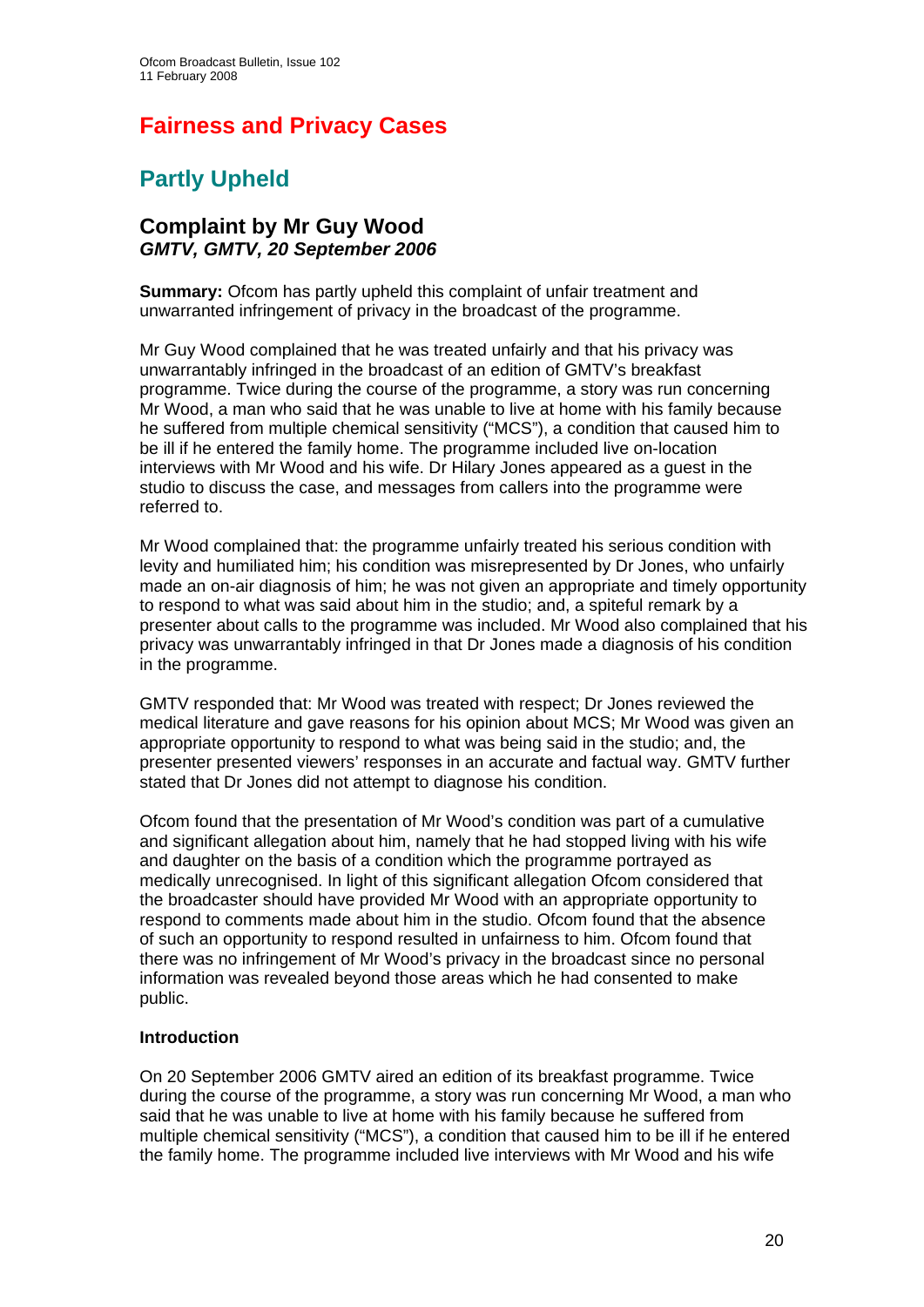# Fairness and Privacy Cases

## Partly Upheld

### Complaint by Mr Guy Wood
***GMTV, GMTV, 20 September 2006***

**Summary:** Ofcom has partly upheld this complaint of unfair treatment and unwarranted infringement of privacy in the broadcast of the programme.

Mr Guy Wood complained that he was treated unfairly and that his privacy was unwarrantably infringed in the broadcast of an edition of GMTV's breakfast programme. Twice during the course of the programme, a story was run concerning Mr Wood, a man who said that he was unable to live at home with his family because he suffered from multiple chemical sensitivity ("MCS"), a condition that caused him to be ill if he entered the family home. The programme included live on-location interviews with Mr Wood and his wife. Dr Hilary Jones appeared as a guest in the studio to discuss the case, and messages from callers into the programme were referred to.

Mr Wood complained that: the programme unfairly treated his serious condition with levity and humiliated him; his condition was misrepresented by Dr Jones, who unfairly made an on-air diagnosis of him; he was not given an appropriate and timely opportunity to respond to what was said about him in the studio; and, a spiteful remark by a presenter about calls to the programme was included. Mr Wood also complained that his privacy was unwarrantably infringed in that Dr Jones made a diagnosis of his condition in the programme.

GMTV responded that: Mr Wood was treated with respect; Dr Jones reviewed the medical literature and gave reasons for his opinion about MCS; Mr Wood was given an appropriate opportunity to respond to what was being said in the studio; and, the presenter presented viewers' responses in an accurate and factual way. GMTV further stated that Dr Jones did not attempt to diagnose his condition.

Ofcom found that the presentation of Mr Wood's condition was part of a cumulative and significant allegation about him, namely that he had stopped living with his wife and daughter on the basis of a condition which the programme portrayed as medically unrecognised. In light of this significant allegation Ofcom considered that the broadcaster should have provided Mr Wood with an appropriate opportunity to respond to comments made about him in the studio. Ofcom found that the absence of such an opportunity to respond resulted in unfairness to him. Ofcom found that there was no infringement of Mr Wood's privacy in the broadcast since no personal information was revealed beyond those areas which he had consented to make public.

**Introduction**

On 20 September 2006 GMTV aired an edition of its breakfast programme. Twice during the course of the programme, a story was run concerning Mr Wood, a man who said that he was unable to live at home with his family because he suffered from multiple chemical sensitivity ("MCS"), a condition that caused him to be ill if he entered the family home. The programme included live interviews with Mr Wood and his wife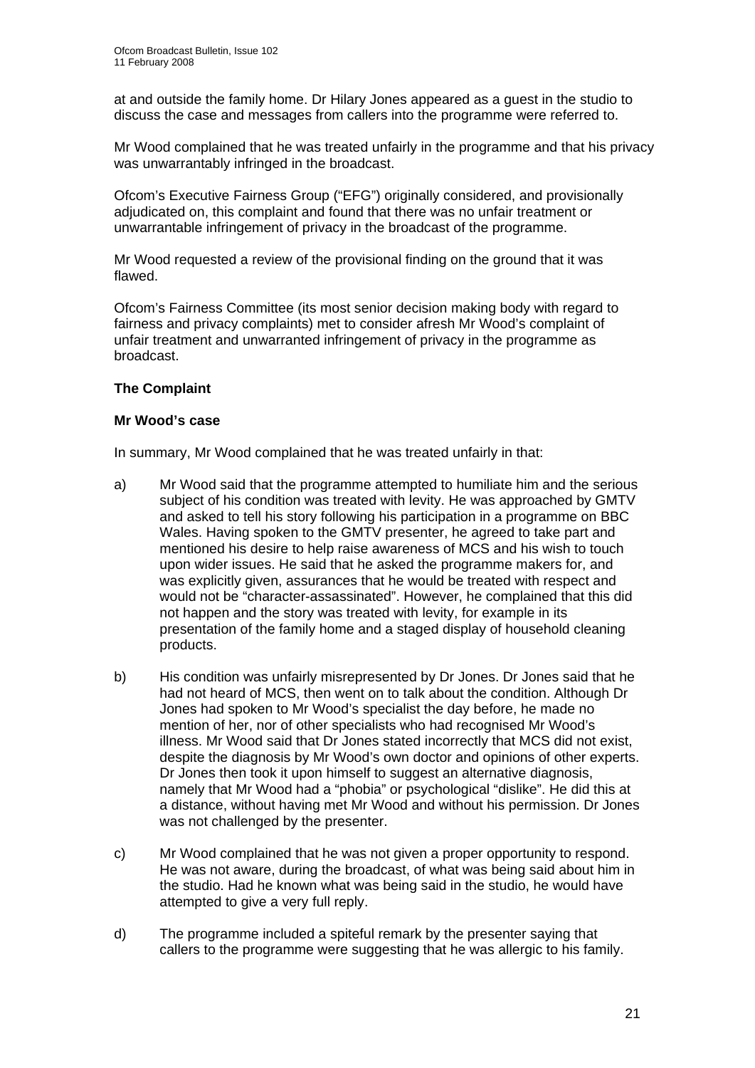at and outside the family home. Dr Hilary Jones appeared as a guest in the studio to discuss the case and messages from callers into the programme were referred to.

Mr Wood complained that he was treated unfairly in the programme and that his privacy was unwarrantably infringed in the broadcast.

Ofcom's Executive Fairness Group ("EFG") originally considered, and provisionally adjudicated on, this complaint and found that there was no unfair treatment or unwarrantable infringement of privacy in the broadcast of the programme.

Mr Wood requested a review of the provisional finding on the ground that it was flawed.

Ofcom's Fairness Committee (its most senior decision making body with regard to fairness and privacy complaints) met to consider afresh Mr Wood's complaint of unfair treatment and unwarranted infringement of privacy in the programme as broadcast.

**The Complaint**

**Mr Wood's case**

In summary, Mr Wood complained that he was treated unfairly in that:

a) Mr Wood said that the programme attempted to humiliate him and the serious subject of his condition was treated with levity. He was approached by GMTV and asked to tell his story following his participation in a programme on BBC Wales. Having spoken to the GMTV presenter, he agreed to take part and mentioned his desire to help raise awareness of MCS and his wish to touch upon wider issues. He said that he asked the programme makers for, and was explicitly given, assurances that he would be treated with respect and would not be "character-assassinated". However, he complained that this did not happen and the story was treated with levity, for example in its presentation of the family home and a staged display of household cleaning products.

b) His condition was unfairly misrepresented by Dr Jones. Dr Jones said that he had not heard of MCS, then went on to talk about the condition. Although Dr Jones had spoken to Mr Wood's specialist the day before, he made no mention of her, nor of other specialists who had recognised Mr Wood's illness. Mr Wood said that Dr Jones stated incorrectly that MCS did not exist, despite the diagnosis by Mr Wood's own doctor and opinions of other experts. Dr Jones then took it upon himself to suggest an alternative diagnosis, namely that Mr Wood had a "phobia" or psychological "dislike". He did this at a distance, without having met Mr Wood and without his permission. Dr Jones was not challenged by the presenter.

c) Mr Wood complained that he was not given a proper opportunity to respond. He was not aware, during the broadcast, of what was being said about him in the studio. Had he known what was being said in the studio, he would have attempted to give a very full reply.

d) The programme included a spiteful remark by the presenter saying that callers to the programme were suggesting that he was allergic to his family.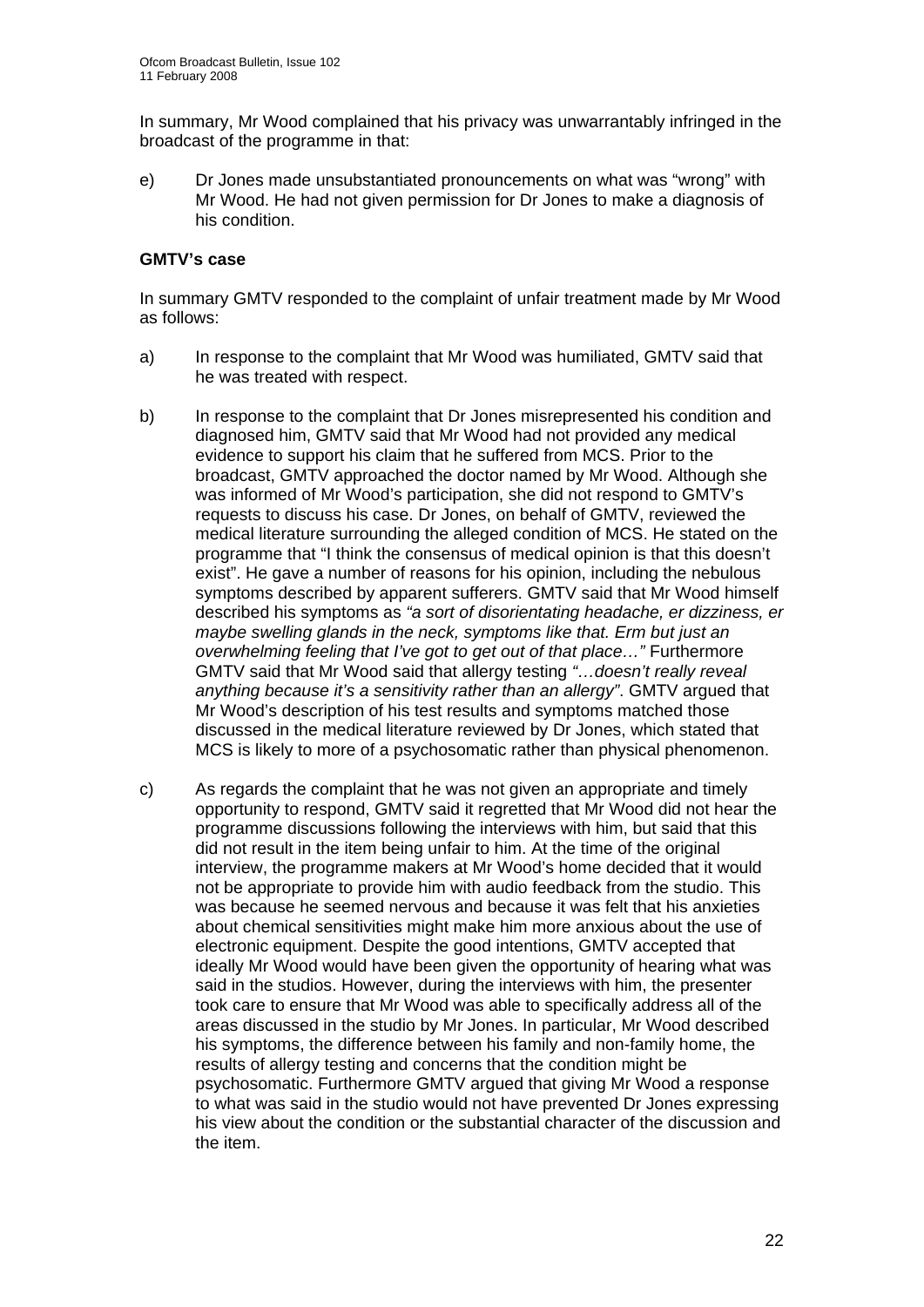In summary, Mr Wood complained that his privacy was unwarrantably infringed in the broadcast of the programme in that:

e) Dr Jones made unsubstantiated pronouncements on what was "wrong" with Mr Wood. He had not given permission for Dr Jones to make a diagnosis of his condition.

**GMTV's case**

In summary GMTV responded to the complaint of unfair treatment made by Mr Wood as follows:

a) In response to the complaint that Mr Wood was humiliated, GMTV said that he was treated with respect.

b) In response to the complaint that Dr Jones misrepresented his condition and diagnosed him, GMTV said that Mr Wood had not provided any medical evidence to support his claim that he suffered from MCS. Prior to the broadcast, GMTV approached the doctor named by Mr Wood. Although she was informed of Mr Wood's participation, she did not respond to GMTV's requests to discuss his case. Dr Jones, on behalf of GMTV, reviewed the medical literature surrounding the alleged condition of MCS. He stated on the programme that "I think the consensus of medical opinion is that this doesn't exist". He gave a number of reasons for his opinion, including the nebulous symptoms described by apparent sufferers. GMTV said that Mr Wood himself described his symptoms as *"a sort of disorientating headache, er dizziness, er maybe swelling glands in the neck, symptoms like that. Erm but just an overwhelming feeling that I've got to get out of that place…"* Furthermore GMTV said that Mr Wood said that allergy testing *"…doesn't really reveal anything because it's a sensitivity rather than an allergy"*. GMTV argued that Mr Wood's description of his test results and symptoms matched those discussed in the medical literature reviewed by Dr Jones, which stated that MCS is likely to more of a psychosomatic rather than physical phenomenon.

c) As regards the complaint that he was not given an appropriate and timely opportunity to respond, GMTV said it regretted that Mr Wood did not hear the programme discussions following the interviews with him, but said that this did not result in the item being unfair to him. At the time of the original interview, the programme makers at Mr Wood's home decided that it would not be appropriate to provide him with audio feedback from the studio. This was because he seemed nervous and because it was felt that his anxieties about chemical sensitivities might make him more anxious about the use of electronic equipment. Despite the good intentions, GMTV accepted that ideally Mr Wood would have been given the opportunity of hearing what was said in the studios. However, during the interviews with him, the presenter took care to ensure that Mr Wood was able to specifically address all of the areas discussed in the studio by Mr Jones. In particular, Mr Wood described his symptoms, the difference between his family and non-family home, the results of allergy testing and concerns that the condition might be psychosomatic. Furthermore GMTV argued that giving Mr Wood a response to what was said in the studio would not have prevented Dr Jones expressing his view about the condition or the substantial character of the discussion and the item.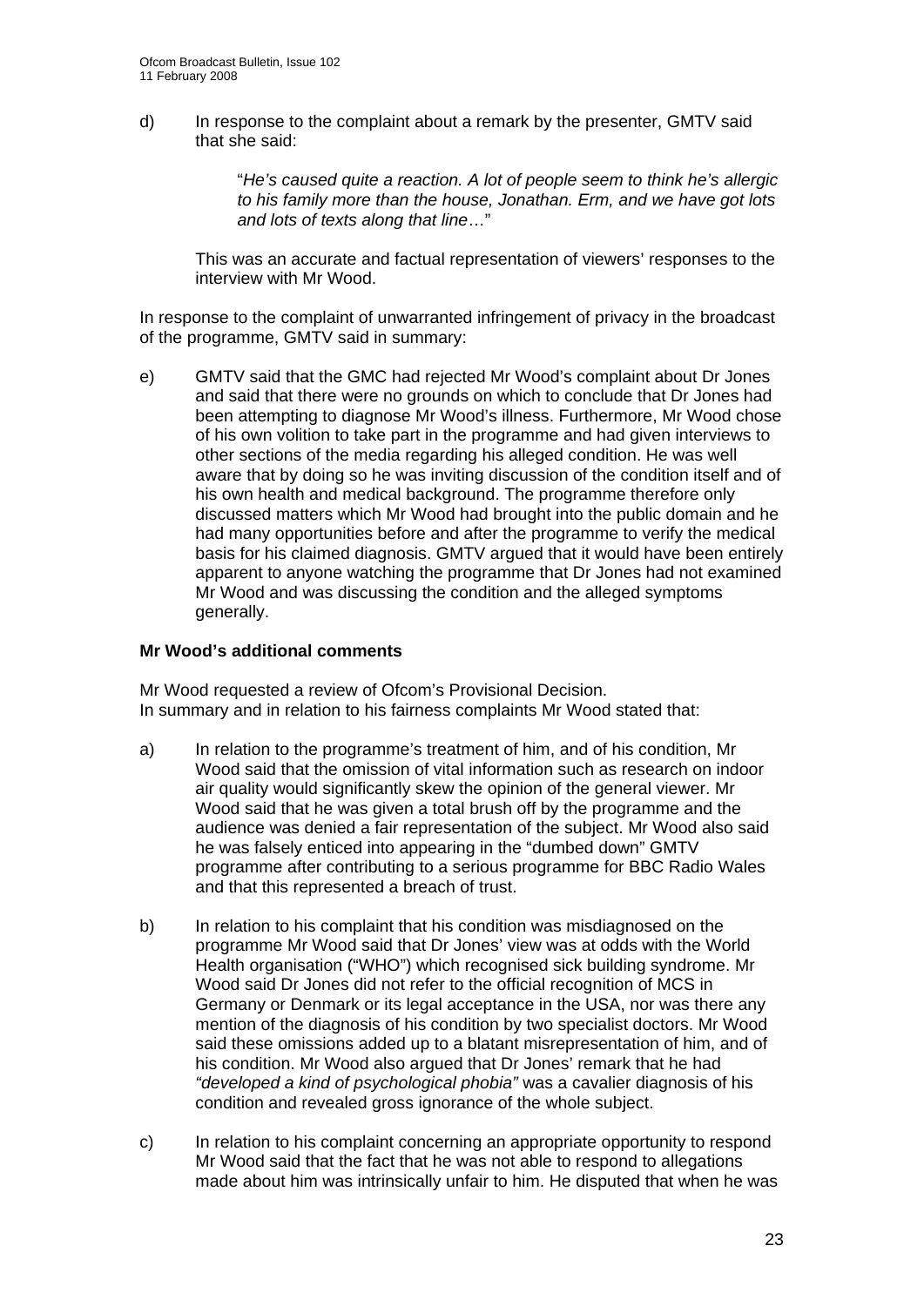d) In response to the complaint about a remark by the presenter, GMTV said that she said:

> "*He's caused quite a reaction. A lot of people seem to think he's allergic to his family more than the house, Jonathan. Erm, and we have got lots and lots of texts along that line…*"

This was an accurate and factual representation of viewers' responses to the interview with Mr Wood.

In response to the complaint of unwarranted infringement of privacy in the broadcast of the programme, GMTV said in summary:

e) GMTV said that the GMC had rejected Mr Wood's complaint about Dr Jones and said that there were no grounds on which to conclude that Dr Jones had been attempting to diagnose Mr Wood's illness. Furthermore, Mr Wood chose of his own volition to take part in the programme and had given interviews to other sections of the media regarding his alleged condition. He was well aware that by doing so he was inviting discussion of the condition itself and of his own health and medical background. The programme therefore only discussed matters which Mr Wood had brought into the public domain and he had many opportunities before and after the programme to verify the medical basis for his claimed diagnosis. GMTV argued that it would have been entirely apparent to anyone watching the programme that Dr Jones had not examined Mr Wood and was discussing the condition and the alleged symptoms generally.

**Mr Wood's additional comments**

Mr Wood requested a review of Ofcom's Provisional Decision.
In summary and in relation to his fairness complaints Mr Wood stated that:

a) In relation to the programme's treatment of him, and of his condition, Mr Wood said that the omission of vital information such as research on indoor air quality would significantly skew the opinion of the general viewer. Mr Wood said that he was given a total brush off by the programme and the audience was denied a fair representation of the subject. Mr Wood also said he was falsely enticed into appearing in the "dumbed down" GMTV programme after contributing to a serious programme for BBC Radio Wales and that this represented a breach of trust.

b) In relation to his complaint that his condition was misdiagnosed on the programme Mr Wood said that Dr Jones' view was at odds with the World Health organisation ("WHO") which recognised sick building syndrome. Mr Wood said Dr Jones did not refer to the official recognition of MCS in Germany or Denmark or its legal acceptance in the USA, nor was there any mention of the diagnosis of his condition by two specialist doctors. Mr Wood said these omissions added up to a blatant misrepresentation of him, and of his condition. Mr Wood also argued that Dr Jones' remark that he had *"developed a kind of psychological phobia"* was a cavalier diagnosis of his condition and revealed gross ignorance of the whole subject.

c) In relation to his complaint concerning an appropriate opportunity to respond Mr Wood said that the fact that he was not able to respond to allegations made about him was intrinsically unfair to him. He disputed that when he was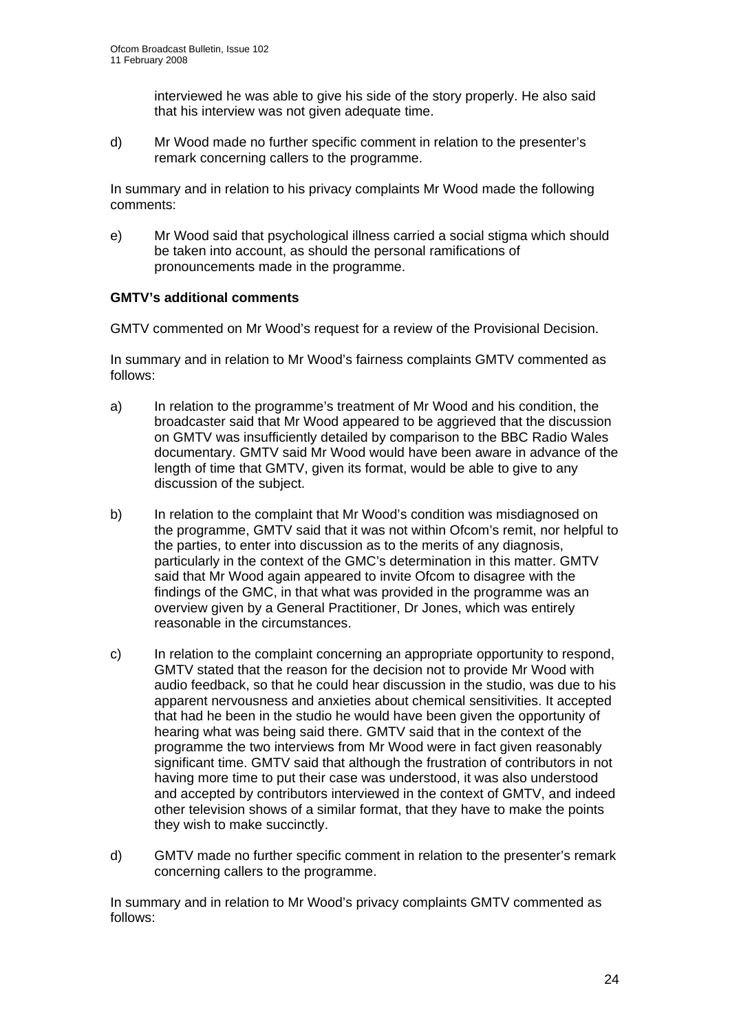interviewed he was able to give his side of the story properly. He also said that his interview was not given adequate time.

d) Mr Wood made no further specific comment in relation to the presenter's remark concerning callers to the programme.

In summary and in relation to his privacy complaints Mr Wood made the following comments:

e) Mr Wood said that psychological illness carried a social stigma which should be taken into account, as should the personal ramifications of pronouncements made in the programme.

**GMTV's additional comments**

GMTV commented on Mr Wood's request for a review of the Provisional Decision.

In summary and in relation to Mr Wood's fairness complaints GMTV commented as follows:

a) In relation to the programme's treatment of Mr Wood and his condition, the broadcaster said that Mr Wood appeared to be aggrieved that the discussion on GMTV was insufficiently detailed by comparison to the BBC Radio Wales documentary. GMTV said Mr Wood would have been aware in advance of the length of time that GMTV, given its format, would be able to give to any discussion of the subject.

b) In relation to the complaint that Mr Wood's condition was misdiagnosed on the programme, GMTV said that it was not within Ofcom's remit, nor helpful to the parties, to enter into discussion as to the merits of any diagnosis, particularly in the context of the GMC's determination in this matter. GMTV said that Mr Wood again appeared to invite Ofcom to disagree with the findings of the GMC, in that what was provided in the programme was an overview given by a General Practitioner, Dr Jones, which was entirely reasonable in the circumstances.

c) In relation to the complaint concerning an appropriate opportunity to respond, GMTV stated that the reason for the decision not to provide Mr Wood with audio feedback, so that he could hear discussion in the studio, was due to his apparent nervousness and anxieties about chemical sensitivities. It accepted that had he been in the studio he would have been given the opportunity of hearing what was being said there. GMTV said that in the context of the programme the two interviews from Mr Wood were in fact given reasonably significant time. GMTV said that although the frustration of contributors in not having more time to put their case was understood, it was also understood and accepted by contributors interviewed in the context of GMTV, and indeed other television shows of a similar format, that they have to make the points they wish to make succinctly.

d) GMTV made no further specific comment in relation to the presenter's remark concerning callers to the programme.

In summary and in relation to Mr Wood's privacy complaints GMTV commented as follows: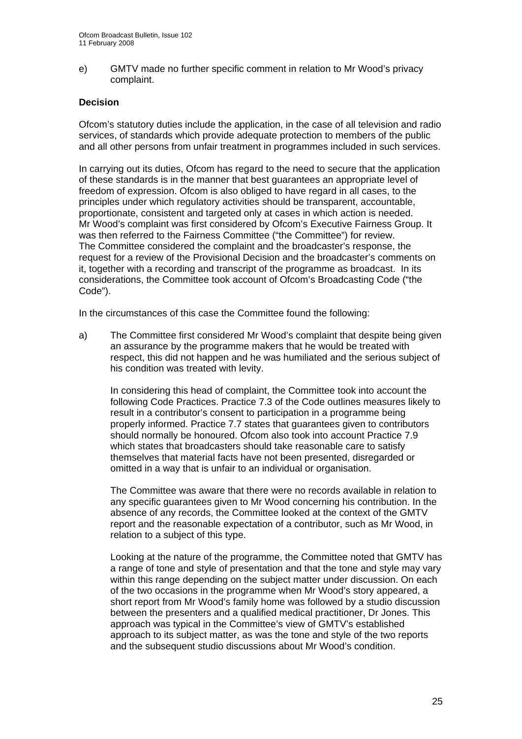e) GMTV made no further specific comment in relation to Mr Wood's privacy complaint.

**Decision**

Ofcom's statutory duties include the application, in the case of all television and radio services, of standards which provide adequate protection to members of the public and all other persons from unfair treatment in programmes included in such services.

In carrying out its duties, Ofcom has regard to the need to secure that the application of these standards is in the manner that best guarantees an appropriate level of freedom of expression. Ofcom is also obliged to have regard in all cases, to the principles under which regulatory activities should be transparent, accountable, proportionate, consistent and targeted only at cases in which action is needed. Mr Wood's complaint was first considered by Ofcom's Executive Fairness Group. It was then referred to the Fairness Committee ("the Committee") for review. The Committee considered the complaint and the broadcaster's response, the request for a review of the Provisional Decision and the broadcaster's comments on it, together with a recording and transcript of the programme as broadcast. In its considerations, the Committee took account of Ofcom's Broadcasting Code ("the Code").

In the circumstances of this case the Committee found the following:

a) The Committee first considered Mr Wood's complaint that despite being given an assurance by the programme makers that he would be treated with respect, this did not happen and he was humiliated and the serious subject of his condition was treated with levity.

   In considering this head of complaint, the Committee took into account the following Code Practices. Practice 7.3 of the Code outlines measures likely to result in a contributor's consent to participation in a programme being properly informed. Practice 7.7 states that guarantees given to contributors should normally be honoured. Ofcom also took into account Practice 7.9 which states that broadcasters should take reasonable care to satisfy themselves that material facts have not been presented, disregarded or omitted in a way that is unfair to an individual or organisation.

   The Committee was aware that there were no records available in relation to any specific guarantees given to Mr Wood concerning his contribution. In the absence of any records, the Committee looked at the context of the GMTV report and the reasonable expectation of a contributor, such as Mr Wood, in relation to a subject of this type.

   Looking at the nature of the programme, the Committee noted that GMTV has a range of tone and style of presentation and that the tone and style may vary within this range depending on the subject matter under discussion. On each of the two occasions in the programme when Mr Wood's story appeared, a short report from Mr Wood's family home was followed by a studio discussion between the presenters and a qualified medical practitioner, Dr Jones. This approach was typical in the Committee's view of GMTV's established approach to its subject matter, as was the tone and style of the two reports and the subsequent studio discussions about Mr Wood's condition.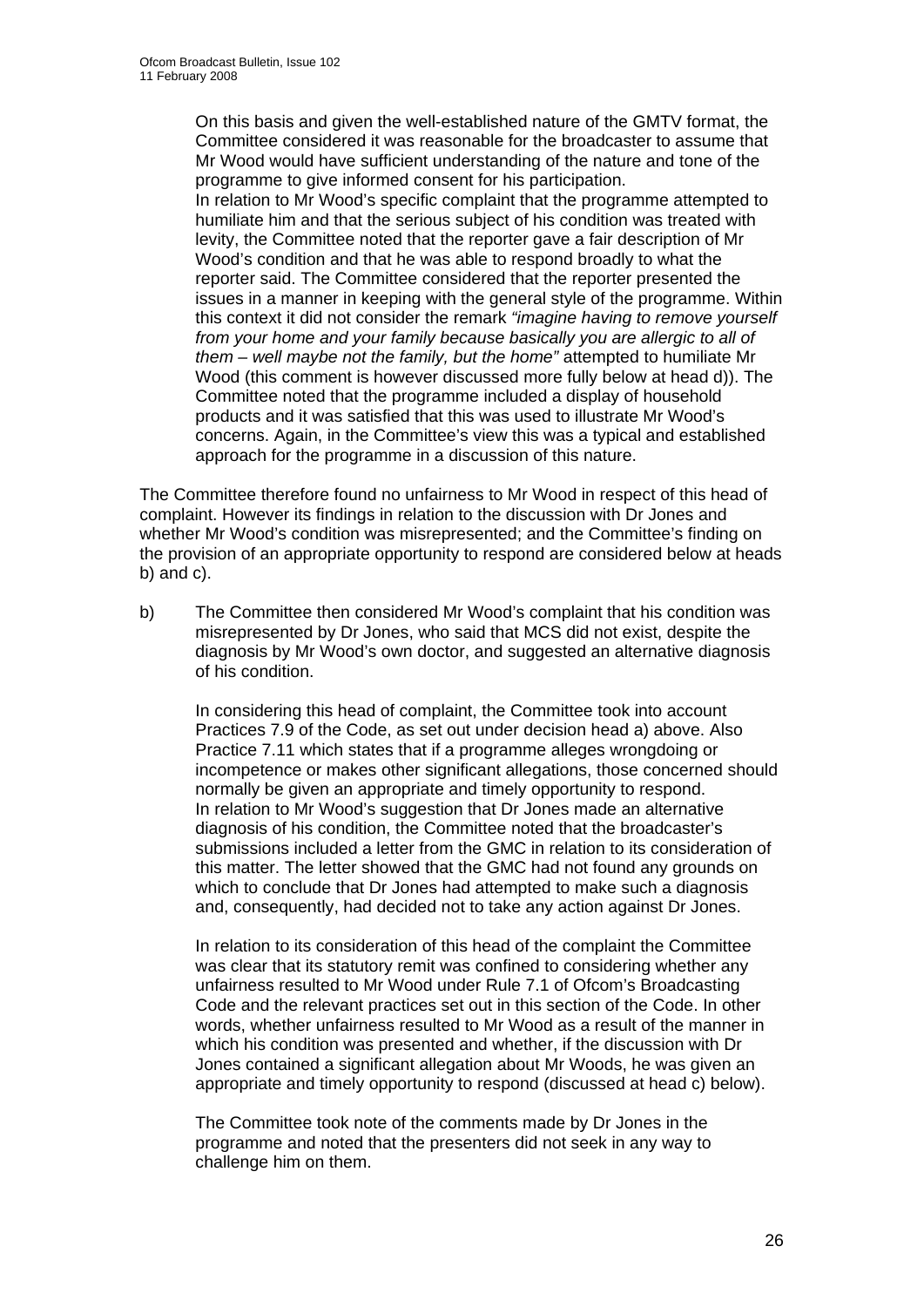On this basis and given the well-established nature of the GMTV format, the Committee considered it was reasonable for the broadcaster to assume that Mr Wood would have sufficient understanding of the nature and tone of the programme to give informed consent for his participation.

In relation to Mr Wood's specific complaint that the programme attempted to humiliate him and that the serious subject of his condition was treated with levity, the Committee noted that the reporter gave a fair description of Mr Wood's condition and that he was able to respond broadly to what the reporter said. The Committee considered that the reporter presented the issues in a manner in keeping with the general style of the programme. Within this context it did not consider the remark *"imagine having to remove yourself from your home and your family because basically you are allergic to all of them – well maybe not the family, but the home"* attempted to humiliate Mr Wood (this comment is however discussed more fully below at head d)). The Committee noted that the programme included a display of household products and it was satisfied that this was used to illustrate Mr Wood's concerns. Again, in the Committee's view this was a typical and established approach for the programme in a discussion of this nature.

The Committee therefore found no unfairness to Mr Wood in respect of this head of complaint. However its findings in relation to the discussion with Dr Jones and whether Mr Wood's condition was misrepresented; and the Committee's finding on the provision of an appropriate opportunity to respond are considered below at heads b) and c).

b) The Committee then considered Mr Wood's complaint that his condition was misrepresented by Dr Jones, who said that MCS did not exist, despite the diagnosis by Mr Wood's own doctor, and suggested an alternative diagnosis of his condition.

In considering this head of complaint, the Committee took into account Practices 7.9 of the Code, as set out under decision head a) above. Also Practice 7.11 which states that if a programme alleges wrongdoing or incompetence or makes other significant allegations, those concerned should normally be given an appropriate and timely opportunity to respond.

In relation to Mr Wood's suggestion that Dr Jones made an alternative diagnosis of his condition, the Committee noted that the broadcaster's submissions included a letter from the GMC in relation to its consideration of this matter. The letter showed that the GMC had not found any grounds on which to conclude that Dr Jones had attempted to make such a diagnosis and, consequently, had decided not to take any action against Dr Jones.

In relation to its consideration of this head of the complaint the Committee was clear that its statutory remit was confined to considering whether any unfairness resulted to Mr Wood under Rule 7.1 of Ofcom's Broadcasting Code and the relevant practices set out in this section of the Code. In other words, whether unfairness resulted to Mr Wood as a result of the manner in which his condition was presented and whether, if the discussion with Dr Jones contained a significant allegation about Mr Woods, he was given an appropriate and timely opportunity to respond (discussed at head c) below).

The Committee took note of the comments made by Dr Jones in the programme and noted that the presenters did not seek in any way to challenge him on them.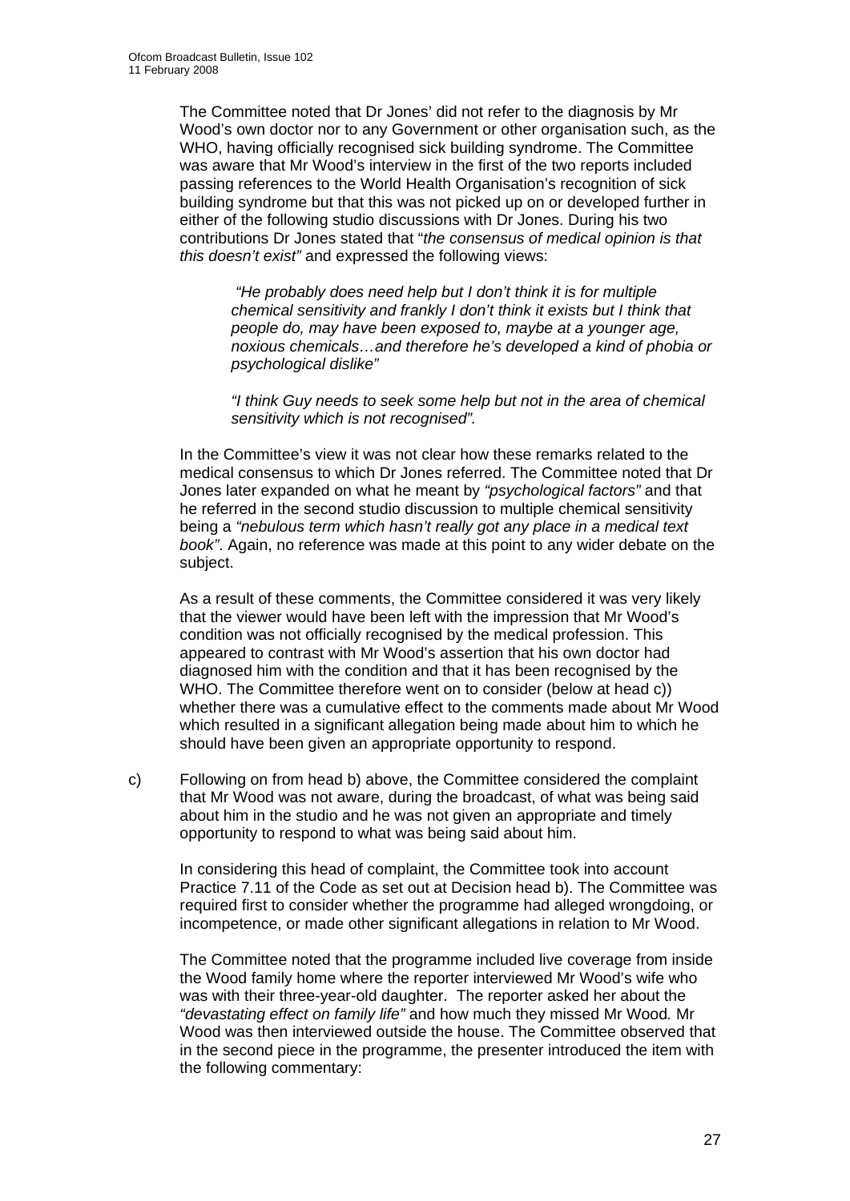The Committee noted that Dr Jones' did not refer to the diagnosis by Mr Wood's own doctor nor to any Government or other organisation such, as the WHO, having officially recognised sick building syndrome. The Committee was aware that Mr Wood's interview in the first of the two reports included passing references to the World Health Organisation's recognition of sick building syndrome but that this was not picked up on or developed further in either of the following studio discussions with Dr Jones. During his two contributions Dr Jones stated that "*the consensus of medical opinion is that this doesn't exist"* and expressed the following views:

> *"He probably does need help but I don't think it is for multiple chemical sensitivity and frankly I don't think it exists but I think that people do, may have been exposed to, maybe at a younger age, noxious chemicals…and therefore he's developed a kind of phobia or psychological dislike"*
>
> *"I think Guy needs to seek some help but not in the area of chemical sensitivity which is not recognised".*

In the Committee's view it was not clear how these remarks related to the medical consensus to which Dr Jones referred. The Committee noted that Dr Jones later expanded on what he meant by *"psychological factors"* and that he referred in the second studio discussion to multiple chemical sensitivity being a *"nebulous term which hasn't really got any place in a medical text book"*. Again, no reference was made at this point to any wider debate on the subject.

As a result of these comments, the Committee considered it was very likely that the viewer would have been left with the impression that Mr Wood's condition was not officially recognised by the medical profession. This appeared to contrast with Mr Wood's assertion that his own doctor had diagnosed him with the condition and that it has been recognised by the WHO. The Committee therefore went on to consider (below at head c)) whether there was a cumulative effect to the comments made about Mr Wood which resulted in a significant allegation being made about him to which he should have been given an appropriate opportunity to respond.

c) Following on from head b) above, the Committee considered the complaint that Mr Wood was not aware, during the broadcast, of what was being said about him in the studio and he was not given an appropriate and timely opportunity to respond to what was being said about him.

In considering this head of complaint, the Committee took into account Practice 7.11 of the Code as set out at Decision head b). The Committee was required first to consider whether the programme had alleged wrongdoing, or incompetence, or made other significant allegations in relation to Mr Wood.

The Committee noted that the programme included live coverage from inside the Wood family home where the reporter interviewed Mr Wood's wife who was with their three-year-old daughter. The reporter asked her about the *"devastating effect on family life"* and how much they missed Mr Wood*.* Mr Wood was then interviewed outside the house. The Committee observed that in the second piece in the programme, the presenter introduced the item with the following commentary: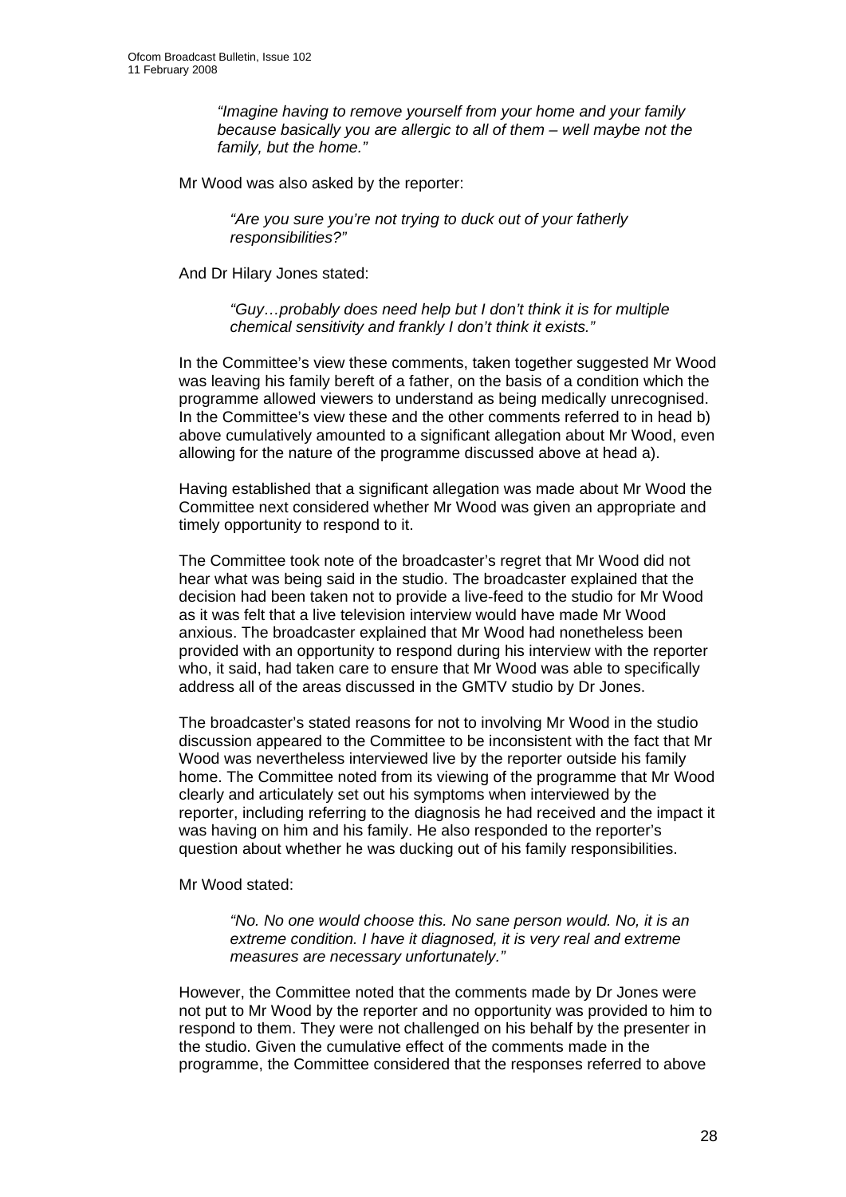> *"Imagine having to remove yourself from your home and your family because basically you are allergic to all of them – well maybe not the family, but the home."*

Mr Wood was also asked by the reporter:

> *"Are you sure you're not trying to duck out of your fatherly responsibilities?"*

And Dr Hilary Jones stated:

> *"Guy…probably does need help but I don't think it is for multiple chemical sensitivity and frankly I don't think it exists."*

In the Committee's view these comments, taken together suggested Mr Wood was leaving his family bereft of a father, on the basis of a condition which the programme allowed viewers to understand as being medically unrecognised. In the Committee's view these and the other comments referred to in head b) above cumulatively amounted to a significant allegation about Mr Wood, even allowing for the nature of the programme discussed above at head a).

Having established that a significant allegation was made about Mr Wood the Committee next considered whether Mr Wood was given an appropriate and timely opportunity to respond to it.

The Committee took note of the broadcaster's regret that Mr Wood did not hear what was being said in the studio. The broadcaster explained that the decision had been taken not to provide a live-feed to the studio for Mr Wood as it was felt that a live television interview would have made Mr Wood anxious. The broadcaster explained that Mr Wood had nonetheless been provided with an opportunity to respond during his interview with the reporter who, it said, had taken care to ensure that Mr Wood was able to specifically address all of the areas discussed in the GMTV studio by Dr Jones.

The broadcaster's stated reasons for not to involving Mr Wood in the studio discussion appeared to the Committee to be inconsistent with the fact that Mr Wood was nevertheless interviewed live by the reporter outside his family home. The Committee noted from its viewing of the programme that Mr Wood clearly and articulately set out his symptoms when interviewed by the reporter, including referring to the diagnosis he had received and the impact it was having on him and his family. He also responded to the reporter's question about whether he was ducking out of his family responsibilities.

Mr Wood stated:

> *"No. No one would choose this. No sane person would. No, it is an extreme condition. I have it diagnosed, it is very real and extreme measures are necessary unfortunately."*

However, the Committee noted that the comments made by Dr Jones were not put to Mr Wood by the reporter and no opportunity was provided to him to respond to them. They were not challenged on his behalf by the presenter in the studio. Given the cumulative effect of the comments made in the programme, the Committee considered that the responses referred to above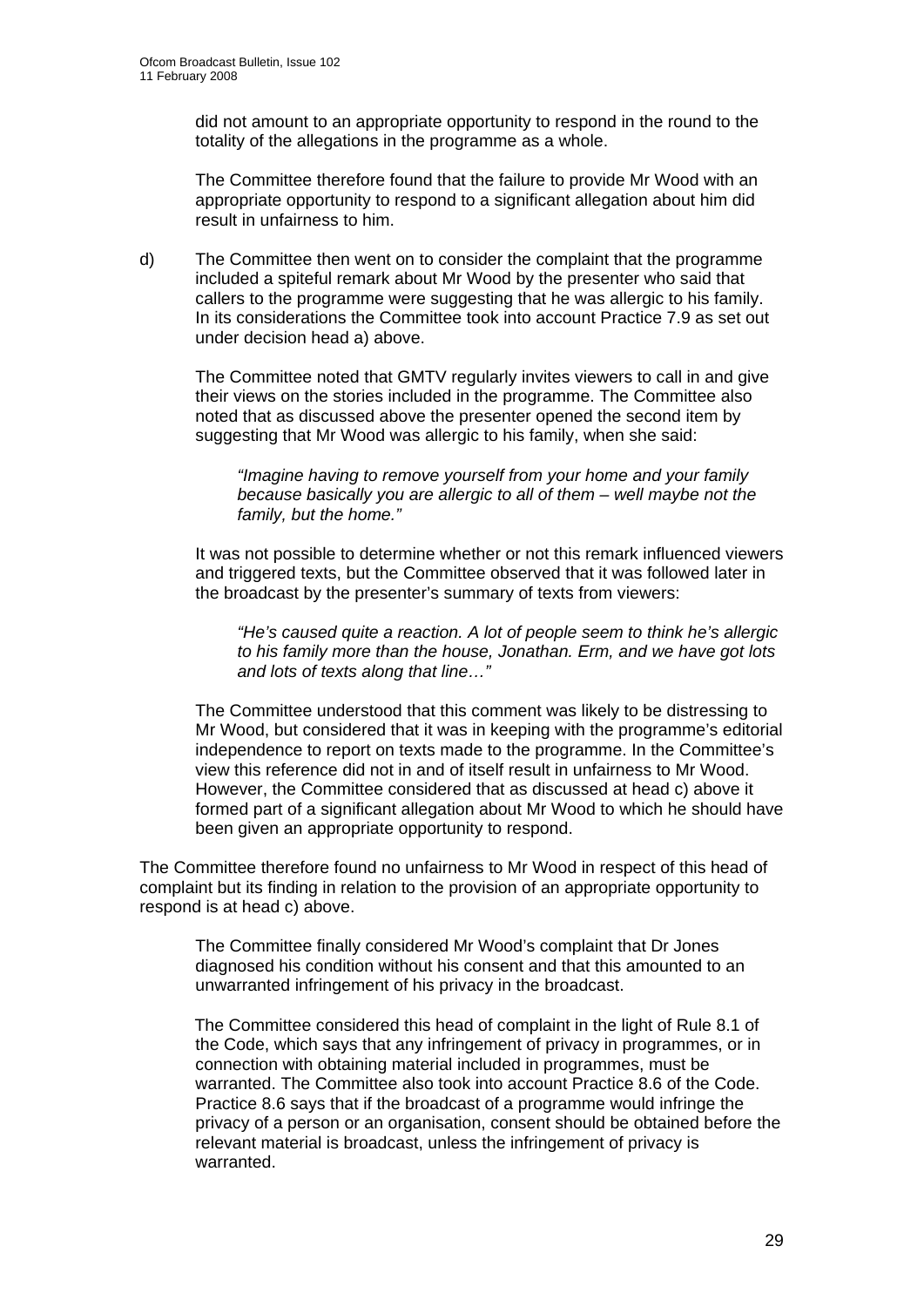did not amount to an appropriate opportunity to respond in the round to the totality of the allegations in the programme as a whole.

The Committee therefore found that the failure to provide Mr Wood with an appropriate opportunity to respond to a significant allegation about him did result in unfairness to him.

d) The Committee then went on to consider the complaint that the programme included a spiteful remark about Mr Wood by the presenter who said that callers to the programme were suggesting that he was allergic to his family. In its considerations the Committee took into account Practice 7.9 as set out under decision head a) above.

The Committee noted that GMTV regularly invites viewers to call in and give their views on the stories included in the programme. The Committee also noted that as discussed above the presenter opened the second item by suggesting that Mr Wood was allergic to his family, when she said:

> *"Imagine having to remove yourself from your home and your family because basically you are allergic to all of them – well maybe not the family, but the home."*

It was not possible to determine whether or not this remark influenced viewers and triggered texts, but the Committee observed that it was followed later in the broadcast by the presenter's summary of texts from viewers:

> *"He's caused quite a reaction. A lot of people seem to think he's allergic to his family more than the house, Jonathan. Erm, and we have got lots and lots of texts along that line…"*

The Committee understood that this comment was likely to be distressing to Mr Wood, but considered that it was in keeping with the programme's editorial independence to report on texts made to the programme. In the Committee's view this reference did not in and of itself result in unfairness to Mr Wood. However, the Committee considered that as discussed at head c) above it formed part of a significant allegation about Mr Wood to which he should have been given an appropriate opportunity to respond.

The Committee therefore found no unfairness to Mr Wood in respect of this head of complaint but its finding in relation to the provision of an appropriate opportunity to respond is at head c) above.

The Committee finally considered Mr Wood's complaint that Dr Jones diagnosed his condition without his consent and that this amounted to an unwarranted infringement of his privacy in the broadcast.

The Committee considered this head of complaint in the light of Rule 8.1 of the Code, which says that any infringement of privacy in programmes, or in connection with obtaining material included in programmes, must be warranted. The Committee also took into account Practice 8.6 of the Code. Practice 8.6 says that if the broadcast of a programme would infringe the privacy of a person or an organisation, consent should be obtained before the relevant material is broadcast, unless the infringement of privacy is warranted.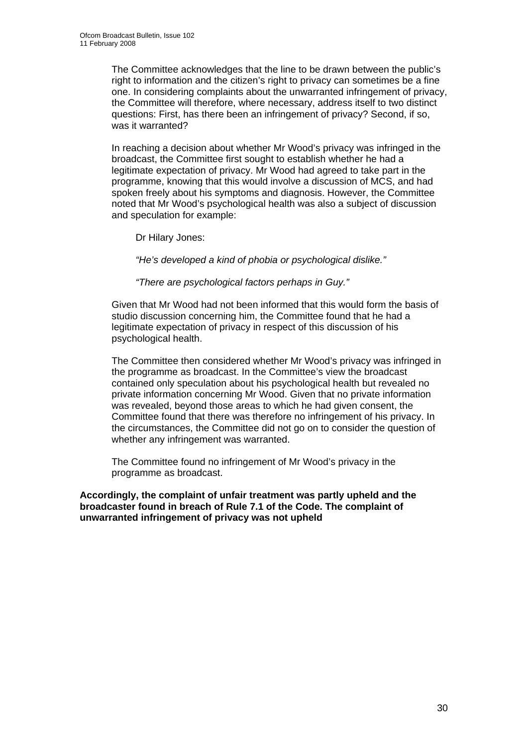The Committee acknowledges that the line to be drawn between the public's right to information and the citizen's right to privacy can sometimes be a fine one. In considering complaints about the unwarranted infringement of privacy, the Committee will therefore, where necessary, address itself to two distinct questions: First, has there been an infringement of privacy? Second, if so, was it warranted?

In reaching a decision about whether Mr Wood's privacy was infringed in the broadcast, the Committee first sought to establish whether he had a legitimate expectation of privacy. Mr Wood had agreed to take part in the programme, knowing that this would involve a discussion of MCS, and had spoken freely about his symptoms and diagnosis. However, the Committee noted that Mr Wood's psychological health was also a subject of discussion and speculation for example:

Dr Hilary Jones:

*"He's developed a kind of phobia or psychological dislike."*

*"There are psychological factors perhaps in Guy."*

Given that Mr Wood had not been informed that this would form the basis of studio discussion concerning him, the Committee found that he had a legitimate expectation of privacy in respect of this discussion of his psychological health.

The Committee then considered whether Mr Wood's privacy was infringed in the programme as broadcast. In the Committee's view the broadcast contained only speculation about his psychological health but revealed no private information concerning Mr Wood. Given that no private information was revealed, beyond those areas to which he had given consent, the Committee found that there was therefore no infringement of his privacy. In the circumstances, the Committee did not go on to consider the question of whether any infringement was warranted.

The Committee found no infringement of Mr Wood's privacy in the programme as broadcast.

**Accordingly, the complaint of unfair treatment was partly upheld and the broadcaster found in breach of Rule 7.1 of the Code. The complaint of unwarranted infringement of privacy was not upheld**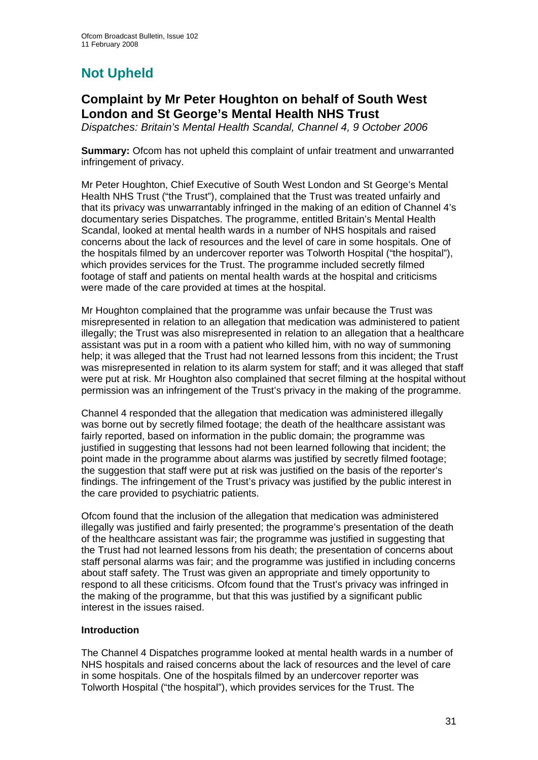# Not Upheld

## Complaint by Mr Peter Houghton on behalf of South West London and St George's Mental Health NHS Trust

*Dispatches: Britain's Mental Health Scandal, Channel 4, 9 October 2006*

**Summary:** Ofcom has not upheld this complaint of unfair treatment and unwarranted infringement of privacy.

Mr Peter Houghton, Chief Executive of South West London and St George's Mental Health NHS Trust ("the Trust"), complained that the Trust was treated unfairly and that its privacy was unwarrantably infringed in the making of an edition of Channel 4's documentary series Dispatches. The programme, entitled Britain's Mental Health Scandal, looked at mental health wards in a number of NHS hospitals and raised concerns about the lack of resources and the level of care in some hospitals. One of the hospitals filmed by an undercover reporter was Tolworth Hospital ("the hospital"), which provides services for the Trust. The programme included secretly filmed footage of staff and patients on mental health wards at the hospital and criticisms were made of the care provided at times at the hospital.

Mr Houghton complained that the programme was unfair because the Trust was misrepresented in relation to an allegation that medication was administered to patient illegally; the Trust was also misrepresented in relation to an allegation that a healthcare assistant was put in a room with a patient who killed him, with no way of summoning help; it was alleged that the Trust had not learned lessons from this incident; the Trust was misrepresented in relation to its alarm system for staff; and it was alleged that staff were put at risk. Mr Houghton also complained that secret filming at the hospital without permission was an infringement of the Trust's privacy in the making of the programme.

Channel 4 responded that the allegation that medication was administered illegally was borne out by secretly filmed footage; the death of the healthcare assistant was fairly reported, based on information in the public domain; the programme was justified in suggesting that lessons had not been learned following that incident; the point made in the programme about alarms was justified by secretly filmed footage; the suggestion that staff were put at risk was justified on the basis of the reporter's findings. The infringement of the Trust's privacy was justified by the public interest in the care provided to psychiatric patients.

Ofcom found that the inclusion of the allegation that medication was administered illegally was justified and fairly presented; the programme's presentation of the death of the healthcare assistant was fair; the programme was justified in suggesting that the Trust had not learned lessons from his death; the presentation of concerns about staff personal alarms was fair; and the programme was justified in including concerns about staff safety. The Trust was given an appropriate and timely opportunity to respond to all these criticisms. Ofcom found that the Trust's privacy was infringed in the making of the programme, but that this was justified by a significant public interest in the issues raised.

### Introduction

The Channel 4 Dispatches programme looked at mental health wards in a number of NHS hospitals and raised concerns about the lack of resources and the level of care in some hospitals. One of the hospitals filmed by an undercover reporter was Tolworth Hospital ("the hospital"), which provides services for the Trust. The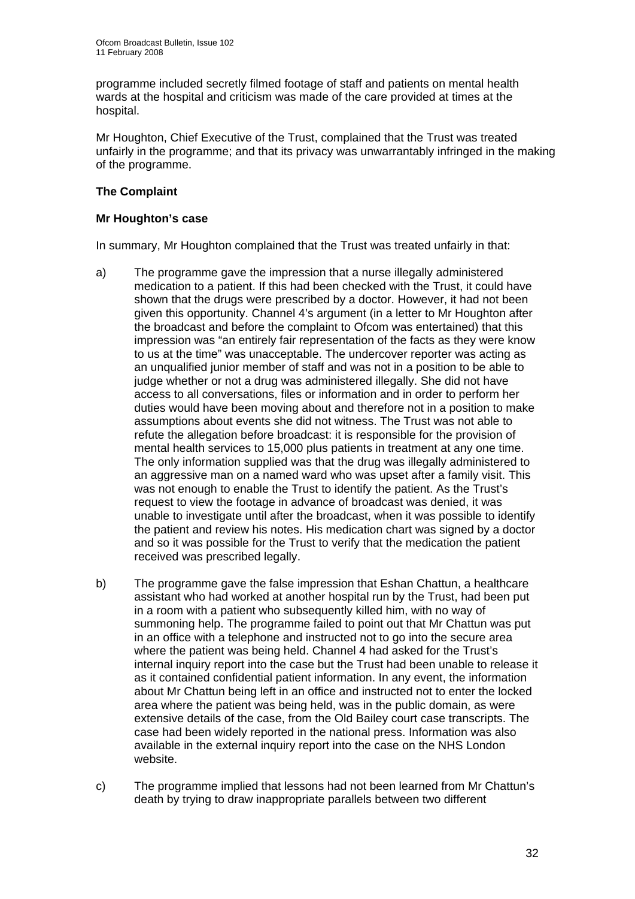programme included secretly filmed footage of staff and patients on mental health wards at the hospital and criticism was made of the care provided at times at the hospital.

Mr Houghton, Chief Executive of the Trust, complained that the Trust was treated unfairly in the programme; and that its privacy was unwarrantably infringed in the making of the programme.

**The Complaint**

**Mr Houghton's case**

In summary, Mr Houghton complained that the Trust was treated unfairly in that:

a) The programme gave the impression that a nurse illegally administered medication to a patient. If this had been checked with the Trust, it could have shown that the drugs were prescribed by a doctor. However, it had not been given this opportunity. Channel 4's argument (in a letter to Mr Houghton after the broadcast and before the complaint to Ofcom was entertained) that this impression was "an entirely fair representation of the facts as they were know to us at the time" was unacceptable. The undercover reporter was acting as an unqualified junior member of staff and was not in a position to be able to judge whether or not a drug was administered illegally. She did not have access to all conversations, files or information and in order to perform her duties would have been moving about and therefore not in a position to make assumptions about events she did not witness. The Trust was not able to refute the allegation before broadcast: it is responsible for the provision of mental health services to 15,000 plus patients in treatment at any one time. The only information supplied was that the drug was illegally administered to an aggressive man on a named ward who was upset after a family visit. This was not enough to enable the Trust to identify the patient. As the Trust's request to view the footage in advance of broadcast was denied, it was unable to investigate until after the broadcast, when it was possible to identify the patient and review his notes. His medication chart was signed by a doctor and so it was possible for the Trust to verify that the medication the patient received was prescribed legally.

b) The programme gave the false impression that Eshan Chattun, a healthcare assistant who had worked at another hospital run by the Trust, had been put in a room with a patient who subsequently killed him, with no way of summoning help. The programme failed to point out that Mr Chattun was put in an office with a telephone and instructed not to go into the secure area where the patient was being held. Channel 4 had asked for the Trust's internal inquiry report into the case but the Trust had been unable to release it as it contained confidential patient information. In any event, the information about Mr Chattun being left in an office and instructed not to enter the locked area where the patient was being held, was in the public domain, as were extensive details of the case, from the Old Bailey court case transcripts. The case had been widely reported in the national press. Information was also available in the external inquiry report into the case on the NHS London website.

c) The programme implied that lessons had not been learned from Mr Chattun's death by trying to draw inappropriate parallels between two different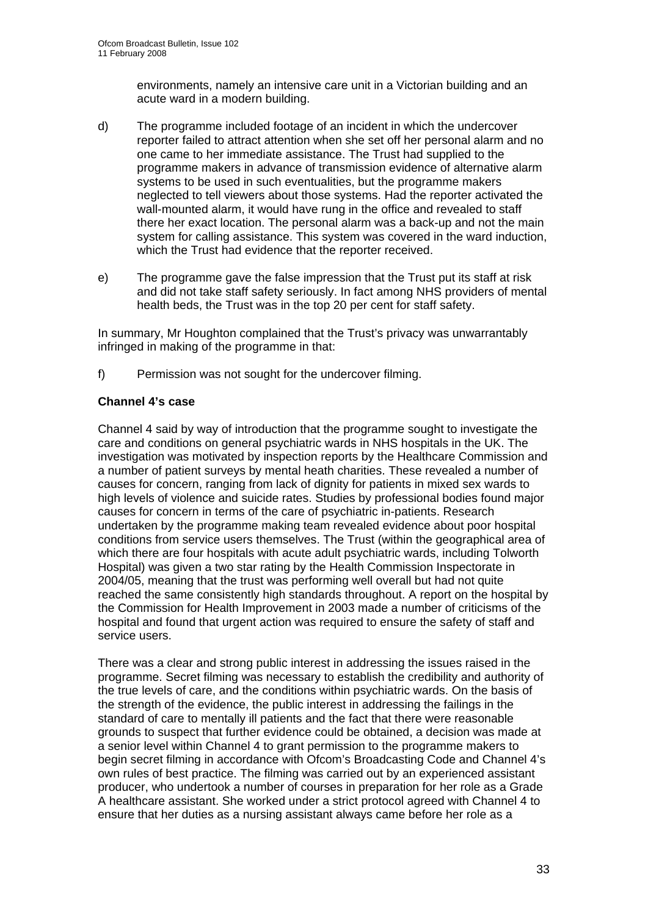environments, namely an intensive care unit in a Victorian building and an acute ward in a modern building.

d) The programme included footage of an incident in which the undercover reporter failed to attract attention when she set off her personal alarm and no one came to her immediate assistance. The Trust had supplied to the programme makers in advance of transmission evidence of alternative alarm systems to be used in such eventualities, but the programme makers neglected to tell viewers about those systems. Had the reporter activated the wall-mounted alarm, it would have rung in the office and revealed to staff there her exact location. The personal alarm was a back-up and not the main system for calling assistance. This system was covered in the ward induction, which the Trust had evidence that the reporter received.

e) The programme gave the false impression that the Trust put its staff at risk and did not take staff safety seriously. In fact among NHS providers of mental health beds, the Trust was in the top 20 per cent for staff safety.

In summary, Mr Houghton complained that the Trust's privacy was unwarrantably infringed in making of the programme in that:

f) Permission was not sought for the undercover filming.

**Channel 4's case**

Channel 4 said by way of introduction that the programme sought to investigate the care and conditions on general psychiatric wards in NHS hospitals in the UK. The investigation was motivated by inspection reports by the Healthcare Commission and a number of patient surveys by mental heath charities. These revealed a number of causes for concern, ranging from lack of dignity for patients in mixed sex wards to high levels of violence and suicide rates. Studies by professional bodies found major causes for concern in terms of the care of psychiatric in-patients. Research undertaken by the programme making team revealed evidence about poor hospital conditions from service users themselves. The Trust (within the geographical area of which there are four hospitals with acute adult psychiatric wards, including Tolworth Hospital) was given a two star rating by the Health Commission Inspectorate in 2004/05, meaning that the trust was performing well overall but had not quite reached the same consistently high standards throughout. A report on the hospital by the Commission for Health Improvement in 2003 made a number of criticisms of the hospital and found that urgent action was required to ensure the safety of staff and service users.

There was a clear and strong public interest in addressing the issues raised in the programme. Secret filming was necessary to establish the credibility and authority of the true levels of care, and the conditions within psychiatric wards. On the basis of the strength of the evidence, the public interest in addressing the failings in the standard of care to mentally ill patients and the fact that there were reasonable grounds to suspect that further evidence could be obtained, a decision was made at a senior level within Channel 4 to grant permission to the programme makers to begin secret filming in accordance with Ofcom's Broadcasting Code and Channel 4's own rules of best practice. The filming was carried out by an experienced assistant producer, who undertook a number of courses in preparation for her role as a Grade A healthcare assistant. She worked under a strict protocol agreed with Channel 4 to ensure that her duties as a nursing assistant always came before her role as a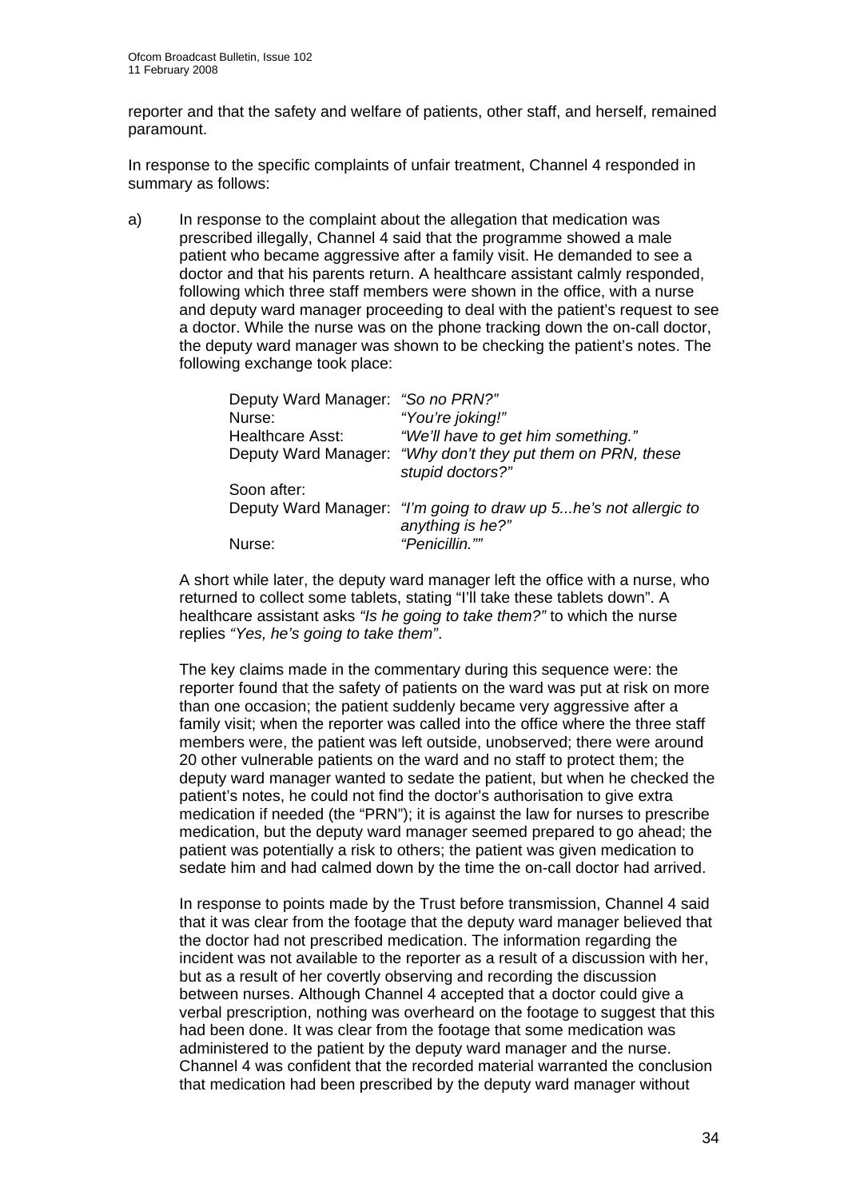reporter and that the safety and welfare of patients, other staff, and herself, remained paramount.

In response to the specific complaints of unfair treatment, Channel 4 responded in summary as follows:

a) In response to the complaint about the allegation that medication was prescribed illegally, Channel 4 said that the programme showed a male patient who became aggressive after a family visit. He demanded to see a doctor and that his parents return. A healthcare assistant calmly responded, following which three staff members were shown in the office, with a nurse and deputy ward manager proceeding to deal with the patient's request to see a doctor. While the nurse was on the phone tracking down the on-call doctor, the deputy ward manager was shown to be checking the patient's notes. The following exchange took place:

| | |
|---|---|
| Deputy Ward Manager: | *"So no PRN?"* |
| Nurse: | *"You're joking!"* |
| Healthcare Asst: | *"We'll have to get him something."* |
| Deputy Ward Manager: | *"Why don't they put them on PRN, these stupid doctors?"* |
| Soon after: | |
| Deputy Ward Manager: | *"I'm going to draw up 5...he's not allergic to anything is he?"* |
| Nurse: | *"Penicillin.""* |

A short while later, the deputy ward manager left the office with a nurse, who returned to collect some tablets, stating "I'll take these tablets down". A healthcare assistant asks *"Is he going to take them?"* to which the nurse replies *"Yes, he's going to take them"*.

The key claims made in the commentary during this sequence were: the reporter found that the safety of patients on the ward was put at risk on more than one occasion; the patient suddenly became very aggressive after a family visit; when the reporter was called into the office where the three staff members were, the patient was left outside, unobserved; there were around 20 other vulnerable patients on the ward and no staff to protect them; the deputy ward manager wanted to sedate the patient, but when he checked the patient's notes, he could not find the doctor's authorisation to give extra medication if needed (the "PRN"); it is against the law for nurses to prescribe medication, but the deputy ward manager seemed prepared to go ahead; the patient was potentially a risk to others; the patient was given medication to sedate him and had calmed down by the time the on-call doctor had arrived.

In response to points made by the Trust before transmission, Channel 4 said that it was clear from the footage that the deputy ward manager believed that the doctor had not prescribed medication. The information regarding the incident was not available to the reporter as a result of a discussion with her, but as a result of her covertly observing and recording the discussion between nurses. Although Channel 4 accepted that a doctor could give a verbal prescription, nothing was overheard on the footage to suggest that this had been done. It was clear from the footage that some medication was administered to the patient by the deputy ward manager and the nurse. Channel 4 was confident that the recorded material warranted the conclusion that medication had been prescribed by the deputy ward manager without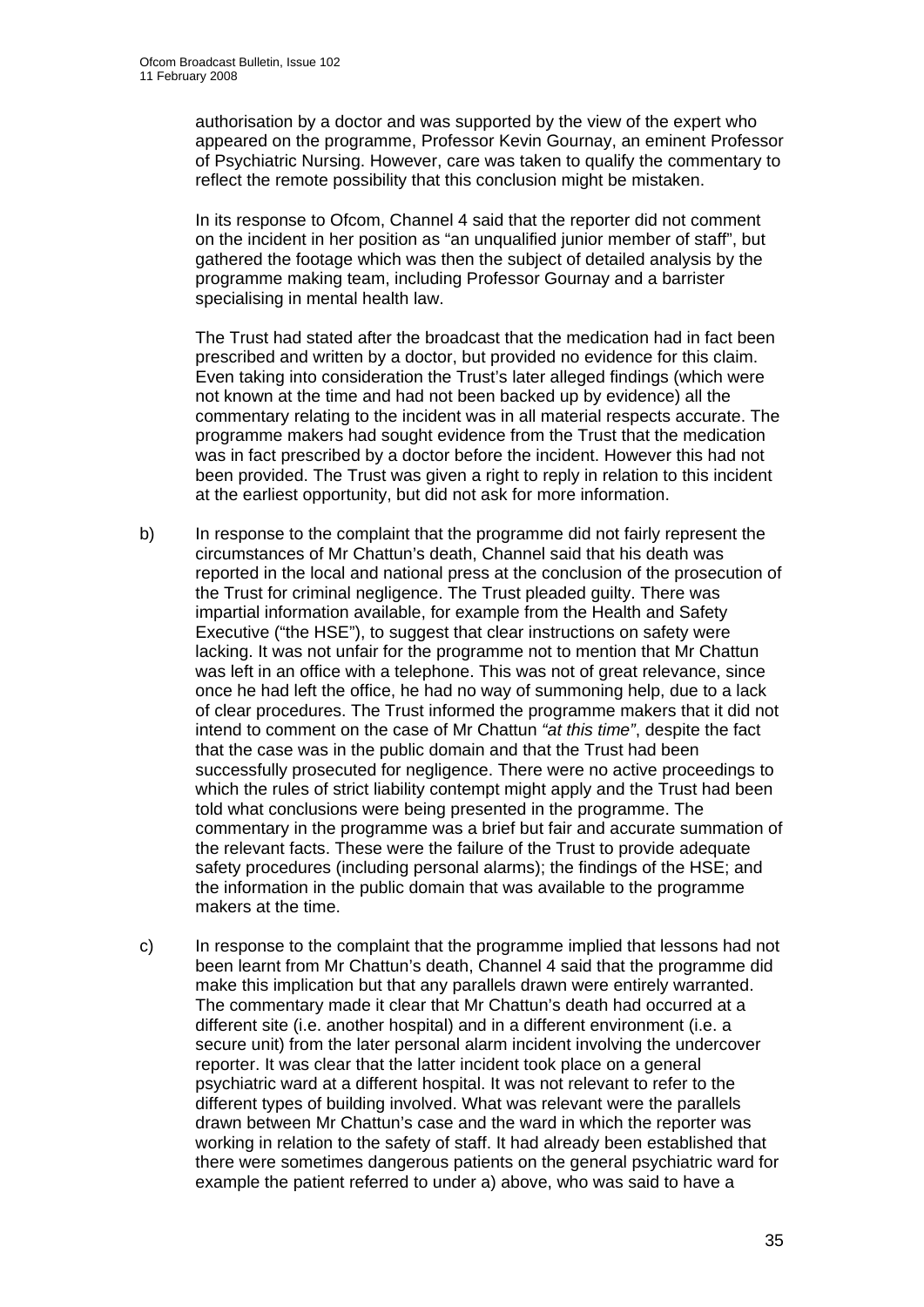authorisation by a doctor and was supported by the view of the expert who appeared on the programme, Professor Kevin Gournay, an eminent Professor of Psychiatric Nursing. However, care was taken to qualify the commentary to reflect the remote possibility that this conclusion might be mistaken.

In its response to Ofcom, Channel 4 said that the reporter did not comment on the incident in her position as "an unqualified junior member of staff", but gathered the footage which was then the subject of detailed analysis by the programme making team, including Professor Gournay and a barrister specialising in mental health law.

The Trust had stated after the broadcast that the medication had in fact been prescribed and written by a doctor, but provided no evidence for this claim. Even taking into consideration the Trust's later alleged findings (which were not known at the time and had not been backed up by evidence) all the commentary relating to the incident was in all material respects accurate. The programme makers had sought evidence from the Trust that the medication was in fact prescribed by a doctor before the incident. However this had not been provided. The Trust was given a right to reply in relation to this incident at the earliest opportunity, but did not ask for more information.

b) In response to the complaint that the programme did not fairly represent the circumstances of Mr Chattun's death, Channel said that his death was reported in the local and national press at the conclusion of the prosecution of the Trust for criminal negligence. The Trust pleaded guilty. There was impartial information available, for example from the Health and Safety Executive ("the HSE"), to suggest that clear instructions on safety were lacking. It was not unfair for the programme not to mention that Mr Chattun was left in an office with a telephone. This was not of great relevance, since once he had left the office, he had no way of summoning help, due to a lack of clear procedures. The Trust informed the programme makers that it did not intend to comment on the case of Mr Chattun *"at this time"*, despite the fact that the case was in the public domain and that the Trust had been successfully prosecuted for negligence. There were no active proceedings to which the rules of strict liability contempt might apply and the Trust had been told what conclusions were being presented in the programme. The commentary in the programme was a brief but fair and accurate summation of the relevant facts. These were the failure of the Trust to provide adequate safety procedures (including personal alarms); the findings of the HSE; and the information in the public domain that was available to the programme makers at the time.

c) In response to the complaint that the programme implied that lessons had not been learnt from Mr Chattun's death, Channel 4 said that the programme did make this implication but that any parallels drawn were entirely warranted. The commentary made it clear that Mr Chattun's death had occurred at a different site (i.e. another hospital) and in a different environment (i.e. a secure unit) from the later personal alarm incident involving the undercover reporter. It was clear that the latter incident took place on a general psychiatric ward at a different hospital. It was not relevant to refer to the different types of building involved. What was relevant were the parallels drawn between Mr Chattun's case and the ward in which the reporter was working in relation to the safety of staff. It had already been established that there were sometimes dangerous patients on the general psychiatric ward for example the patient referred to under a) above, who was said to have a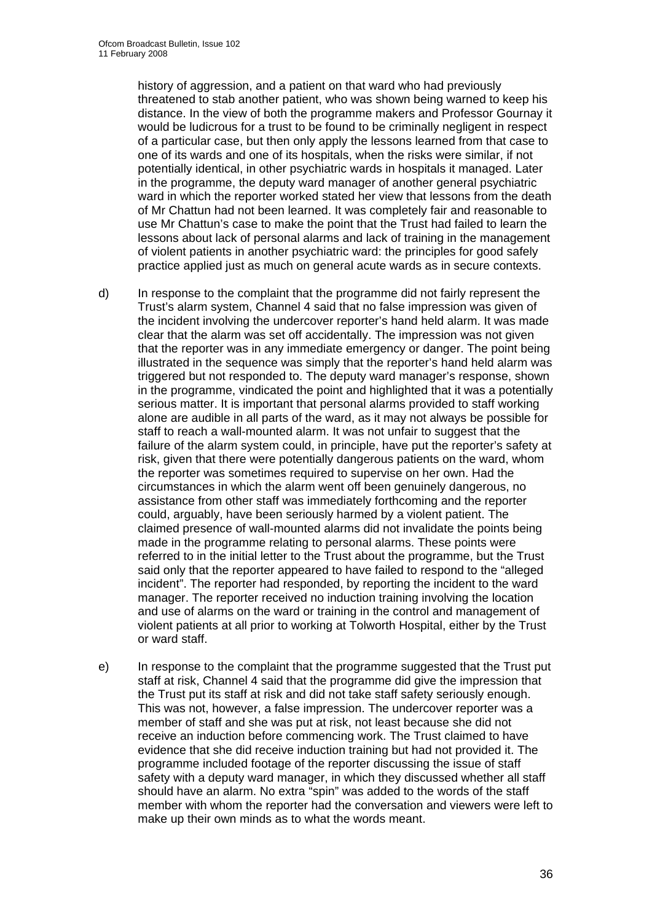history of aggression, and a patient on that ward who had previously threatened to stab another patient, who was shown being warned to keep his distance. In the view of both the programme makers and Professor Gournay it would be ludicrous for a trust to be found to be criminally negligent in respect of a particular case, but then only apply the lessons learned from that case to one of its wards and one of its hospitals, when the risks were similar, if not potentially identical, in other psychiatric wards in hospitals it managed. Later in the programme, the deputy ward manager of another general psychiatric ward in which the reporter worked stated her view that lessons from the death of Mr Chattun had not been learned. It was completely fair and reasonable to use Mr Chattun's case to make the point that the Trust had failed to learn the lessons about lack of personal alarms and lack of training in the management of violent patients in another psychiatric ward: the principles for good safely practice applied just as much on general acute wards as in secure contexts.

d) In response to the complaint that the programme did not fairly represent the Trust's alarm system, Channel 4 said that no false impression was given of the incident involving the undercover reporter's hand held alarm. It was made clear that the alarm was set off accidentally. The impression was not given that the reporter was in any immediate emergency or danger. The point being illustrated in the sequence was simply that the reporter's hand held alarm was triggered but not responded to. The deputy ward manager's response, shown in the programme, vindicated the point and highlighted that it was a potentially serious matter. It is important that personal alarms provided to staff working alone are audible in all parts of the ward, as it may not always be possible for staff to reach a wall-mounted alarm. It was not unfair to suggest that the failure of the alarm system could, in principle, have put the reporter's safety at risk, given that there were potentially dangerous patients on the ward, whom the reporter was sometimes required to supervise on her own. Had the circumstances in which the alarm went off been genuinely dangerous, no assistance from other staff was immediately forthcoming and the reporter could, arguably, have been seriously harmed by a violent patient. The claimed presence of wall-mounted alarms did not invalidate the points being made in the programme relating to personal alarms. These points were referred to in the initial letter to the Trust about the programme, but the Trust said only that the reporter appeared to have failed to respond to the "alleged incident". The reporter had responded, by reporting the incident to the ward manager. The reporter received no induction training involving the location and use of alarms on the ward or training in the control and management of violent patients at all prior to working at Tolworth Hospital, either by the Trust or ward staff.

e) In response to the complaint that the programme suggested that the Trust put staff at risk, Channel 4 said that the programme did give the impression that the Trust put its staff at risk and did not take staff safety seriously enough. This was not, however, a false impression. The undercover reporter was a member of staff and she was put at risk, not least because she did not receive an induction before commencing work. The Trust claimed to have evidence that she did receive induction training but had not provided it. The programme included footage of the reporter discussing the issue of staff safety with a deputy ward manager, in which they discussed whether all staff should have an alarm. No extra "spin" was added to the words of the staff member with whom the reporter had the conversation and viewers were left to make up their own minds as to what the words meant.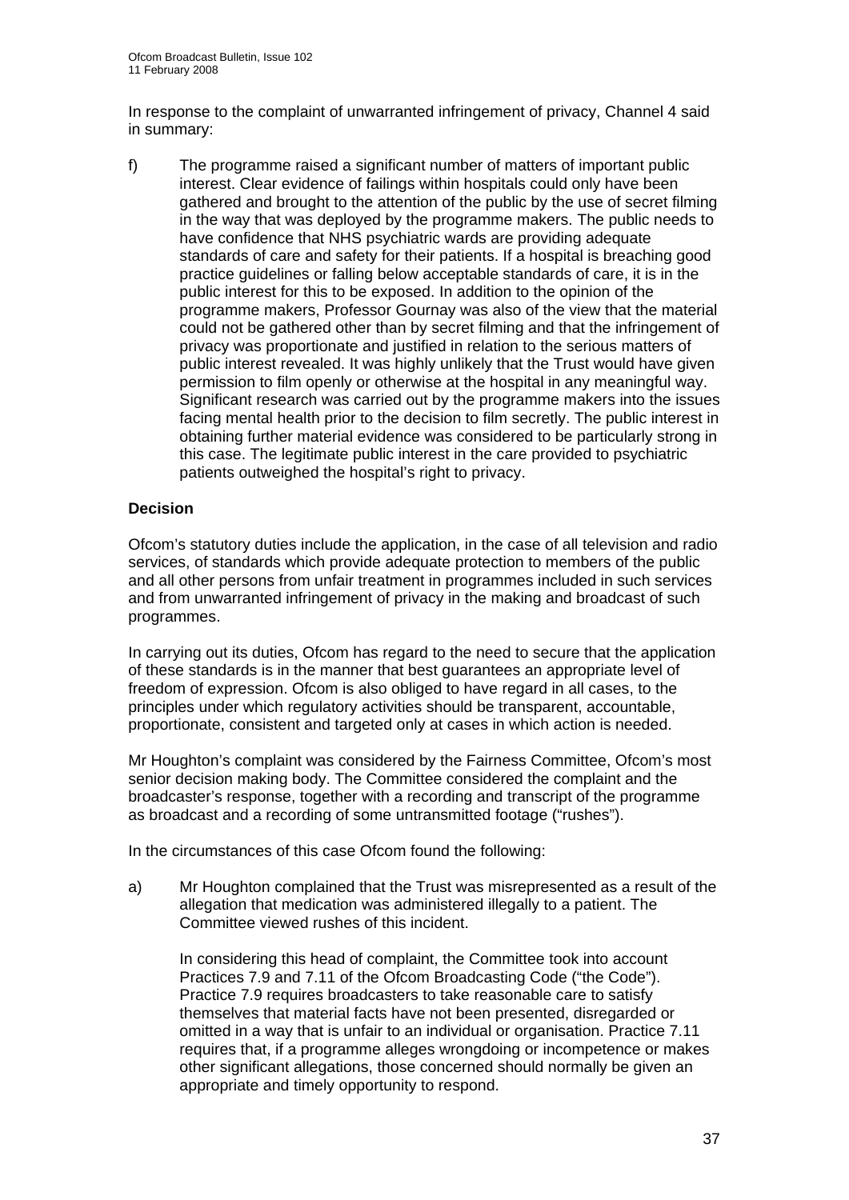In response to the complaint of unwarranted infringement of privacy, Channel 4 said in summary:

f) The programme raised a significant number of matters of important public interest. Clear evidence of failings within hospitals could only have been gathered and brought to the attention of the public by the use of secret filming in the way that was deployed by the programme makers. The public needs to have confidence that NHS psychiatric wards are providing adequate standards of care and safety for their patients. If a hospital is breaching good practice guidelines or falling below acceptable standards of care, it is in the public interest for this to be exposed. In addition to the opinion of the programme makers, Professor Gournay was also of the view that the material could not be gathered other than by secret filming and that the infringement of privacy was proportionate and justified in relation to the serious matters of public interest revealed. It was highly unlikely that the Trust would have given permission to film openly or otherwise at the hospital in any meaningful way. Significant research was carried out by the programme makers into the issues facing mental health prior to the decision to film secretly. The public interest in obtaining further material evidence was considered to be particularly strong in this case. The legitimate public interest in the care provided to psychiatric patients outweighed the hospital's right to privacy.

**Decision**

Ofcom's statutory duties include the application, in the case of all television and radio services, of standards which provide adequate protection to members of the public and all other persons from unfair treatment in programmes included in such services and from unwarranted infringement of privacy in the making and broadcast of such programmes.

In carrying out its duties, Ofcom has regard to the need to secure that the application of these standards is in the manner that best guarantees an appropriate level of freedom of expression. Ofcom is also obliged to have regard in all cases, to the principles under which regulatory activities should be transparent, accountable, proportionate, consistent and targeted only at cases in which action is needed.

Mr Houghton's complaint was considered by the Fairness Committee, Ofcom's most senior decision making body. The Committee considered the complaint and the broadcaster's response, together with a recording and transcript of the programme as broadcast and a recording of some untransmitted footage ("rushes").

In the circumstances of this case Ofcom found the following:

a) Mr Houghton complained that the Trust was misrepresented as a result of the allegation that medication was administered illegally to a patient. The Committee viewed rushes of this incident.

   In considering this head of complaint, the Committee took into account Practices 7.9 and 7.11 of the Ofcom Broadcasting Code ("the Code"). Practice 7.9 requires broadcasters to take reasonable care to satisfy themselves that material facts have not been presented, disregarded or omitted in a way that is unfair to an individual or organisation. Practice 7.11 requires that, if a programme alleges wrongdoing or incompetence or makes other significant allegations, those concerned should normally be given an appropriate and timely opportunity to respond.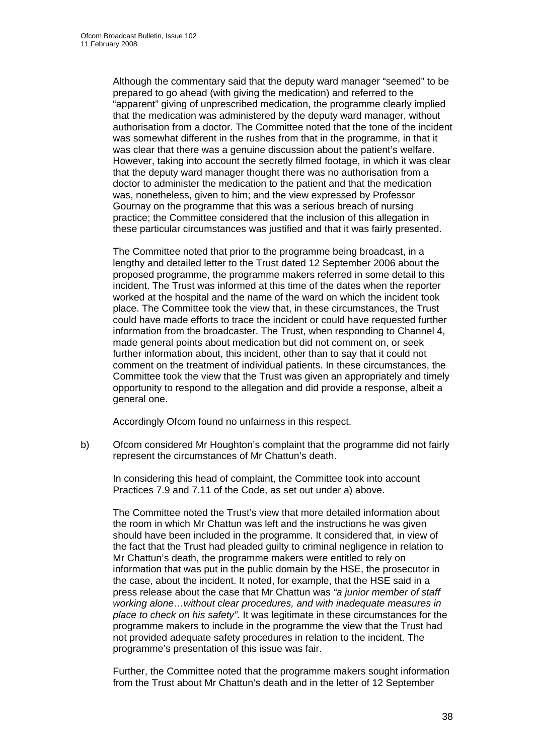Although the commentary said that the deputy ward manager "seemed" to be prepared to go ahead (with giving the medication) and referred to the "apparent" giving of unprescribed medication, the programme clearly implied that the medication was administered by the deputy ward manager, without authorisation from a doctor. The Committee noted that the tone of the incident was somewhat different in the rushes from that in the programme, in that it was clear that there was a genuine discussion about the patient's welfare. However, taking into account the secretly filmed footage, in which it was clear that the deputy ward manager thought there was no authorisation from a doctor to administer the medication to the patient and that the medication was, nonetheless, given to him; and the view expressed by Professor Gournay on the programme that this was a serious breach of nursing practice; the Committee considered that the inclusion of this allegation in these particular circumstances was justified and that it was fairly presented.

The Committee noted that prior to the programme being broadcast, in a lengthy and detailed letter to the Trust dated 12 September 2006 about the proposed programme, the programme makers referred in some detail to this incident. The Trust was informed at this time of the dates when the reporter worked at the hospital and the name of the ward on which the incident took place. The Committee took the view that, in these circumstances, the Trust could have made efforts to trace the incident or could have requested further information from the broadcaster. The Trust, when responding to Channel 4, made general points about medication but did not comment on, or seek further information about, this incident, other than to say that it could not comment on the treatment of individual patients. In these circumstances, the Committee took the view that the Trust was given an appropriately and timely opportunity to respond to the allegation and did provide a response, albeit a general one.

Accordingly Ofcom found no unfairness in this respect.

b) Ofcom considered Mr Houghton's complaint that the programme did not fairly represent the circumstances of Mr Chattun's death.

In considering this head of complaint, the Committee took into account Practices 7.9 and 7.11 of the Code, as set out under a) above.

The Committee noted the Trust's view that more detailed information about the room in which Mr Chattun was left and the instructions he was given should have been included in the programme. It considered that, in view of the fact that the Trust had pleaded guilty to criminal negligence in relation to Mr Chattun's death, the programme makers were entitled to rely on information that was put in the public domain by the HSE, the prosecutor in the case, about the incident. It noted, for example, that the HSE said in a press release about the case that Mr Chattun was *"a junior member of staff working alone…without clear procedures, and with inadequate measures in place to check on his safety".* It was legitimate in these circumstances for the programme makers to include in the programme the view that the Trust had not provided adequate safety procedures in relation to the incident. The programme's presentation of this issue was fair.

Further, the Committee noted that the programme makers sought information from the Trust about Mr Chattun's death and in the letter of 12 September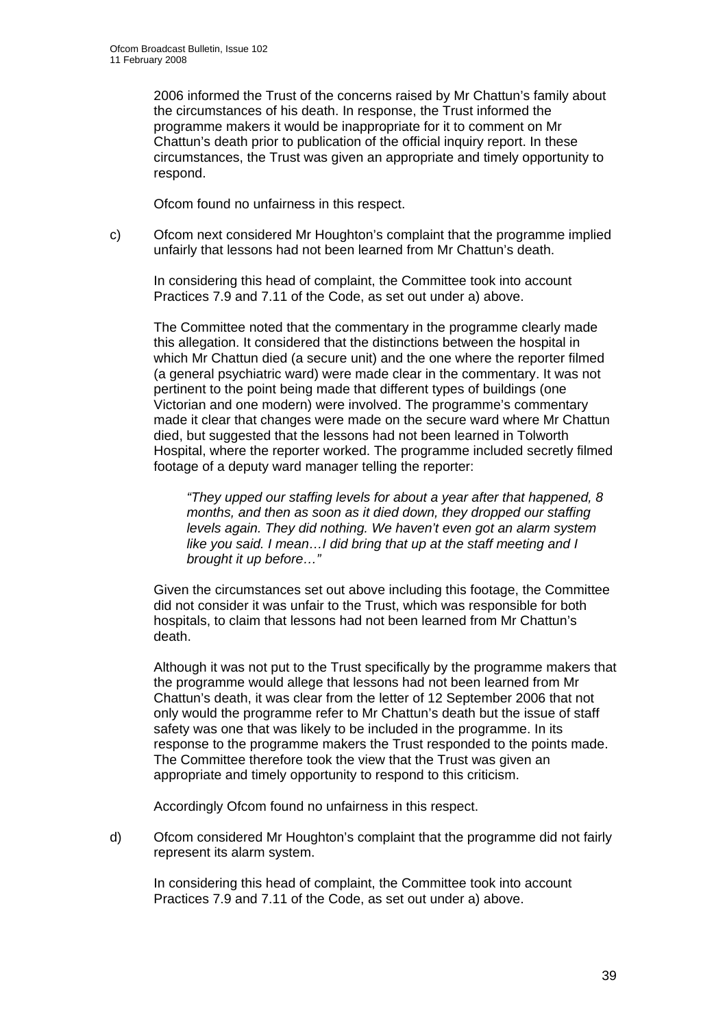2006 informed the Trust of the concerns raised by Mr Chattun's family about the circumstances of his death. In response, the Trust informed the programme makers it would be inappropriate for it to comment on Mr Chattun's death prior to publication of the official inquiry report. In these circumstances, the Trust was given an appropriate and timely opportunity to respond.

Ofcom found no unfairness in this respect.

c) Ofcom next considered Mr Houghton's complaint that the programme implied unfairly that lessons had not been learned from Mr Chattun's death.

In considering this head of complaint, the Committee took into account Practices 7.9 and 7.11 of the Code, as set out under a) above.

The Committee noted that the commentary in the programme clearly made this allegation. It considered that the distinctions between the hospital in which Mr Chattun died (a secure unit) and the one where the reporter filmed (a general psychiatric ward) were made clear in the commentary. It was not pertinent to the point being made that different types of buildings (one Victorian and one modern) were involved. The programme's commentary made it clear that changes were made on the secure ward where Mr Chattun died, but suggested that the lessons had not been learned in Tolworth Hospital, where the reporter worked. The programme included secretly filmed footage of a deputy ward manager telling the reporter:

> *"They upped our staffing levels for about a year after that happened, 8 months, and then as soon as it died down, they dropped our staffing levels again. They did nothing. We haven't even got an alarm system like you said. I mean…I did bring that up at the staff meeting and I brought it up before…"*

Given the circumstances set out above including this footage, the Committee did not consider it was unfair to the Trust, which was responsible for both hospitals, to claim that lessons had not been learned from Mr Chattun's death.

Although it was not put to the Trust specifically by the programme makers that the programme would allege that lessons had not been learned from Mr Chattun's death, it was clear from the letter of 12 September 2006 that not only would the programme refer to Mr Chattun's death but the issue of staff safety was one that was likely to be included in the programme. In its response to the programme makers the Trust responded to the points made. The Committee therefore took the view that the Trust was given an appropriate and timely opportunity to respond to this criticism.

Accordingly Ofcom found no unfairness in this respect.

d) Ofcom considered Mr Houghton's complaint that the programme did not fairly represent its alarm system.

In considering this head of complaint, the Committee took into account Practices 7.9 and 7.11 of the Code, as set out under a) above.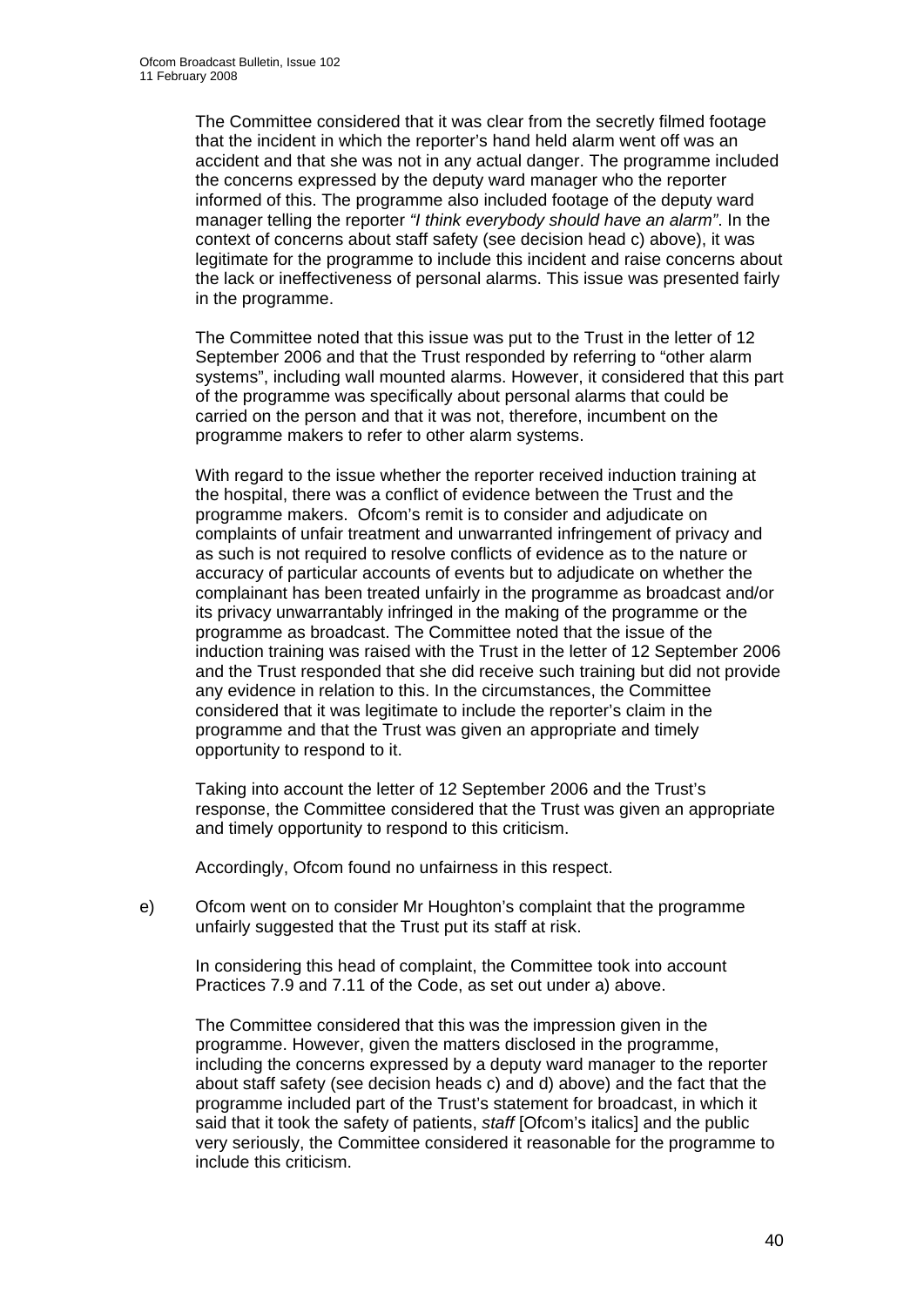The Committee considered that it was clear from the secretly filmed footage that the incident in which the reporter's hand held alarm went off was an accident and that she was not in any actual danger. The programme included the concerns expressed by the deputy ward manager who the reporter informed of this. The programme also included footage of the deputy ward manager telling the reporter *"I think everybody should have an alarm"*. In the context of concerns about staff safety (see decision head c) above), it was legitimate for the programme to include this incident and raise concerns about the lack or ineffectiveness of personal alarms. This issue was presented fairly in the programme.

The Committee noted that this issue was put to the Trust in the letter of 12 September 2006 and that the Trust responded by referring to "other alarm systems", including wall mounted alarms. However, it considered that this part of the programme was specifically about personal alarms that could be carried on the person and that it was not, therefore, incumbent on the programme makers to refer to other alarm systems.

With regard to the issue whether the reporter received induction training at the hospital, there was a conflict of evidence between the Trust and the programme makers. Ofcom's remit is to consider and adjudicate on complaints of unfair treatment and unwarranted infringement of privacy and as such is not required to resolve conflicts of evidence as to the nature or accuracy of particular accounts of events but to adjudicate on whether the complainant has been treated unfairly in the programme as broadcast and/or its privacy unwarrantably infringed in the making of the programme or the programme as broadcast. The Committee noted that the issue of the induction training was raised with the Trust in the letter of 12 September 2006 and the Trust responded that she did receive such training but did not provide any evidence in relation to this. In the circumstances, the Committee considered that it was legitimate to include the reporter's claim in the programme and that the Trust was given an appropriate and timely opportunity to respond to it.

Taking into account the letter of 12 September 2006 and the Trust's response, the Committee considered that the Trust was given an appropriate and timely opportunity to respond to this criticism.

Accordingly, Ofcom found no unfairness in this respect.

e) Ofcom went on to consider Mr Houghton's complaint that the programme unfairly suggested that the Trust put its staff at risk.

In considering this head of complaint, the Committee took into account Practices 7.9 and 7.11 of the Code, as set out under a) above.

The Committee considered that this was the impression given in the programme. However, given the matters disclosed in the programme, including the concerns expressed by a deputy ward manager to the reporter about staff safety (see decision heads c) and d) above) and the fact that the programme included part of the Trust's statement for broadcast, in which it said that it took the safety of patients, *staff* [Ofcom's italics] and the public very seriously, the Committee considered it reasonable for the programme to include this criticism.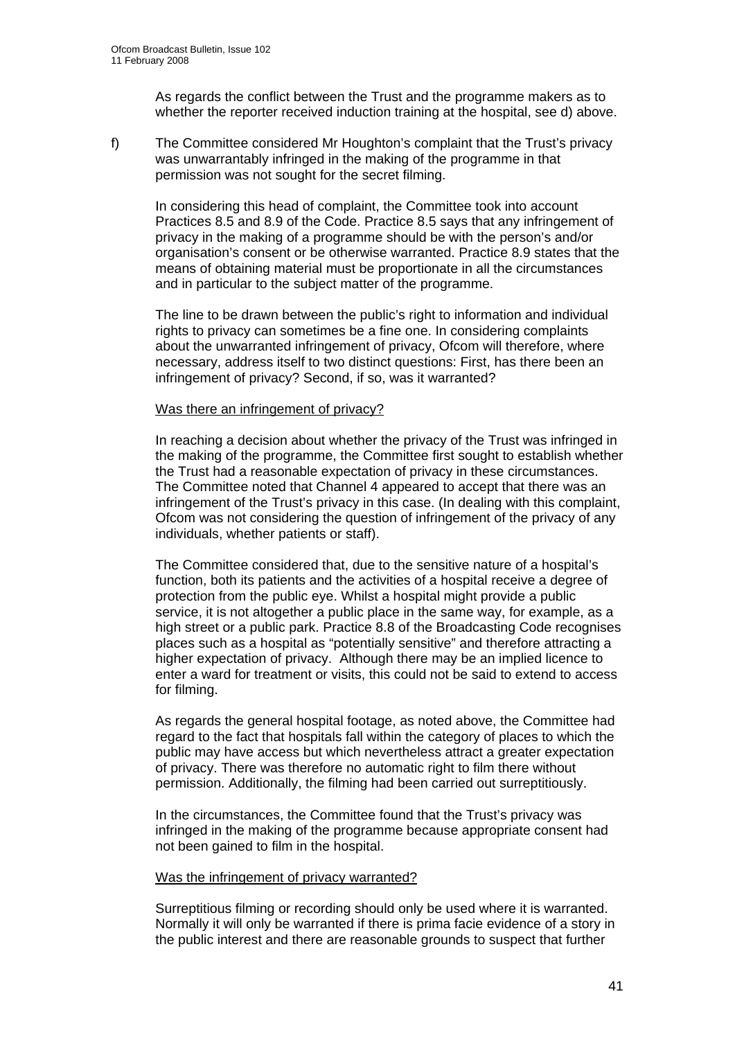As regards the conflict between the Trust and the programme makers as to whether the reporter received induction training at the hospital, see d) above.

f) The Committee considered Mr Houghton's complaint that the Trust's privacy was unwarrantably infringed in the making of the programme in that permission was not sought for the secret filming.

In considering this head of complaint, the Committee took into account Practices 8.5 and 8.9 of the Code. Practice 8.5 says that any infringement of privacy in the making of a programme should be with the person's and/or organisation's consent or be otherwise warranted. Practice 8.9 states that the means of obtaining material must be proportionate in all the circumstances and in particular to the subject matter of the programme.

The line to be drawn between the public's right to information and individual rights to privacy can sometimes be a fine one. In considering complaints about the unwarranted infringement of privacy, Ofcom will therefore, where necessary, address itself to two distinct questions: First, has there been an infringement of privacy? Second, if so, was it warranted?

<u>Was there an infringement of privacy?</u>

In reaching a decision about whether the privacy of the Trust was infringed in the making of the programme, the Committee first sought to establish whether the Trust had a reasonable expectation of privacy in these circumstances. The Committee noted that Channel 4 appeared to accept that there was an infringement of the Trust's privacy in this case. (In dealing with this complaint, Ofcom was not considering the question of infringement of the privacy of any individuals, whether patients or staff).

The Committee considered that, due to the sensitive nature of a hospital's function, both its patients and the activities of a hospital receive a degree of protection from the public eye. Whilst a hospital might provide a public service, it is not altogether a public place in the same way, for example, as a high street or a public park. Practice 8.8 of the Broadcasting Code recognises places such as a hospital as "potentially sensitive" and therefore attracting a higher expectation of privacy. Although there may be an implied licence to enter a ward for treatment or visits, this could not be said to extend to access for filming.

As regards the general hospital footage, as noted above, the Committee had regard to the fact that hospitals fall within the category of places to which the public may have access but which nevertheless attract a greater expectation of privacy. There was therefore no automatic right to film there without permission. Additionally, the filming had been carried out surreptitiously.

In the circumstances, the Committee found that the Trust's privacy was infringed in the making of the programme because appropriate consent had not been gained to film in the hospital.

<u>Was the infringement of privacy warranted?</u>

Surreptitious filming or recording should only be used where it is warranted. Normally it will only be warranted if there is prima facie evidence of a story in the public interest and there are reasonable grounds to suspect that further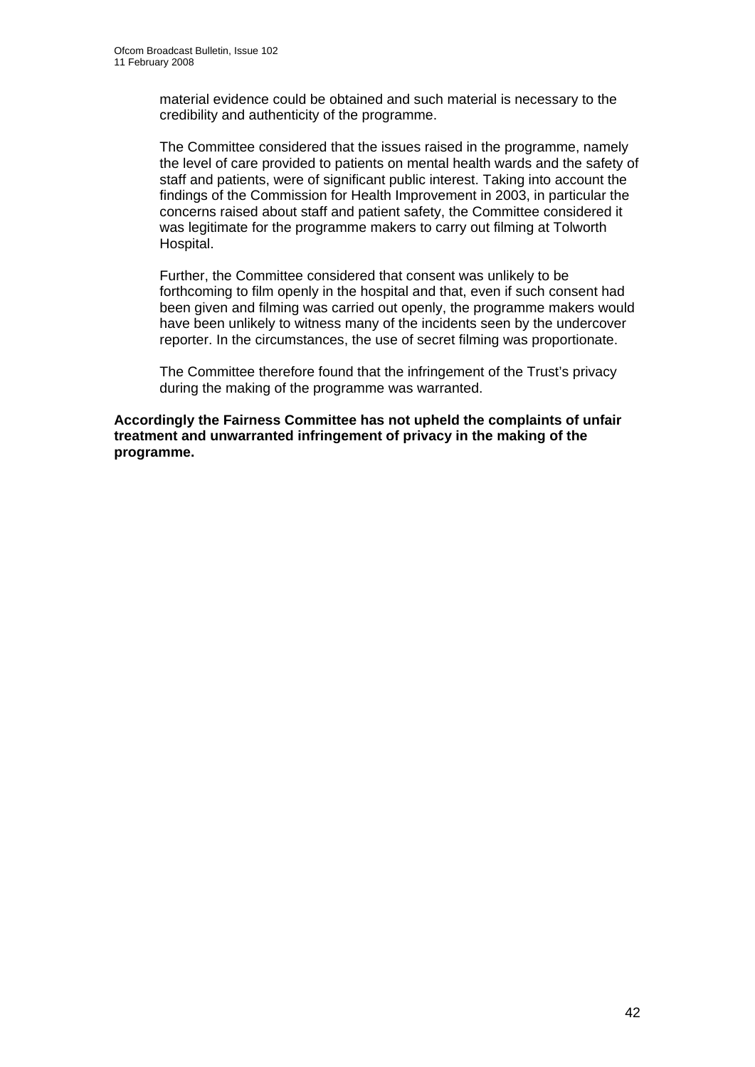material evidence could be obtained and such material is necessary to the credibility and authenticity of the programme.

The Committee considered that the issues raised in the programme, namely the level of care provided to patients on mental health wards and the safety of staff and patients, were of significant public interest. Taking into account the findings of the Commission for Health Improvement in 2003, in particular the concerns raised about staff and patient safety, the Committee considered it was legitimate for the programme makers to carry out filming at Tolworth Hospital.

Further, the Committee considered that consent was unlikely to be forthcoming to film openly in the hospital and that, even if such consent had been given and filming was carried out openly, the programme makers would have been unlikely to witness many of the incidents seen by the undercover reporter. In the circumstances, the use of secret filming was proportionate.

The Committee therefore found that the infringement of the Trust's privacy during the making of the programme was warranted.

**Accordingly the Fairness Committee has not upheld the complaints of unfair treatment and unwarranted infringement of privacy in the making of the programme.**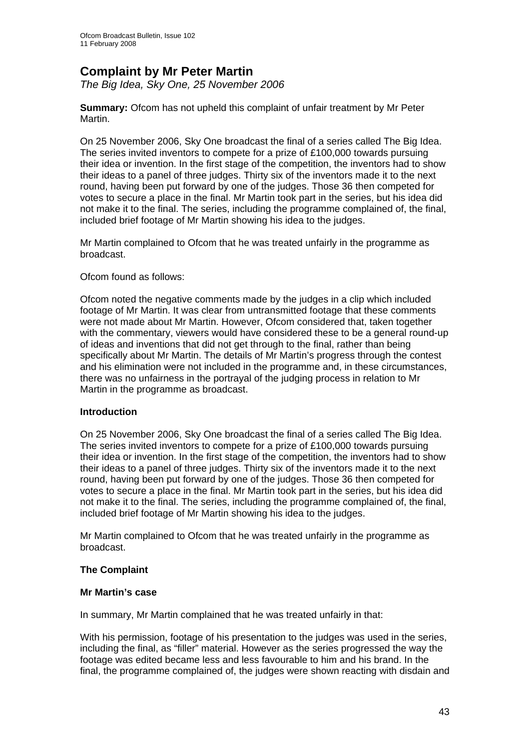# Complaint by Mr Peter Martin

*The Big Idea, Sky One, 25 November 2006*

**Summary:** Ofcom has not upheld this complaint of unfair treatment by Mr Peter Martin.

On 25 November 2006, Sky One broadcast the final of a series called The Big Idea. The series invited inventors to compete for a prize of £100,000 towards pursuing their idea or invention. In the first stage of the competition, the inventors had to show their ideas to a panel of three judges. Thirty six of the inventors made it to the next round, having been put forward by one of the judges. Those 36 then competed for votes to secure a place in the final. Mr Martin took part in the series, but his idea did not make it to the final. The series, including the programme complained of, the final, included brief footage of Mr Martin showing his idea to the judges.

Mr Martin complained to Ofcom that he was treated unfairly in the programme as broadcast.

Ofcom found as follows:

Ofcom noted the negative comments made by the judges in a clip which included footage of Mr Martin. It was clear from untransmitted footage that these comments were not made about Mr Martin. However, Ofcom considered that, taken together with the commentary, viewers would have considered these to be a general round-up of ideas and inventions that did not get through to the final, rather than being specifically about Mr Martin. The details of Mr Martin's progress through the contest and his elimination were not included in the programme and, in these circumstances, there was no unfairness in the portrayal of the judging process in relation to Mr Martin in the programme as broadcast.

## Introduction

On 25 November 2006, Sky One broadcast the final of a series called The Big Idea. The series invited inventors to compete for a prize of £100,000 towards pursuing their idea or invention. In the first stage of the competition, the inventors had to show their ideas to a panel of three judges. Thirty six of the inventors made it to the next round, having been put forward by one of the judges. Those 36 then competed for votes to secure a place in the final. Mr Martin took part in the series, but his idea did not make it to the final. The series, including the programme complained of, the final, included brief footage of Mr Martin showing his idea to the judges.

Mr Martin complained to Ofcom that he was treated unfairly in the programme as broadcast.

## The Complaint

### Mr Martin's case

In summary, Mr Martin complained that he was treated unfairly in that:

With his permission, footage of his presentation to the judges was used in the series, including the final, as "filler" material. However as the series progressed the way the footage was edited became less and less favourable to him and his brand. In the final, the programme complained of, the judges were shown reacting with disdain and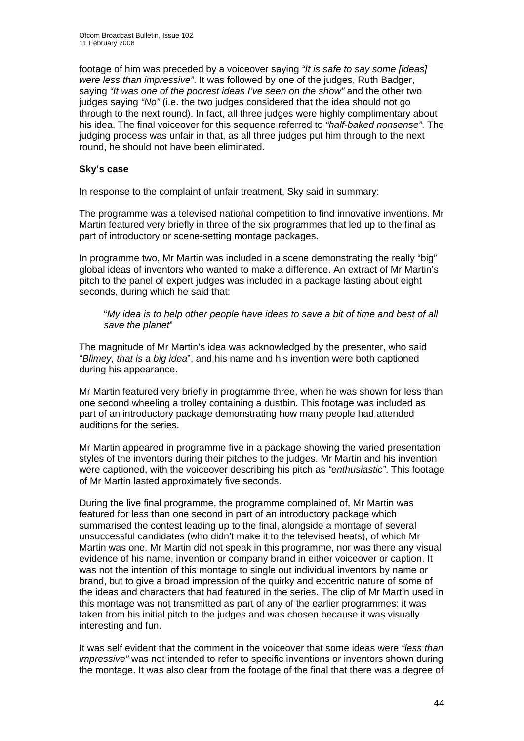footage of him was preceded by a voiceover saying *"It is safe to say some [ideas] were less than impressive"*. It was followed by one of the judges, Ruth Badger, saying *"It was one of the poorest ideas I've seen on the show"* and the other two judges saying *"No"* (i.e. the two judges considered that the idea should not go through to the next round). In fact, all three judges were highly complimentary about his idea. The final voiceover for this sequence referred to *"half-baked nonsense"*. The judging process was unfair in that, as all three judges put him through to the next round, he should not have been eliminated.

**Sky's case**

In response to the complaint of unfair treatment, Sky said in summary:

The programme was a televised national competition to find innovative inventions. Mr Martin featured very briefly in three of the six programmes that led up to the final as part of introductory or scene-setting montage packages.

In programme two, Mr Martin was included in a scene demonstrating the really "big" global ideas of inventors who wanted to make a difference. An extract of Mr Martin's pitch to the panel of expert judges was included in a package lasting about eight seconds, during which he said that:

> "*My idea is to help other people have ideas to save a bit of time and best of all save the planet*"

The magnitude of Mr Martin's idea was acknowledged by the presenter, who said "*Blimey, that is a big idea*", and his name and his invention were both captioned during his appearance.

Mr Martin featured very briefly in programme three, when he was shown for less than one second wheeling a trolley containing a dustbin. This footage was included as part of an introductory package demonstrating how many people had attended auditions for the series.

Mr Martin appeared in programme five in a package showing the varied presentation styles of the inventors during their pitches to the judges. Mr Martin and his invention were captioned, with the voiceover describing his pitch as *"enthusiastic"*. This footage of Mr Martin lasted approximately five seconds.

During the live final programme, the programme complained of, Mr Martin was featured for less than one second in part of an introductory package which summarised the contest leading up to the final, alongside a montage of several unsuccessful candidates (who didn't make it to the televised heats), of which Mr Martin was one. Mr Martin did not speak in this programme, nor was there any visual evidence of his name, invention or company brand in either voiceover or caption. It was not the intention of this montage to single out individual inventors by name or brand, but to give a broad impression of the quirky and eccentric nature of some of the ideas and characters that had featured in the series. The clip of Mr Martin used in this montage was not transmitted as part of any of the earlier programmes: it was taken from his initial pitch to the judges and was chosen because it was visually interesting and fun.

It was self evident that the comment in the voiceover that some ideas were *"less than impressive"* was not intended to refer to specific inventions or inventors shown during the montage. It was also clear from the footage of the final that there was a degree of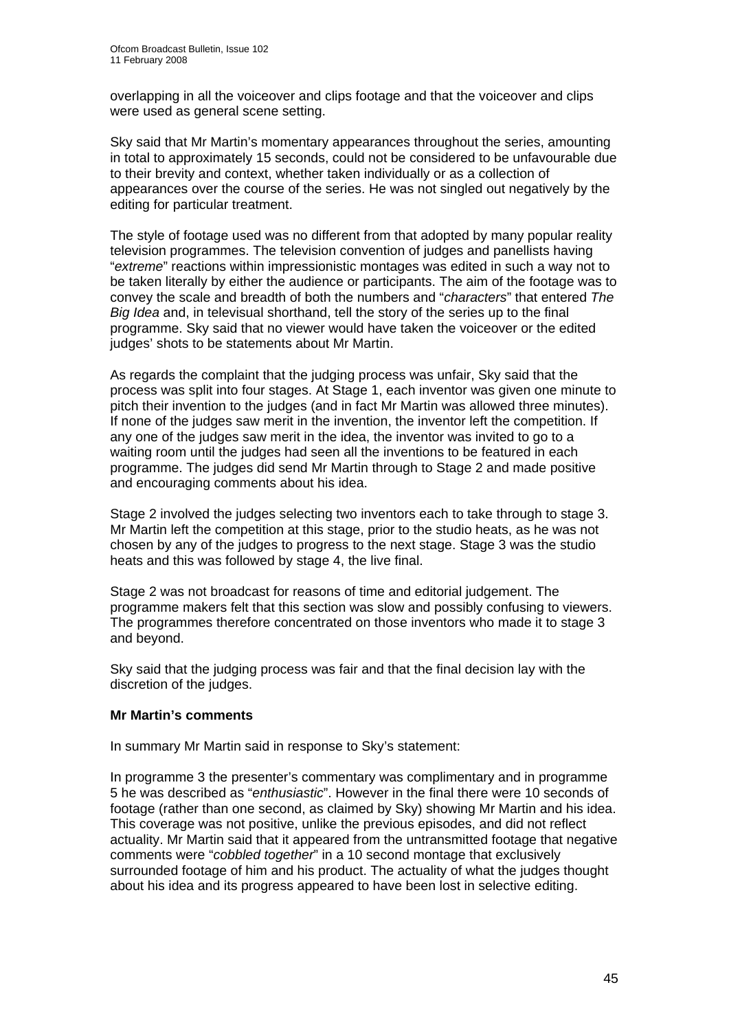overlapping in all the voiceover and clips footage and that the voiceover and clips were used as general scene setting.

Sky said that Mr Martin's momentary appearances throughout the series, amounting in total to approximately 15 seconds, could not be considered to be unfavourable due to their brevity and context, whether taken individually or as a collection of appearances over the course of the series. He was not singled out negatively by the editing for particular treatment.

The style of footage used was no different from that adopted by many popular reality television programmes. The television convention of judges and panellists having "*extreme*" reactions within impressionistic montages was edited in such a way not to be taken literally by either the audience or participants. The aim of the footage was to convey the scale and breadth of both the numbers and "*characters*" that entered *The Big Idea* and, in televisual shorthand, tell the story of the series up to the final programme. Sky said that no viewer would have taken the voiceover or the edited judges' shots to be statements about Mr Martin.

As regards the complaint that the judging process was unfair, Sky said that the process was split into four stages. At Stage 1, each inventor was given one minute to pitch their invention to the judges (and in fact Mr Martin was allowed three minutes). If none of the judges saw merit in the invention, the inventor left the competition. If any one of the judges saw merit in the idea, the inventor was invited to go to a waiting room until the judges had seen all the inventions to be featured in each programme. The judges did send Mr Martin through to Stage 2 and made positive and encouraging comments about his idea.

Stage 2 involved the judges selecting two inventors each to take through to stage 3. Mr Martin left the competition at this stage, prior to the studio heats, as he was not chosen by any of the judges to progress to the next stage. Stage 3 was the studio heats and this was followed by stage 4, the live final.

Stage 2 was not broadcast for reasons of time and editorial judgement. The programme makers felt that this section was slow and possibly confusing to viewers. The programmes therefore concentrated on those inventors who made it to stage 3 and beyond.

Sky said that the judging process was fair and that the final decision lay with the discretion of the judges.

**Mr Martin's comments**

In summary Mr Martin said in response to Sky's statement:

In programme 3 the presenter's commentary was complimentary and in programme 5 he was described as "*enthusiastic*". However in the final there were 10 seconds of footage (rather than one second, as claimed by Sky) showing Mr Martin and his idea. This coverage was not positive, unlike the previous episodes, and did not reflect actuality. Mr Martin said that it appeared from the untransmitted footage that negative comments were "*cobbled together*" in a 10 second montage that exclusively surrounded footage of him and his product. The actuality of what the judges thought about his idea and its progress appeared to have been lost in selective editing.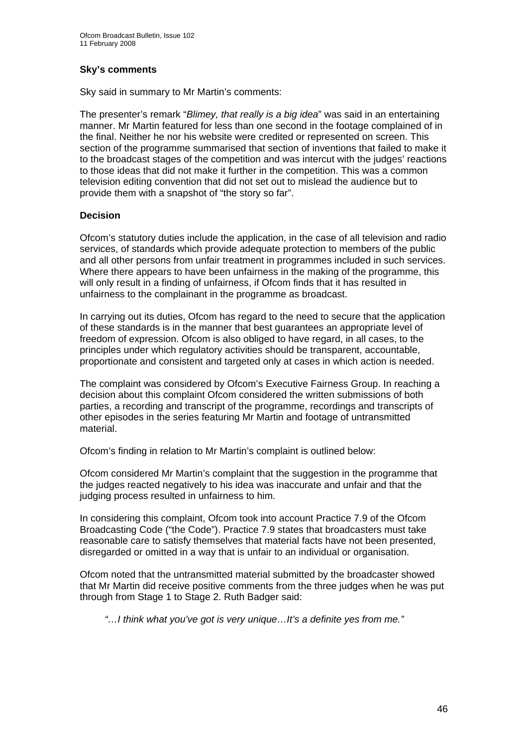**Sky's comments**

Sky said in summary to Mr Martin's comments:

The presenter's remark "*Blimey, that really is a big idea*" was said in an entertaining manner. Mr Martin featured for less than one second in the footage complained of in the final. Neither he nor his website were credited or represented on screen. This section of the programme summarised that section of inventions that failed to make it to the broadcast stages of the competition and was intercut with the judges' reactions to those ideas that did not make it further in the competition. This was a common television editing convention that did not set out to mislead the audience but to provide them with a snapshot of "the story so far".

**Decision**

Ofcom's statutory duties include the application, in the case of all television and radio services, of standards which provide adequate protection to members of the public and all other persons from unfair treatment in programmes included in such services. Where there appears to have been unfairness in the making of the programme, this will only result in a finding of unfairness, if Ofcom finds that it has resulted in unfairness to the complainant in the programme as broadcast.

In carrying out its duties, Ofcom has regard to the need to secure that the application of these standards is in the manner that best guarantees an appropriate level of freedom of expression. Ofcom is also obliged to have regard, in all cases, to the principles under which regulatory activities should be transparent, accountable, proportionate and consistent and targeted only at cases in which action is needed.

The complaint was considered by Ofcom's Executive Fairness Group. In reaching a decision about this complaint Ofcom considered the written submissions of both parties, a recording and transcript of the programme, recordings and transcripts of other episodes in the series featuring Mr Martin and footage of untransmitted material.

Ofcom's finding in relation to Mr Martin's complaint is outlined below:

Ofcom considered Mr Martin's complaint that the suggestion in the programme that the judges reacted negatively to his idea was inaccurate and unfair and that the judging process resulted in unfairness to him.

In considering this complaint, Ofcom took into account Practice 7.9 of the Ofcom Broadcasting Code ("the Code"). Practice 7.9 states that broadcasters must take reasonable care to satisfy themselves that material facts have not been presented, disregarded or omitted in a way that is unfair to an individual or organisation.

Ofcom noted that the untransmitted material submitted by the broadcaster showed that Mr Martin did receive positive comments from the three judges when he was put through from Stage 1 to Stage 2. Ruth Badger said:

*"…I think what you've got is very unique…It's a definite yes from me."*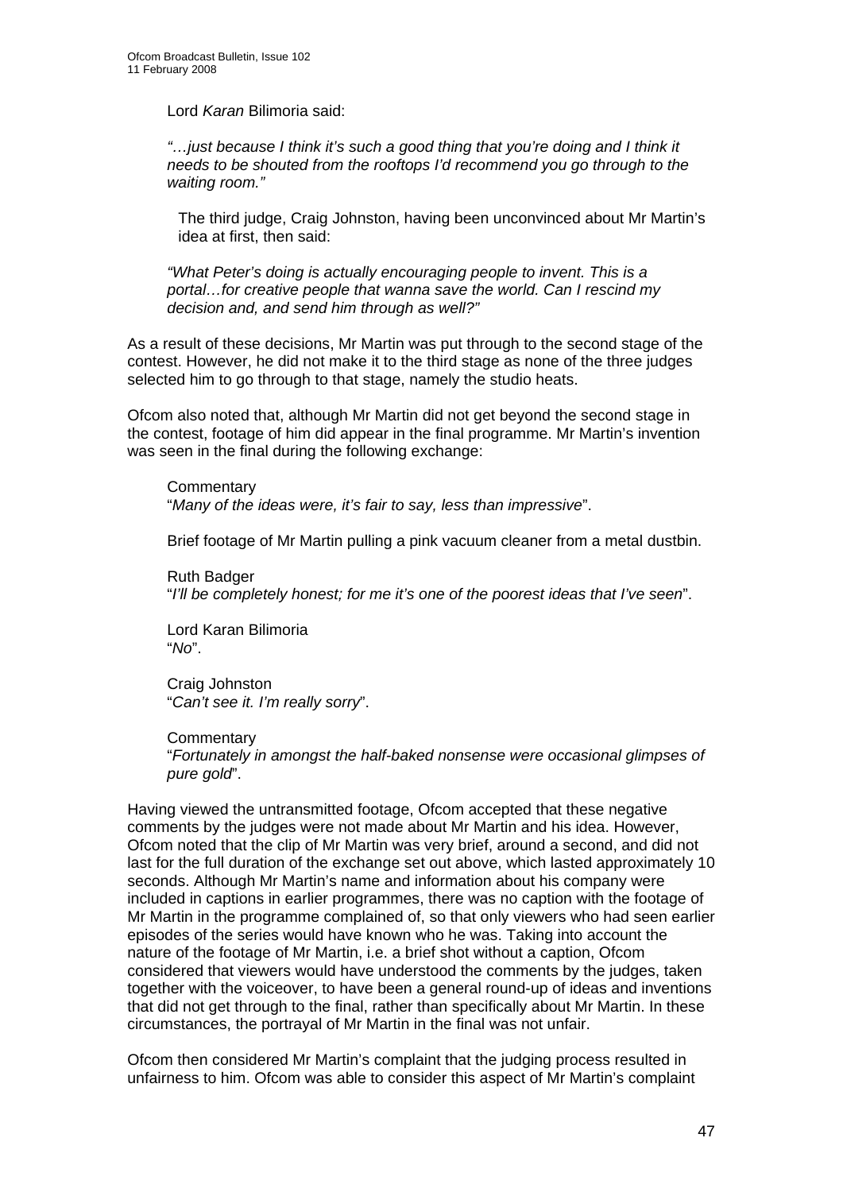Lord *Karan* Bilimoria said:

> *"…just because I think it's such a good thing that you're doing and I think it needs to be shouted from the rooftops I'd recommend you go through to the waiting room."*
>
> The third judge, Craig Johnston, having been unconvinced about Mr Martin's idea at first, then said:
>
> *"What Peter's doing is actually encouraging people to invent. This is a portal…for creative people that wanna save the world. Can I rescind my decision and, and send him through as well?"*

As a result of these decisions, Mr Martin was put through to the second stage of the contest. However, he did not make it to the third stage as none of the three judges selected him to go through to that stage, namely the studio heats.

Ofcom also noted that, although Mr Martin did not get beyond the second stage in the contest, footage of him did appear in the final programme. Mr Martin's invention was seen in the final during the following exchange:

> Commentary
> "*Many of the ideas were, it's fair to say, less than impressive*".
>
> Brief footage of Mr Martin pulling a pink vacuum cleaner from a metal dustbin.
>
> Ruth Badger
> "*I'll be completely honest; for me it's one of the poorest ideas that I've seen*".
>
> Lord Karan Bilimoria
> "*No*".
>
> Craig Johnston
> "*Can't see it. I'm really sorry*".
>
> Commentary
> "*Fortunately in amongst the half-baked nonsense were occasional glimpses of pure gold*".

Having viewed the untransmitted footage, Ofcom accepted that these negative comments by the judges were not made about Mr Martin and his idea. However, Ofcom noted that the clip of Mr Martin was very brief, around a second, and did not last for the full duration of the exchange set out above, which lasted approximately 10 seconds. Although Mr Martin's name and information about his company were included in captions in earlier programmes, there was no caption with the footage of Mr Martin in the programme complained of, so that only viewers who had seen earlier episodes of the series would have known who he was. Taking into account the nature of the footage of Mr Martin, i.e. a brief shot without a caption, Ofcom considered that viewers would have understood the comments by the judges, taken together with the voiceover, to have been a general round-up of ideas and inventions that did not get through to the final, rather than specifically about Mr Martin. In these circumstances, the portrayal of Mr Martin in the final was not unfair.

Ofcom then considered Mr Martin's complaint that the judging process resulted in unfairness to him. Ofcom was able to consider this aspect of Mr Martin's complaint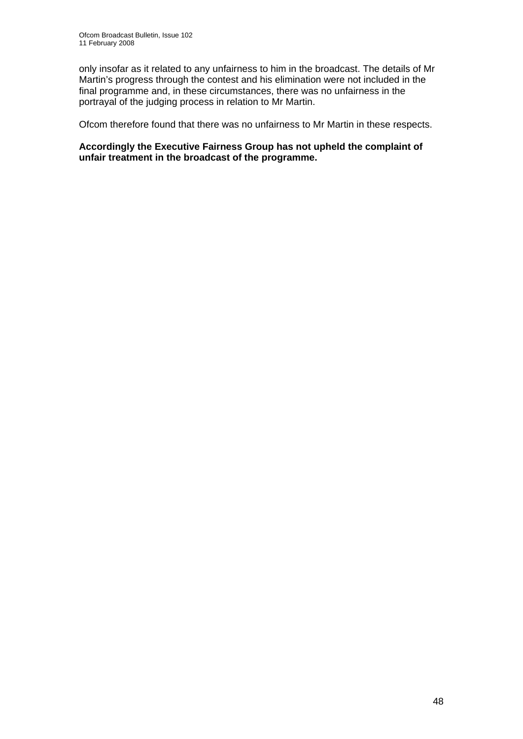only insofar as it related to any unfairness to him in the broadcast. The details of Mr Martin's progress through the contest and his elimination were not included in the final programme and, in these circumstances, there was no unfairness in the portrayal of the judging process in relation to Mr Martin.

Ofcom therefore found that there was no unfairness to Mr Martin in these respects.

**Accordingly the Executive Fairness Group has not upheld the complaint of unfair treatment in the broadcast of the programme.**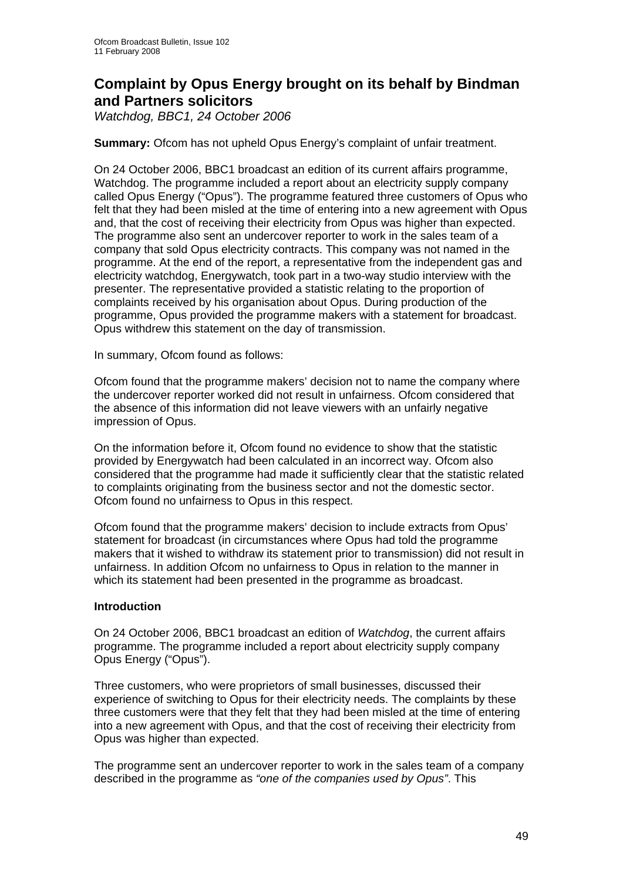## Complaint by Opus Energy brought on its behalf by Bindman and Partners solicitors

*Watchdog, BBC1, 24 October 2006*

**Summary:** Ofcom has not upheld Opus Energy's complaint of unfair treatment.

On 24 October 2006, BBC1 broadcast an edition of its current affairs programme, Watchdog. The programme included a report about an electricity supply company called Opus Energy ("Opus"). The programme featured three customers of Opus who felt that they had been misled at the time of entering into a new agreement with Opus and, that the cost of receiving their electricity from Opus was higher than expected. The programme also sent an undercover reporter to work in the sales team of a company that sold Opus electricity contracts. This company was not named in the programme. At the end of the report, a representative from the independent gas and electricity watchdog, Energywatch, took part in a two-way studio interview with the presenter. The representative provided a statistic relating to the proportion of complaints received by his organisation about Opus. During production of the programme, Opus provided the programme makers with a statement for broadcast. Opus withdrew this statement on the day of transmission.

In summary, Ofcom found as follows:

Ofcom found that the programme makers' decision not to name the company where the undercover reporter worked did not result in unfairness. Ofcom considered that the absence of this information did not leave viewers with an unfairly negative impression of Opus.

On the information before it, Ofcom found no evidence to show that the statistic provided by Energywatch had been calculated in an incorrect way. Ofcom also considered that the programme had made it sufficiently clear that the statistic related to complaints originating from the business sector and not the domestic sector. Ofcom found no unfairness to Opus in this respect.

Ofcom found that the programme makers' decision to include extracts from Opus' statement for broadcast (in circumstances where Opus had told the programme makers that it wished to withdraw its statement prior to transmission) did not result in unfairness. In addition Ofcom no unfairness to Opus in relation to the manner in which its statement had been presented in the programme as broadcast.

### Introduction

On 24 October 2006, BBC1 broadcast an edition of *Watchdog*, the current affairs programme. The programme included a report about electricity supply company Opus Energy ("Opus").

Three customers, who were proprietors of small businesses, discussed their experience of switching to Opus for their electricity needs. The complaints by these three customers were that they felt that they had been misled at the time of entering into a new agreement with Opus, and that the cost of receiving their electricity from Opus was higher than expected.

The programme sent an undercover reporter to work in the sales team of a company described in the programme as *"one of the companies used by Opus"*. This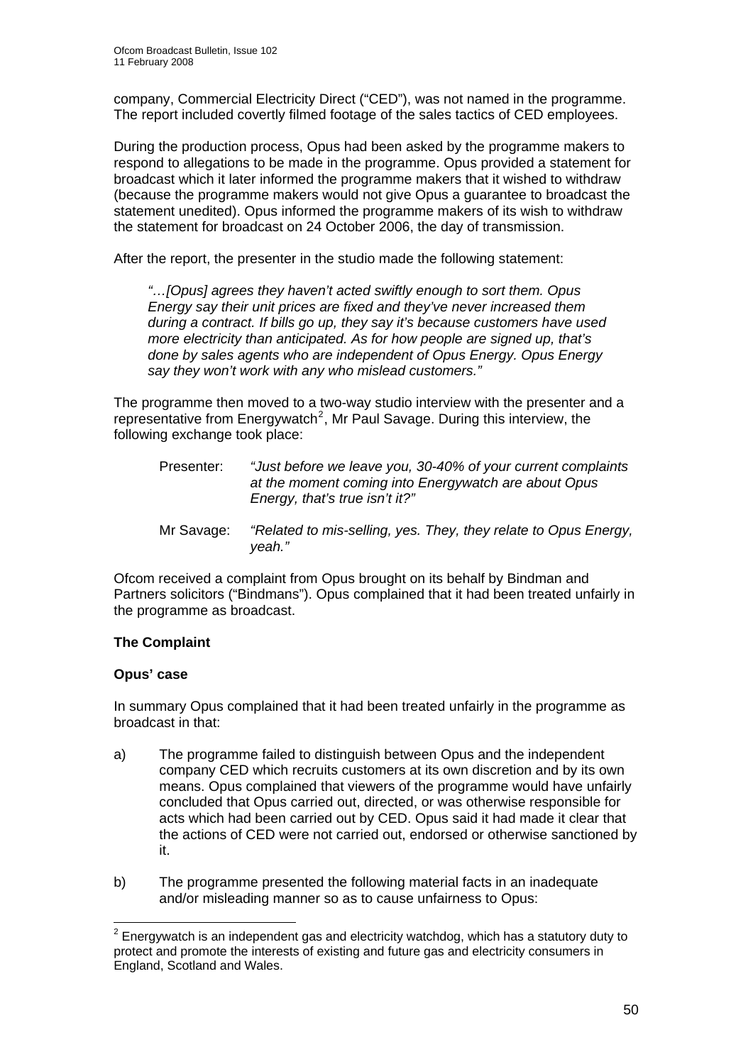company, Commercial Electricity Direct ("CED"), was not named in the programme. The report included covertly filmed footage of the sales tactics of CED employees.

During the production process, Opus had been asked by the programme makers to respond to allegations to be made in the programme. Opus provided a statement for broadcast which it later informed the programme makers that it wished to withdraw (because the programme makers would not give Opus a guarantee to broadcast the statement unedited). Opus informed the programme makers of its wish to withdraw the statement for broadcast on 24 October 2006, the day of transmission.

After the report, the presenter in the studio made the following statement:

> *"…[Opus] agrees they haven't acted swiftly enough to sort them. Opus Energy say their unit prices are fixed and they've never increased them during a contract. If bills go up, they say it's because customers have used more electricity than anticipated. As for how people are signed up, that's done by sales agents who are independent of Opus Energy. Opus Energy say they won't work with any who mislead customers."*

The programme then moved to a two-way studio interview with the presenter and a representative from Energywatch[2], Mr Paul Savage. During this interview, the following exchange took place:

> Presenter: *"Just before we leave you, 30-40% of your current complaints at the moment coming into Energywatch are about Opus Energy, that's true isn't it?"*
>
> Mr Savage: *"Related to mis-selling, yes. They, they relate to Opus Energy, yeah."*

Ofcom received a complaint from Opus brought on its behalf by Bindman and Partners solicitors ("Bindmans"). Opus complained that it had been treated unfairly in the programme as broadcast.

**The Complaint**

**Opus' case**

In summary Opus complained that it had been treated unfairly in the programme as broadcast in that:

a) The programme failed to distinguish between Opus and the independent company CED which recruits customers at its own discretion and by its own means. Opus complained that viewers of the programme would have unfairly concluded that Opus carried out, directed, or was otherwise responsible for acts which had been carried out by CED. Opus said it had made it clear that the actions of CED were not carried out, endorsed or otherwise sanctioned by it.

b) The programme presented the following material facts in an inadequate and/or misleading manner so as to cause unfairness to Opus:

---

[2] Energywatch is an independent gas and electricity watchdog, which has a statutory duty to protect and promote the interests of existing and future gas and electricity consumers in England, Scotland and Wales.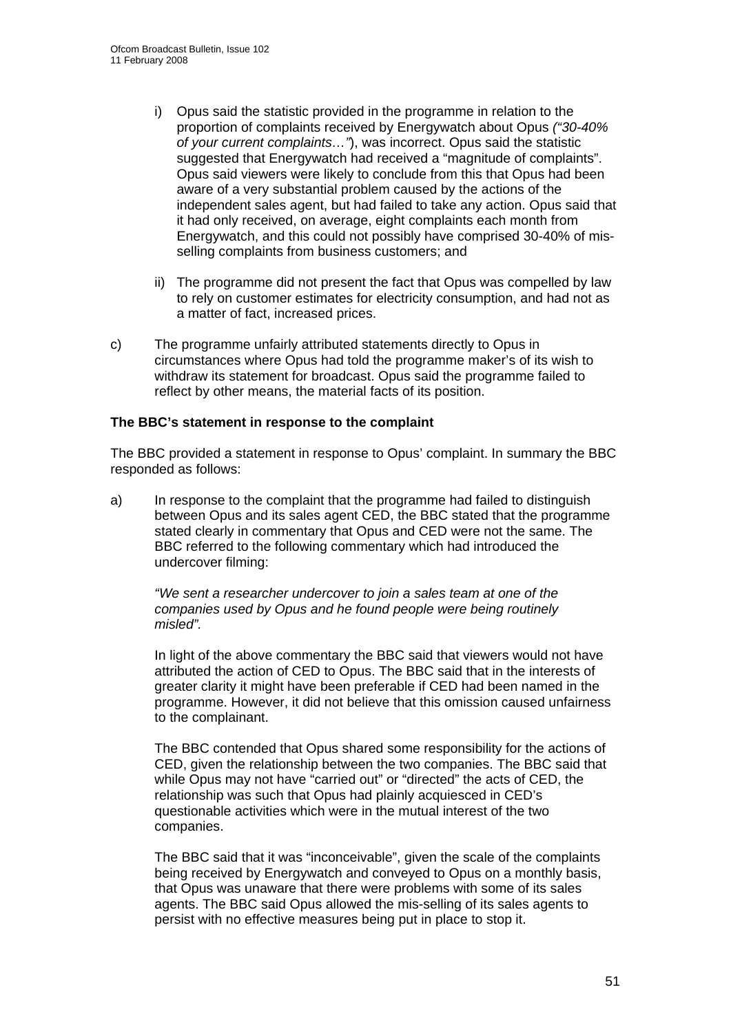i) Opus said the statistic provided in the programme in relation to the proportion of complaints received by Energywatch about Opus *("30-40% of your current complaints…")*, was incorrect. Opus said the statistic suggested that Energywatch had received a "magnitude of complaints". Opus said viewers were likely to conclude from this that Opus had been aware of a very substantial problem caused by the actions of the independent sales agent, but had failed to take any action. Opus said that it had only received, on average, eight complaints each month from Energywatch, and this could not possibly have comprised 30-40% of mis-selling complaints from business customers; and

ii) The programme did not present the fact that Opus was compelled by law to rely on customer estimates for electricity consumption, and had not as a matter of fact, increased prices.

c) The programme unfairly attributed statements directly to Opus in circumstances where Opus had told the programme maker's of its wish to withdraw its statement for broadcast. Opus said the programme failed to reflect by other means, the material facts of its position.

**The BBC's statement in response to the complaint**

The BBC provided a statement in response to Opus' complaint. In summary the BBC responded as follows:

a) In response to the complaint that the programme had failed to distinguish between Opus and its sales agent CED, the BBC stated that the programme stated clearly in commentary that Opus and CED were not the same. The BBC referred to the following commentary which had introduced the undercover filming:

*"We sent a researcher undercover to join a sales team at one of the companies used by Opus and he found people were being routinely misled".*

In light of the above commentary the BBC said that viewers would not have attributed the action of CED to Opus. The BBC said that in the interests of greater clarity it might have been preferable if CED had been named in the programme. However, it did not believe that this omission caused unfairness to the complainant.

The BBC contended that Opus shared some responsibility for the actions of CED, given the relationship between the two companies. The BBC said that while Opus may not have "carried out" or "directed" the acts of CED, the relationship was such that Opus had plainly acquiesced in CED's questionable activities which were in the mutual interest of the two companies.

The BBC said that it was "inconceivable", given the scale of the complaints being received by Energywatch and conveyed to Opus on a monthly basis, that Opus was unaware that there were problems with some of its sales agents. The BBC said Opus allowed the mis-selling of its sales agents to persist with no effective measures being put in place to stop it.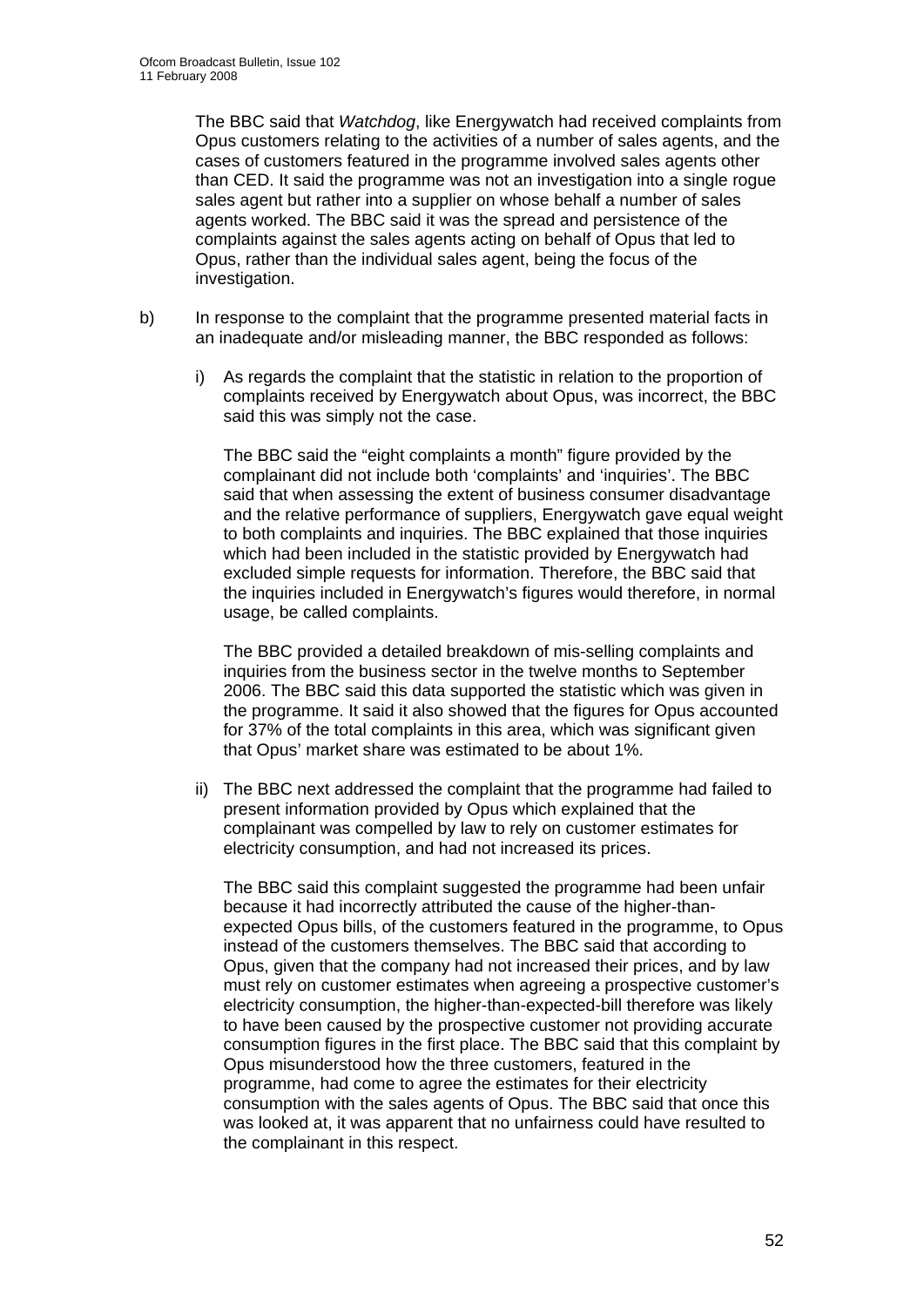The BBC said that *Watchdog*, like Energywatch had received complaints from Opus customers relating to the activities of a number of sales agents, and the cases of customers featured in the programme involved sales agents other than CED. It said the programme was not an investigation into a single rogue sales agent but rather into a supplier on whose behalf a number of sales agents worked. The BBC said it was the spread and persistence of the complaints against the sales agents acting on behalf of Opus that led to Opus, rather than the individual sales agent, being the focus of the investigation.

b) In response to the complaint that the programme presented material facts in an inadequate and/or misleading manner, the BBC responded as follows:

   i) As regards the complaint that the statistic in relation to the proportion of complaints received by Energywatch about Opus, was incorrect, the BBC said this was simply not the case.

   The BBC said the "eight complaints a month" figure provided by the complainant did not include both 'complaints' and 'inquiries'. The BBC said that when assessing the extent of business consumer disadvantage and the relative performance of suppliers, Energywatch gave equal weight to both complaints and inquiries. The BBC explained that those inquiries which had been included in the statistic provided by Energywatch had excluded simple requests for information. Therefore, the BBC said that the inquiries included in Energywatch's figures would therefore, in normal usage, be called complaints.

   The BBC provided a detailed breakdown of mis-selling complaints and inquiries from the business sector in the twelve months to September 2006. The BBC said this data supported the statistic which was given in the programme. It said it also showed that the figures for Opus accounted for 37% of the total complaints in this area, which was significant given that Opus' market share was estimated to be about 1%.

   ii) The BBC next addressed the complaint that the programme had failed to present information provided by Opus which explained that the complainant was compelled by law to rely on customer estimates for electricity consumption, and had not increased its prices.

   The BBC said this complaint suggested the programme had been unfair because it had incorrectly attributed the cause of the higher-than-expected Opus bills, of the customers featured in the programme, to Opus instead of the customers themselves. The BBC said that according to Opus, given that the company had not increased their prices, and by law must rely on customer estimates when agreeing a prospective customer's electricity consumption, the higher-than-expected-bill therefore was likely to have been caused by the prospective customer not providing accurate consumption figures in the first place. The BBC said that this complaint by Opus misunderstood how the three customers, featured in the programme, had come to agree the estimates for their electricity consumption with the sales agents of Opus. The BBC said that once this was looked at, it was apparent that no unfairness could have resulted to the complainant in this respect.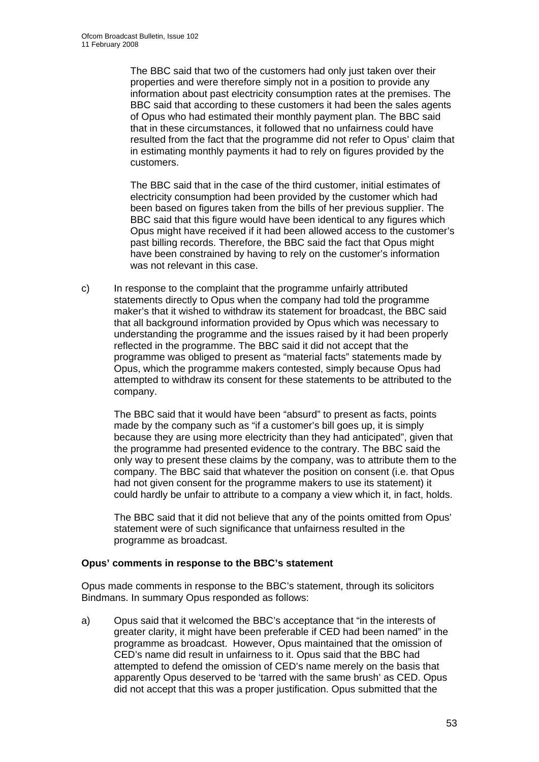The BBC said that two of the customers had only just taken over their properties and were therefore simply not in a position to provide any information about past electricity consumption rates at the premises. The BBC said that according to these customers it had been the sales agents of Opus who had estimated their monthly payment plan. The BBC said that in these circumstances, it followed that no unfairness could have resulted from the fact that the programme did not refer to Opus' claim that in estimating monthly payments it had to rely on figures provided by the customers.

The BBC said that in the case of the third customer, initial estimates of electricity consumption had been provided by the customer which had been based on figures taken from the bills of her previous supplier. The BBC said that this figure would have been identical to any figures which Opus might have received if it had been allowed access to the customer's past billing records. Therefore, the BBC said the fact that Opus might have been constrained by having to rely on the customer's information was not relevant in this case.

c) In response to the complaint that the programme unfairly attributed statements directly to Opus when the company had told the programme maker's that it wished to withdraw its statement for broadcast, the BBC said that all background information provided by Opus which was necessary to understanding the programme and the issues raised by it had been properly reflected in the programme. The BBC said it did not accept that the programme was obliged to present as "material facts" statements made by Opus, which the programme makers contested, simply because Opus had attempted to withdraw its consent for these statements to be attributed to the company.

The BBC said that it would have been "absurd" to present as facts, points made by the company such as "if a customer's bill goes up, it is simply because they are using more electricity than they had anticipated", given that the programme had presented evidence to the contrary. The BBC said the only way to present these claims by the company, was to attribute them to the company. The BBC said that whatever the position on consent (i.e. that Opus had not given consent for the programme makers to use its statement) it could hardly be unfair to attribute to a company a view which it, in fact, holds.

The BBC said that it did not believe that any of the points omitted from Opus' statement were of such significance that unfairness resulted in the programme as broadcast.

**Opus' comments in response to the BBC's statement**

Opus made comments in response to the BBC's statement, through its solicitors Bindmans. In summary Opus responded as follows:

a) Opus said that it welcomed the BBC's acceptance that "in the interests of greater clarity, it might have been preferable if CED had been named" in the programme as broadcast. However, Opus maintained that the omission of CED's name did result in unfairness to it. Opus said that the BBC had attempted to defend the omission of CED's name merely on the basis that apparently Opus deserved to be 'tarred with the same brush' as CED. Opus did not accept that this was a proper justification. Opus submitted that the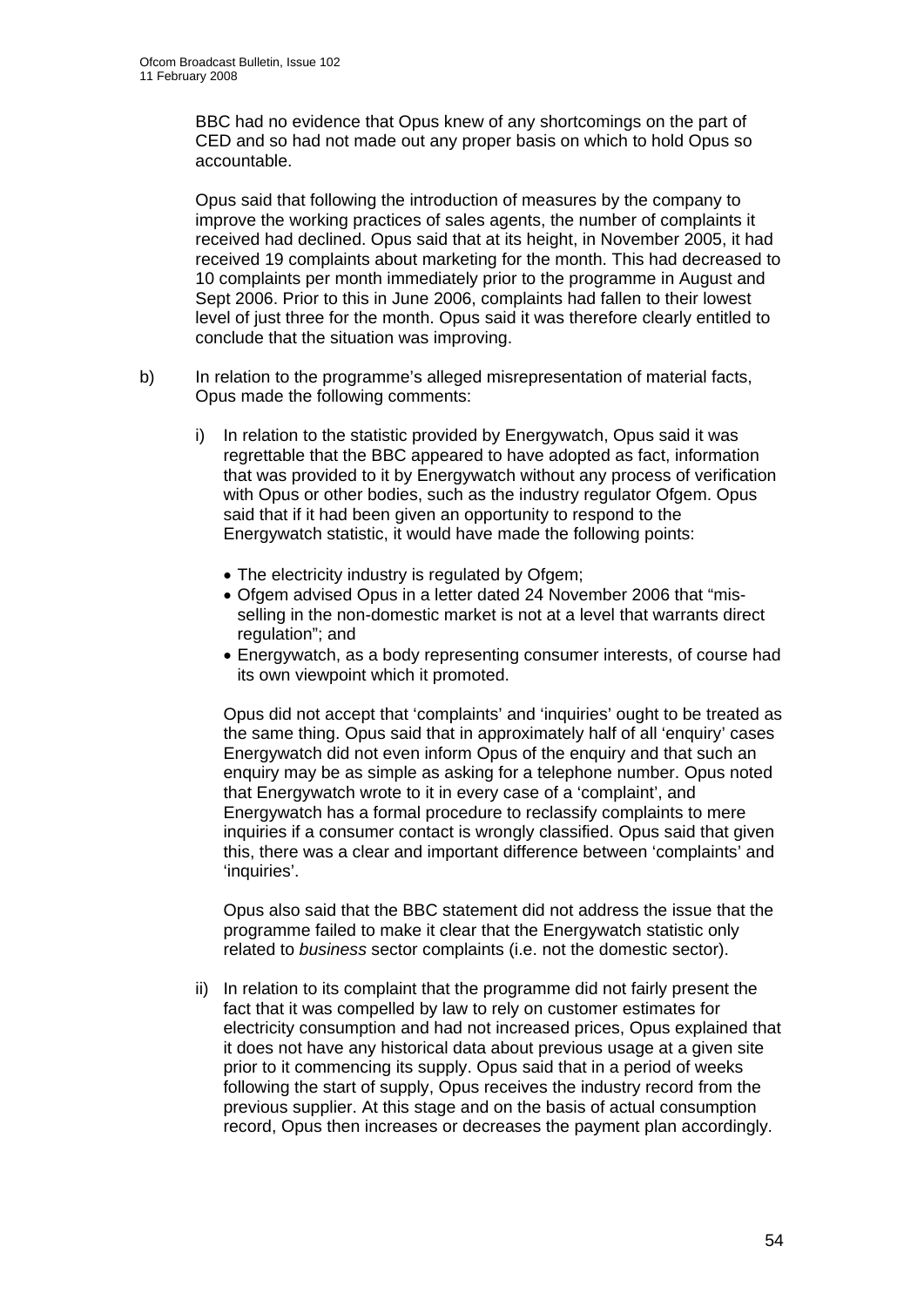BBC had no evidence that Opus knew of any shortcomings on the part of CED and so had not made out any proper basis on which to hold Opus so accountable.

Opus said that following the introduction of measures by the company to improve the working practices of sales agents, the number of complaints it received had declined. Opus said that at its height, in November 2005, it had received 19 complaints about marketing for the month. This had decreased to 10 complaints per month immediately prior to the programme in August and Sept 2006. Prior to this in June 2006, complaints had fallen to their lowest level of just three for the month. Opus said it was therefore clearly entitled to conclude that the situation was improving.

b) In relation to the programme's alleged misrepresentation of material facts, Opus made the following comments:

  i) In relation to the statistic provided by Energywatch, Opus said it was regrettable that the BBC appeared to have adopted as fact, information that was provided to it by Energywatch without any process of verification with Opus or other bodies, such as the industry regulator Ofgem. Opus said that if it had been given an opportunity to respond to the Energywatch statistic, it would have made the following points:

  - The electricity industry is regulated by Ofgem;
  - Ofgem advised Opus in a letter dated 24 November 2006 that "mis-selling in the non-domestic market is not at a level that warrants direct regulation"; and
  - Energywatch, as a body representing consumer interests, of course had its own viewpoint which it promoted.

  Opus did not accept that 'complaints' and 'inquiries' ought to be treated as the same thing. Opus said that in approximately half of all 'enquiry' cases Energywatch did not even inform Opus of the enquiry and that such an enquiry may be as simple as asking for a telephone number. Opus noted that Energywatch wrote to it in every case of a 'complaint', and Energywatch has a formal procedure to reclassify complaints to mere inquiries if a consumer contact is wrongly classified. Opus said that given this, there was a clear and important difference between 'complaints' and 'inquiries'.

  Opus also said that the BBC statement did not address the issue that the programme failed to make it clear that the Energywatch statistic only related to *business* sector complaints (i.e. not the domestic sector).

  ii) In relation to its complaint that the programme did not fairly present the fact that it was compelled by law to rely on customer estimates for electricity consumption and had not increased prices, Opus explained that it does not have any historical data about previous usage at a given site prior to it commencing its supply. Opus said that in a period of weeks following the start of supply, Opus receives the industry record from the previous supplier. At this stage and on the basis of actual consumption record, Opus then increases or decreases the payment plan accordingly.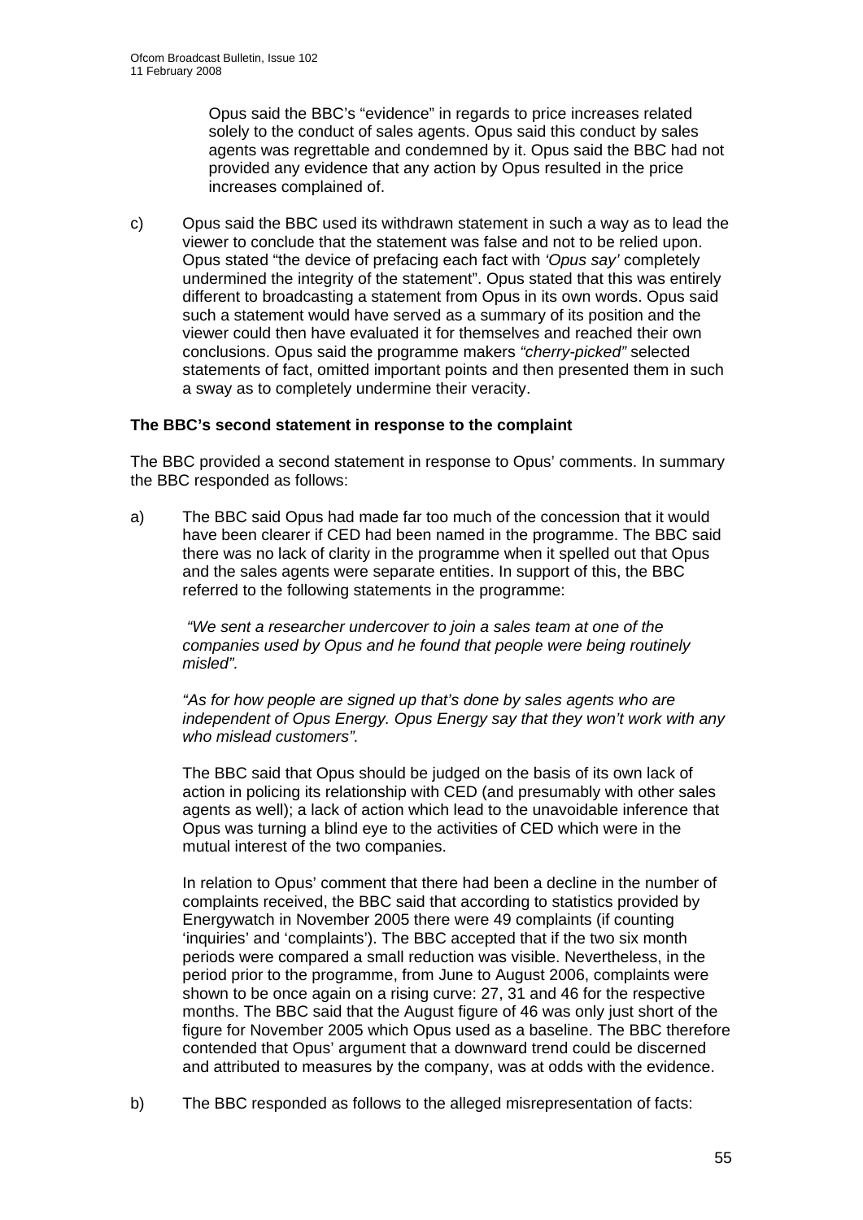Opus said the BBC's "evidence" in regards to price increases related solely to the conduct of sales agents. Opus said this conduct by sales agents was regrettable and condemned by it. Opus said the BBC had not provided any evidence that any action by Opus resulted in the price increases complained of.

c) Opus said the BBC used its withdrawn statement in such a way as to lead the viewer to conclude that the statement was false and not to be relied upon. Opus stated "the device of prefacing each fact with *'Opus say'* completely undermined the integrity of the statement". Opus stated that this was entirely different to broadcasting a statement from Opus in its own words. Opus said such a statement would have served as a summary of its position and the viewer could then have evaluated it for themselves and reached their own conclusions. Opus said the programme makers *"cherry-picked"* selected statements of fact, omitted important points and then presented them in such a sway as to completely undermine their veracity.

**The BBC's second statement in response to the complaint**

The BBC provided a second statement in response to Opus' comments. In summary the BBC responded as follows:

a) The BBC said Opus had made far too much of the concession that it would have been clearer if CED had been named in the programme. The BBC said there was no lack of clarity in the programme when it spelled out that Opus and the sales agents were separate entities. In support of this, the BBC referred to the following statements in the programme:

*"We sent a researcher undercover to join a sales team at one of the companies used by Opus and he found that people were being routinely misled".*

*"As for how people are signed up that's done by sales agents who are independent of Opus Energy. Opus Energy say that they won't work with any who mislead customers".*

The BBC said that Opus should be judged on the basis of its own lack of action in policing its relationship with CED (and presumably with other sales agents as well); a lack of action which lead to the unavoidable inference that Opus was turning a blind eye to the activities of CED which were in the mutual interest of the two companies.

In relation to Opus' comment that there had been a decline in the number of complaints received, the BBC said that according to statistics provided by Energywatch in November 2005 there were 49 complaints (if counting 'inquiries' and 'complaints'). The BBC accepted that if the two six month periods were compared a small reduction was visible. Nevertheless, in the period prior to the programme, from June to August 2006, complaints were shown to be once again on a rising curve: 27, 31 and 46 for the respective months. The BBC said that the August figure of 46 was only just short of the figure for November 2005 which Opus used as a baseline. The BBC therefore contended that Opus' argument that a downward trend could be discerned and attributed to measures by the company, was at odds with the evidence.

b) The BBC responded as follows to the alleged misrepresentation of facts: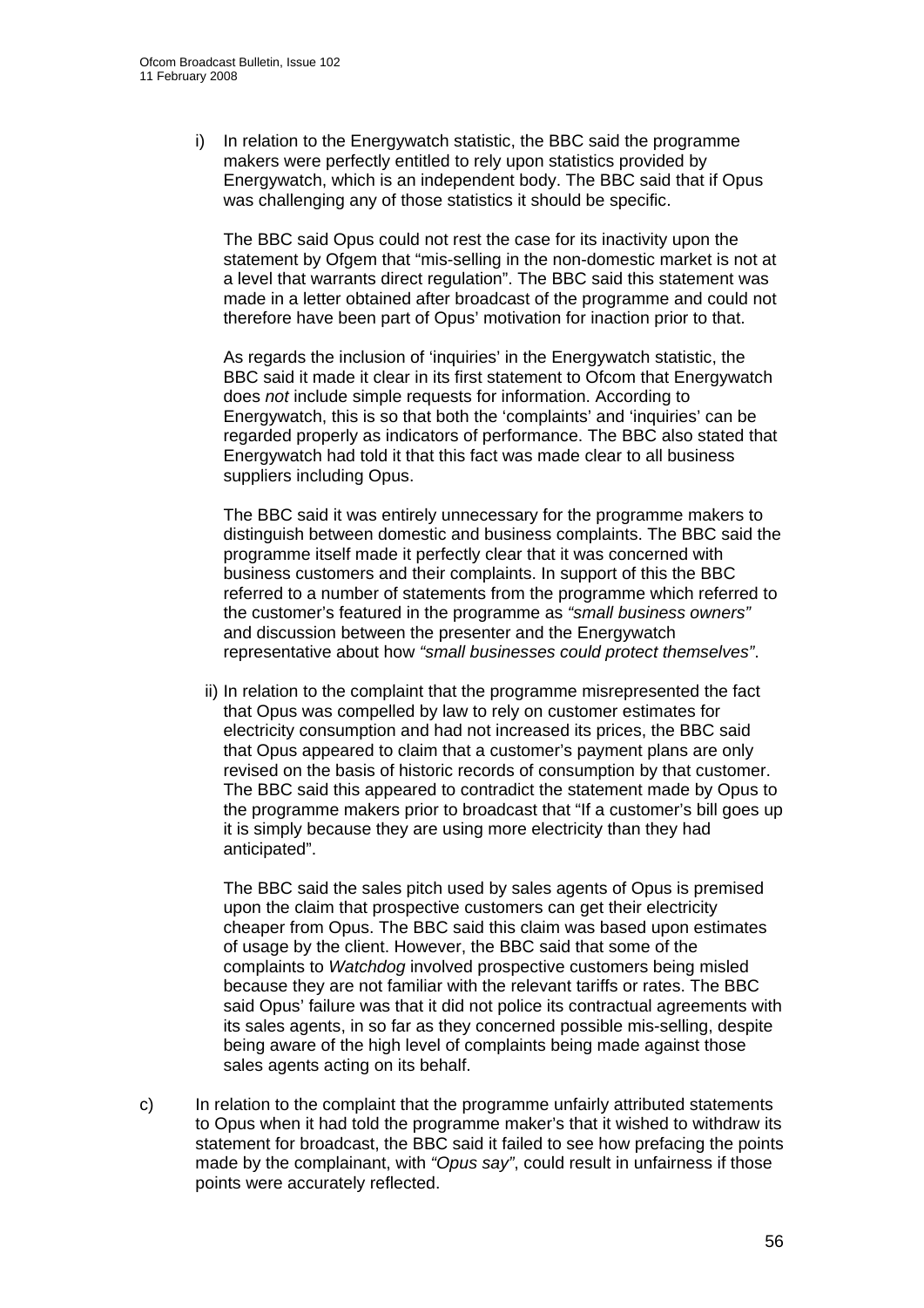i) In relation to the Energywatch statistic, the BBC said the programme makers were perfectly entitled to rely upon statistics provided by Energywatch, which is an independent body. The BBC said that if Opus was challenging any of those statistics it should be specific.

   The BBC said Opus could not rest the case for its inactivity upon the statement by Ofgem that "mis-selling in the non-domestic market is not at a level that warrants direct regulation". The BBC said this statement was made in a letter obtained after broadcast of the programme and could not therefore have been part of Opus' motivation for inaction prior to that.

   As regards the inclusion of 'inquiries' in the Energywatch statistic, the BBC said it made it clear in its first statement to Ofcom that Energywatch does *not* include simple requests for information. According to Energywatch, this is so that both the 'complaints' and 'inquiries' can be regarded properly as indicators of performance. The BBC also stated that Energywatch had told it that this fact was made clear to all business suppliers including Opus.

   The BBC said it was entirely unnecessary for the programme makers to distinguish between domestic and business complaints. The BBC said the programme itself made it perfectly clear that it was concerned with business customers and their complaints. In support of this the BBC referred to a number of statements from the programme which referred to the customer's featured in the programme as *"small business owners"* and discussion between the presenter and the Energywatch representative about how *"small businesses could protect themselves"*.

ii) In relation to the complaint that the programme misrepresented the fact that Opus was compelled by law to rely on customer estimates for electricity consumption and had not increased its prices, the BBC said that Opus appeared to claim that a customer's payment plans are only revised on the basis of historic records of consumption by that customer. The BBC said this appeared to contradict the statement made by Opus to the programme makers prior to broadcast that "If a customer's bill goes up it is simply because they are using more electricity than they had anticipated".

   The BBC said the sales pitch used by sales agents of Opus is premised upon the claim that prospective customers can get their electricity cheaper from Opus. The BBC said this claim was based upon estimates of usage by the client. However, the BBC said that some of the complaints to *Watchdog* involved prospective customers being misled because they are not familiar with the relevant tariffs or rates. The BBC said Opus' failure was that it did not police its contractual agreements with its sales agents, in so far as they concerned possible mis-selling, despite being aware of the high level of complaints being made against those sales agents acting on its behalf.

c) In relation to the complaint that the programme unfairly attributed statements to Opus when it had told the programme maker's that it wished to withdraw its statement for broadcast, the BBC said it failed to see how prefacing the points made by the complainant, with *"Opus say"*, could result in unfairness if those points were accurately reflected.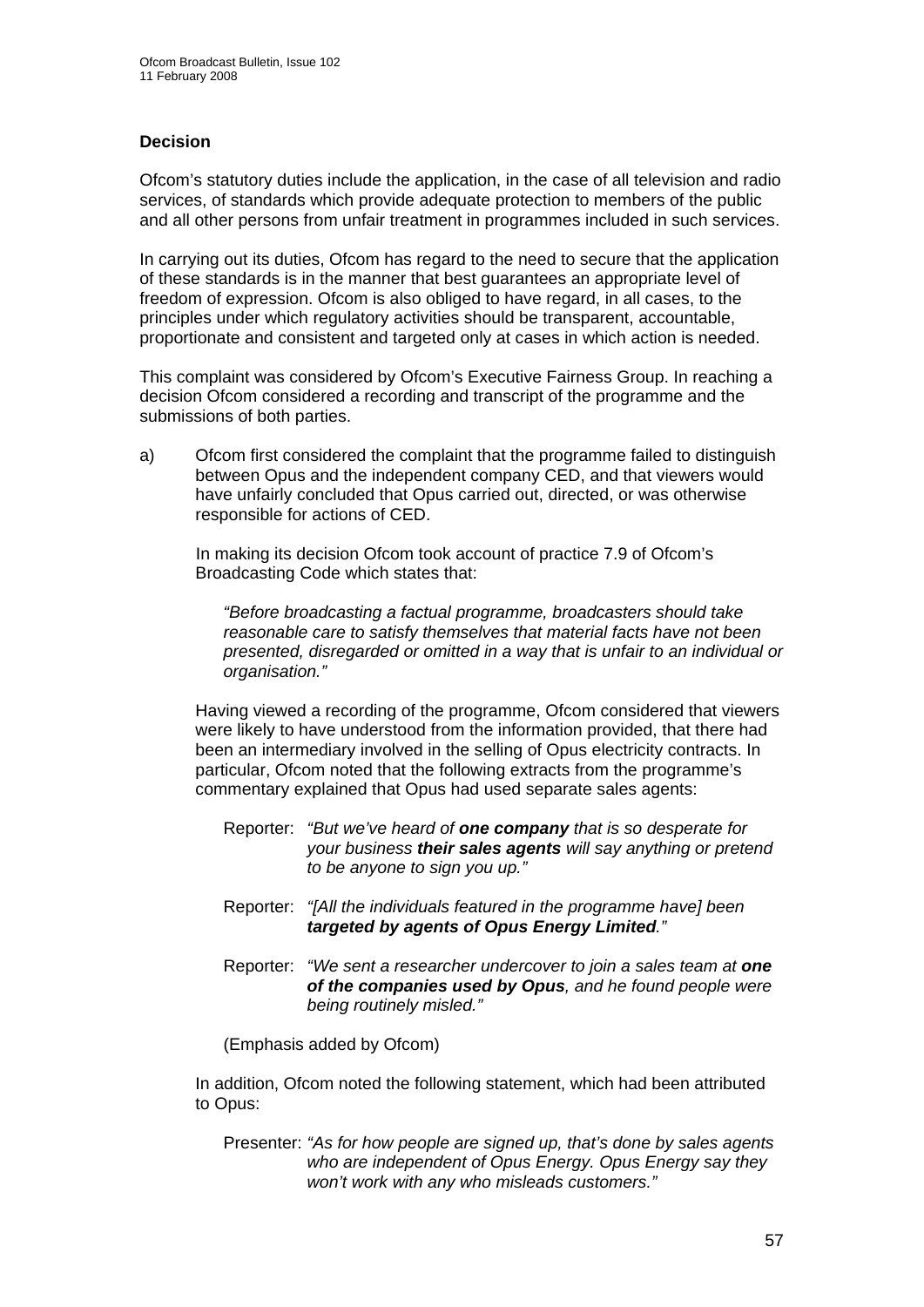### Decision

Ofcom's statutory duties include the application, in the case of all television and radio services, of standards which provide adequate protection to members of the public and all other persons from unfair treatment in programmes included in such services.

In carrying out its duties, Ofcom has regard to the need to secure that the application of these standards is in the manner that best guarantees an appropriate level of freedom of expression. Ofcom is also obliged to have regard, in all cases, to the principles under which regulatory activities should be transparent, accountable, proportionate and consistent and targeted only at cases in which action is needed.

This complaint was considered by Ofcom's Executive Fairness Group. In reaching a decision Ofcom considered a recording and transcript of the programme and the submissions of both parties.

a) Ofcom first considered the complaint that the programme failed to distinguish between Opus and the independent company CED, and that viewers would have unfairly concluded that Opus carried out, directed, or was otherwise responsible for actions of CED.

   In making its decision Ofcom took account of practice 7.9 of Ofcom's Broadcasting Code which states that:

   *"Before broadcasting a factual programme, broadcasters should take reasonable care to satisfy themselves that material facts have not been presented, disregarded or omitted in a way that is unfair to an individual or organisation."*

   Having viewed a recording of the programme, Ofcom considered that viewers were likely to have understood from the information provided, that there had been an intermediary involved in the selling of Opus electricity contracts. In particular, Ofcom noted that the following extracts from the programme's commentary explained that Opus had used separate sales agents:

   Reporter: *"But we've heard of **one company** that is so desperate for your business **their sales agents** will say anything or pretend to be anyone to sign you up."*

   Reporter: *"[All the individuals featured in the programme have] been **targeted by agents of Opus Energy Limited**."*

   Reporter: *"We sent a researcher undercover to join a sales team at **one of the companies used by Opus**, and he found people were being routinely misled."*

   (Emphasis added by Ofcom)

   In addition, Ofcom noted the following statement, which had been attributed to Opus:

   Presenter: *"As for how people are signed up, that's done by sales agents who are independent of Opus Energy. Opus Energy say they won't work with any who misleads customers."*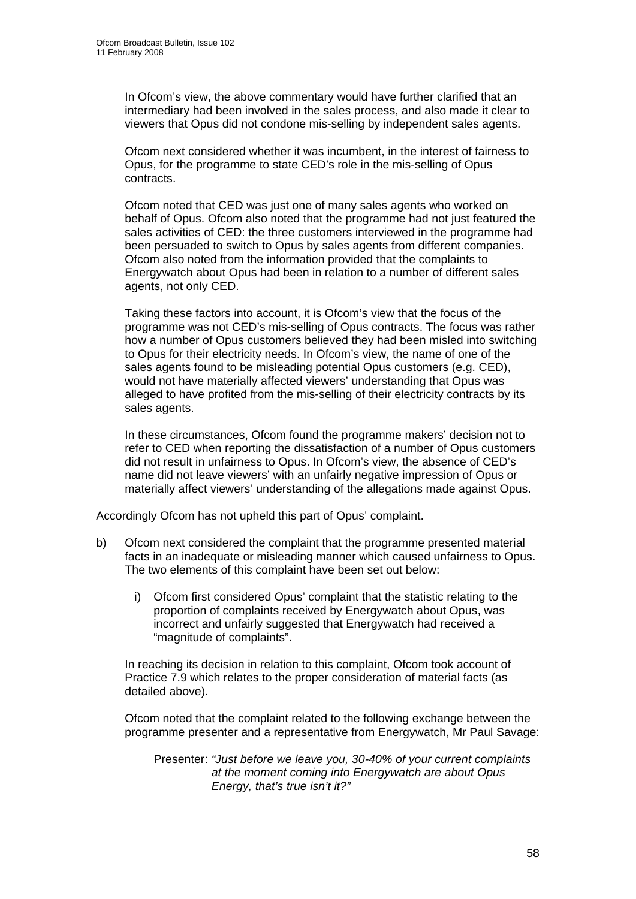In Ofcom's view, the above commentary would have further clarified that an intermediary had been involved in the sales process, and also made it clear to viewers that Opus did not condone mis-selling by independent sales agents.

Ofcom next considered whether it was incumbent, in the interest of fairness to Opus, for the programme to state CED's role in the mis-selling of Opus contracts.

Ofcom noted that CED was just one of many sales agents who worked on behalf of Opus. Ofcom also noted that the programme had not just featured the sales activities of CED: the three customers interviewed in the programme had been persuaded to switch to Opus by sales agents from different companies. Ofcom also noted from the information provided that the complaints to Energywatch about Opus had been in relation to a number of different sales agents, not only CED.

Taking these factors into account, it is Ofcom's view that the focus of the programme was not CED's mis-selling of Opus contracts. The focus was rather how a number of Opus customers believed they had been misled into switching to Opus for their electricity needs. In Ofcom's view, the name of one of the sales agents found to be misleading potential Opus customers (e.g. CED), would not have materially affected viewers' understanding that Opus was alleged to have profited from the mis-selling of their electricity contracts by its sales agents.

In these circumstances, Ofcom found the programme makers' decision not to refer to CED when reporting the dissatisfaction of a number of Opus customers did not result in unfairness to Opus. In Ofcom's view, the absence of CED's name did not leave viewers' with an unfairly negative impression of Opus or materially affect viewers' understanding of the allegations made against Opus.

Accordingly Ofcom has not upheld this part of Opus' complaint.

b) Ofcom next considered the complaint that the programme presented material facts in an inadequate or misleading manner which caused unfairness to Opus. The two elements of this complaint have been set out below:

   i) Ofcom first considered Opus' complaint that the statistic relating to the proportion of complaints received by Energywatch about Opus, was incorrect and unfairly suggested that Energywatch had received a "magnitude of complaints".

   In reaching its decision in relation to this complaint, Ofcom took account of Practice 7.9 which relates to the proper consideration of material facts (as detailed above).

   Ofcom noted that the complaint related to the following exchange between the programme presenter and a representative from Energywatch, Mr Paul Savage:

   Presenter: *"Just before we leave you, 30-40% of your current complaints at the moment coming into Energywatch are about Opus Energy, that's true isn't it?"*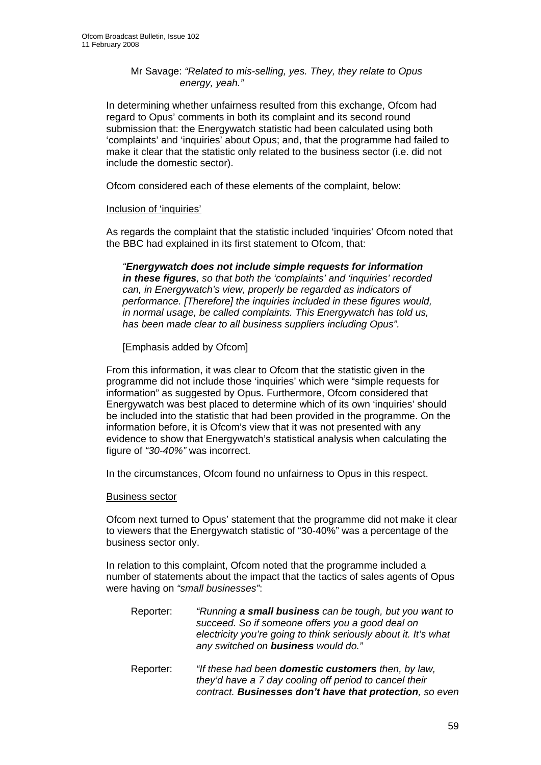Mr Savage: *"Related to mis-selling, yes. They, they relate to Opus energy, yeah."*

In determining whether unfairness resulted from this exchange, Ofcom had regard to Opus' comments in both its complaint and its second round submission that: the Energywatch statistic had been calculated using both 'complaints' and 'inquiries' about Opus; and, that the programme had failed to make it clear that the statistic only related to the business sector (i.e. did not include the domestic sector).

Ofcom considered each of these elements of the complaint, below:

Inclusion of 'inquiries'

As regards the complaint that the statistic included 'inquiries' Ofcom noted that the BBC had explained in its first statement to Ofcom, that:

> *"**Energywatch does not include simple requests for information in these figures**, so that both the 'complaints' and 'inquiries' recorded can, in Energywatch's view, properly be regarded as indicators of performance. [Therefore] the inquiries included in these figures would, in normal usage, be called complaints. This Energywatch has told us, has been made clear to all business suppliers including Opus".*
>
> [Emphasis added by Ofcom]

From this information, it was clear to Ofcom that the statistic given in the programme did not include those 'inquiries' which were "simple requests for information" as suggested by Opus. Furthermore, Ofcom considered that Energywatch was best placed to determine which of its own 'inquiries' should be included into the statistic that had been provided in the programme. On the information before, it is Ofcom's view that it was not presented with any evidence to show that Energywatch's statistical analysis when calculating the figure of *"30-40%"* was incorrect.

In the circumstances, Ofcom found no unfairness to Opus in this respect.

Business sector

Ofcom next turned to Opus' statement that the programme did not make it clear to viewers that the Energywatch statistic of "30-40%" was a percentage of the business sector only.

In relation to this complaint, Ofcom noted that the programme included a number of statements about the impact that the tactics of sales agents of Opus were having on *"small businesses"*:

Reporter: *"Running **a small business** can be tough, but you want to succeed. So if someone offers you a good deal on electricity you're going to think seriously about it. It's what any switched on **business** would do."*

Reporter: *"If these had been **domestic customers** then, by law, they'd have a 7 day cooling off period to cancel their contract. **Businesses don't have that protection**, so even*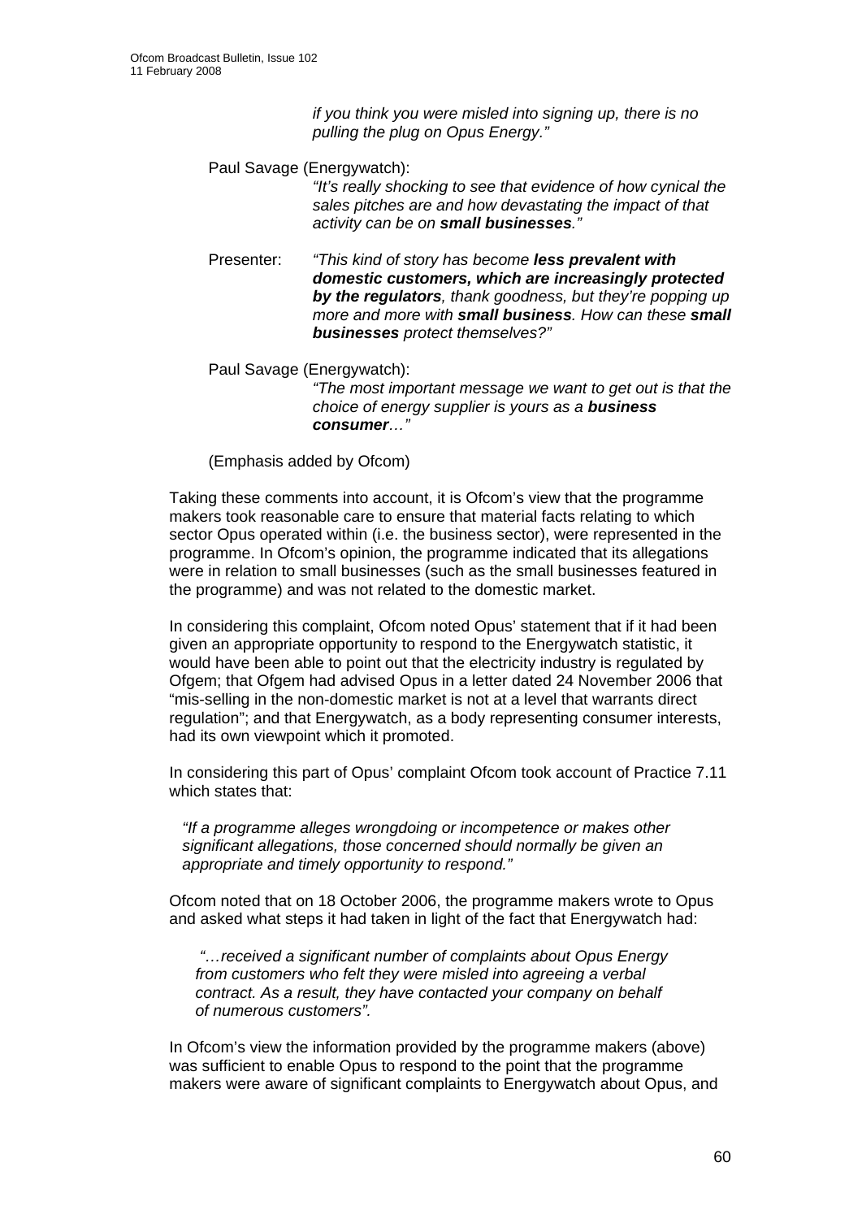*if you think you were misled into signing up, there is no pulling the plug on Opus Energy."*

Paul Savage (Energywatch):

*"It's really shocking to see that evidence of how cynical the sales pitches are and how devastating the impact of that activity can be on **small businesses**."*

Presenter: *"This kind of story has become **less prevalent with domestic customers, which are increasingly protected by the regulators**, thank goodness, but they're popping up more and more with **small business**. How can these **small businesses** protect themselves?"*

Paul Savage (Energywatch):

*"The most important message we want to get out is that the choice of energy supplier is yours as a **business consumer**…"*

(Emphasis added by Ofcom)

Taking these comments into account, it is Ofcom's view that the programme makers took reasonable care to ensure that material facts relating to which sector Opus operated within (i.e. the business sector), were represented in the programme. In Ofcom's opinion, the programme indicated that its allegations were in relation to small businesses (such as the small businesses featured in the programme) and was not related to the domestic market.

In considering this complaint, Ofcom noted Opus' statement that if it had been given an appropriate opportunity to respond to the Energywatch statistic, it would have been able to point out that the electricity industry is regulated by Ofgem; that Ofgem had advised Opus in a letter dated 24 November 2006 that "mis-selling in the non-domestic market is not at a level that warrants direct regulation"; and that Energywatch, as a body representing consumer interests, had its own viewpoint which it promoted.

In considering this part of Opus' complaint Ofcom took account of Practice 7.11 which states that:

*"If a programme alleges wrongdoing or incompetence or makes other significant allegations, those concerned should normally be given an appropriate and timely opportunity to respond."*

Ofcom noted that on 18 October 2006, the programme makers wrote to Opus and asked what steps it had taken in light of the fact that Energywatch had:

*"…received a significant number of complaints about Opus Energy from customers who felt they were misled into agreeing a verbal contract. As a result, they have contacted your company on behalf of numerous customers".*

In Ofcom's view the information provided by the programme makers (above) was sufficient to enable Opus to respond to the point that the programme makers were aware of significant complaints to Energywatch about Opus, and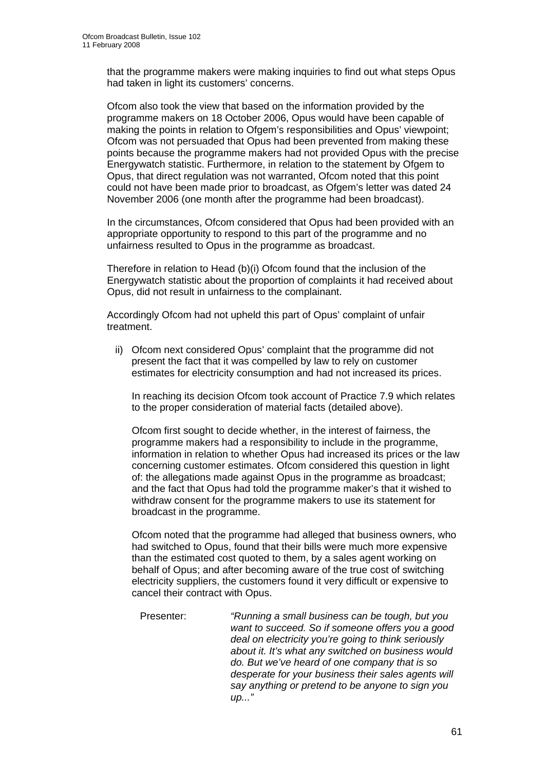that the programme makers were making inquiries to find out what steps Opus had taken in light its customers' concerns.

Ofcom also took the view that based on the information provided by the programme makers on 18 October 2006, Opus would have been capable of making the points in relation to Ofgem's responsibilities and Opus' viewpoint; Ofcom was not persuaded that Opus had been prevented from making these points because the programme makers had not provided Opus with the precise Energywatch statistic. Furthermore, in relation to the statement by Ofgem to Opus, that direct regulation was not warranted, Ofcom noted that this point could not have been made prior to broadcast, as Ofgem's letter was dated 24 November 2006 (one month after the programme had been broadcast).

In the circumstances, Ofcom considered that Opus had been provided with an appropriate opportunity to respond to this part of the programme and no unfairness resulted to Opus in the programme as broadcast.

Therefore in relation to Head (b)(i) Ofcom found that the inclusion of the Energywatch statistic about the proportion of complaints it had received about Opus, did not result in unfairness to the complainant.

Accordingly Ofcom had not upheld this part of Opus' complaint of unfair treatment.

ii) Ofcom next considered Opus' complaint that the programme did not present the fact that it was compelled by law to rely on customer estimates for electricity consumption and had not increased its prices.

   In reaching its decision Ofcom took account of Practice 7.9 which relates to the proper consideration of material facts (detailed above).

   Ofcom first sought to decide whether, in the interest of fairness, the programme makers had a responsibility to include in the programme, information in relation to whether Opus had increased its prices or the law concerning customer estimates. Ofcom considered this question in light of: the allegations made against Opus in the programme as broadcast; and the fact that Opus had told the programme maker's that it wished to withdraw consent for the programme makers to use its statement for broadcast in the programme.

   Ofcom noted that the programme had alleged that business owners, who had switched to Opus, found that their bills were much more expensive than the estimated cost quoted to them, by a sales agent working on behalf of Opus; and after becoming aware of the true cost of switching electricity suppliers, the customers found it very difficult or expensive to cancel their contract with Opus.

   Presenter: *"Running a small business can be tough, but you want to succeed. So if someone offers you a good deal on electricity you're going to think seriously about it. It's what any switched on business would do. But we've heard of one company that is so desperate for your business their sales agents will say anything or pretend to be anyone to sign you up..."*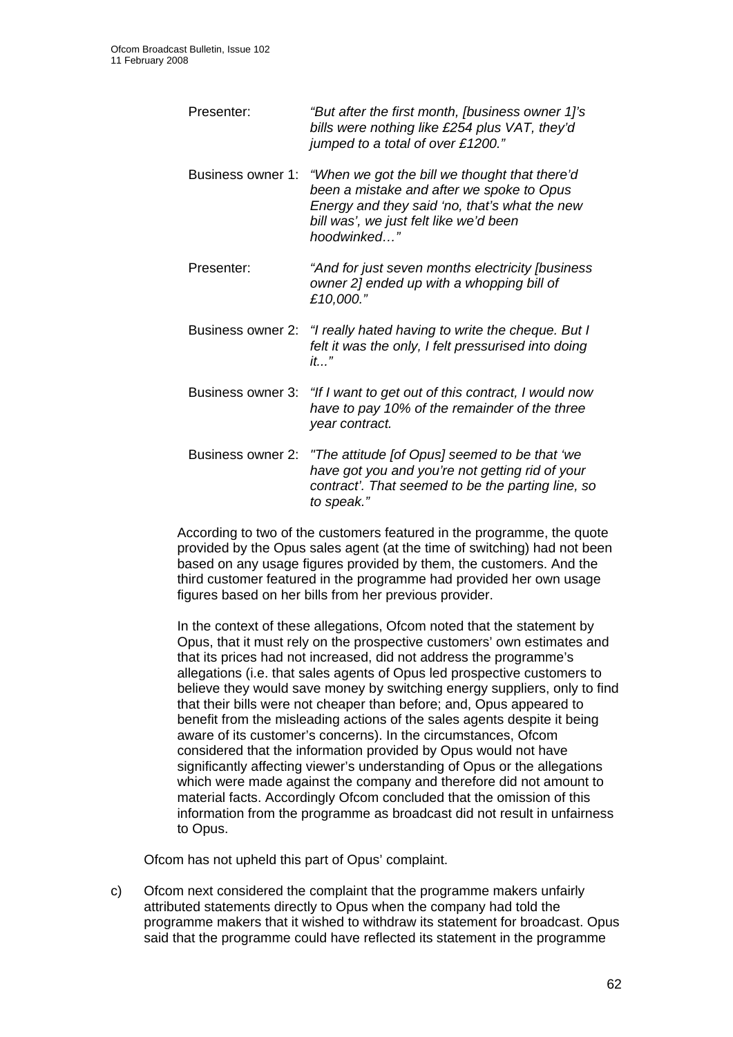| | |
|---|---|
| Presenter: | *"But after the first month, [business owner 1]'s bills were nothing like £254 plus VAT, they'd jumped to a total of over £1200."* |
| Business owner 1: | *"When we got the bill we thought that there'd been a mistake and after we spoke to Opus Energy and they said 'no, that's what the new bill was', we just felt like we'd been hoodwinked…"* |
| Presenter: | *"And for just seven months electricity [business owner 2] ended up with a whopping bill of £10,000."* |
| Business owner 2: | *"I really hated having to write the cheque. But I felt it was the only, I felt pressurised into doing it..."* |
| Business owner 3: | *"If I want to get out of this contract, I would now have to pay 10% of the remainder of the three year contract.* |
| Business owner 2: | *"The attitude [of Opus] seemed to be that 'we have got you and you're not getting rid of your contract'. That seemed to be the parting line, so to speak."* |

According to two of the customers featured in the programme, the quote provided by the Opus sales agent (at the time of switching) had not been based on any usage figures provided by them, the customers. And the third customer featured in the programme had provided her own usage figures based on her bills from her previous provider.

In the context of these allegations, Ofcom noted that the statement by Opus, that it must rely on the prospective customers' own estimates and that its prices had not increased, did not address the programme's allegations (i.e. that sales agents of Opus led prospective customers to believe they would save money by switching energy suppliers, only to find that their bills were not cheaper than before; and, Opus appeared to benefit from the misleading actions of the sales agents despite it being aware of its customer's concerns). In the circumstances, Ofcom considered that the information provided by Opus would not have significantly affecting viewer's understanding of Opus or the allegations which were made against the company and therefore did not amount to material facts. Accordingly Ofcom concluded that the omission of this information from the programme as broadcast did not result in unfairness to Opus.

Ofcom has not upheld this part of Opus' complaint.

c) Ofcom next considered the complaint that the programme makers unfairly attributed statements directly to Opus when the company had told the programme makers that it wished to withdraw its statement for broadcast. Opus said that the programme could have reflected its statement in the programme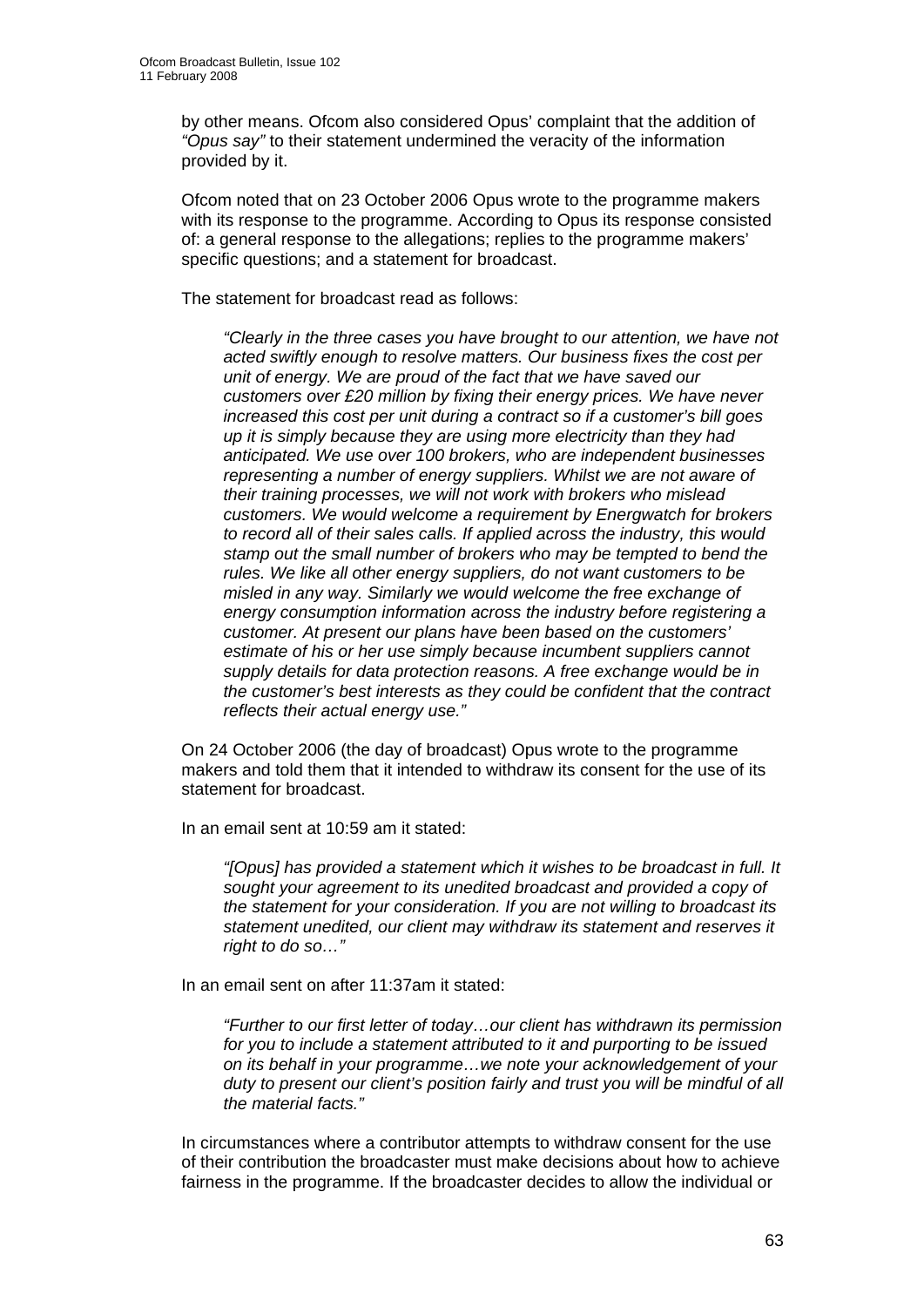by other means. Ofcom also considered Opus' complaint that the addition of *"Opus say"* to their statement undermined the veracity of the information provided by it.

Ofcom noted that on 23 October 2006 Opus wrote to the programme makers with its response to the programme. According to Opus its response consisted of: a general response to the allegations; replies to the programme makers' specific questions; and a statement for broadcast.

The statement for broadcast read as follows:

> *"Clearly in the three cases you have brought to our attention, we have not acted swiftly enough to resolve matters. Our business fixes the cost per unit of energy. We are proud of the fact that we have saved our customers over £20 million by fixing their energy prices. We have never increased this cost per unit during a contract so if a customer's bill goes up it is simply because they are using more electricity than they had anticipated. We use over 100 brokers, who are independent businesses representing a number of energy suppliers. Whilst we are not aware of their training processes, we will not work with brokers who mislead customers. We would welcome a requirement by Energwatch for brokers to record all of their sales calls. If applied across the industry, this would stamp out the small number of brokers who may be tempted to bend the rules. We like all other energy suppliers, do not want customers to be misled in any way. Similarly we would welcome the free exchange of energy consumption information across the industry before registering a customer. At present our plans have been based on the customers' estimate of his or her use simply because incumbent suppliers cannot supply details for data protection reasons. A free exchange would be in the customer's best interests as they could be confident that the contract reflects their actual energy use."*

On 24 October 2006 (the day of broadcast) Opus wrote to the programme makers and told them that it intended to withdraw its consent for the use of its statement for broadcast.

In an email sent at 10:59 am it stated:

> *"[Opus] has provided a statement which it wishes to be broadcast in full. It sought your agreement to its unedited broadcast and provided a copy of the statement for your consideration. If you are not willing to broadcast its statement unedited, our client may withdraw its statement and reserves it right to do so…"*

In an email sent on after 11:37am it stated:

> *"Further to our first letter of today…our client has withdrawn its permission for you to include a statement attributed to it and purporting to be issued on its behalf in your programme…we note your acknowledgement of your duty to present our client's position fairly and trust you will be mindful of all the material facts."*

In circumstances where a contributor attempts to withdraw consent for the use of their contribution the broadcaster must make decisions about how to achieve fairness in the programme. If the broadcaster decides to allow the individual or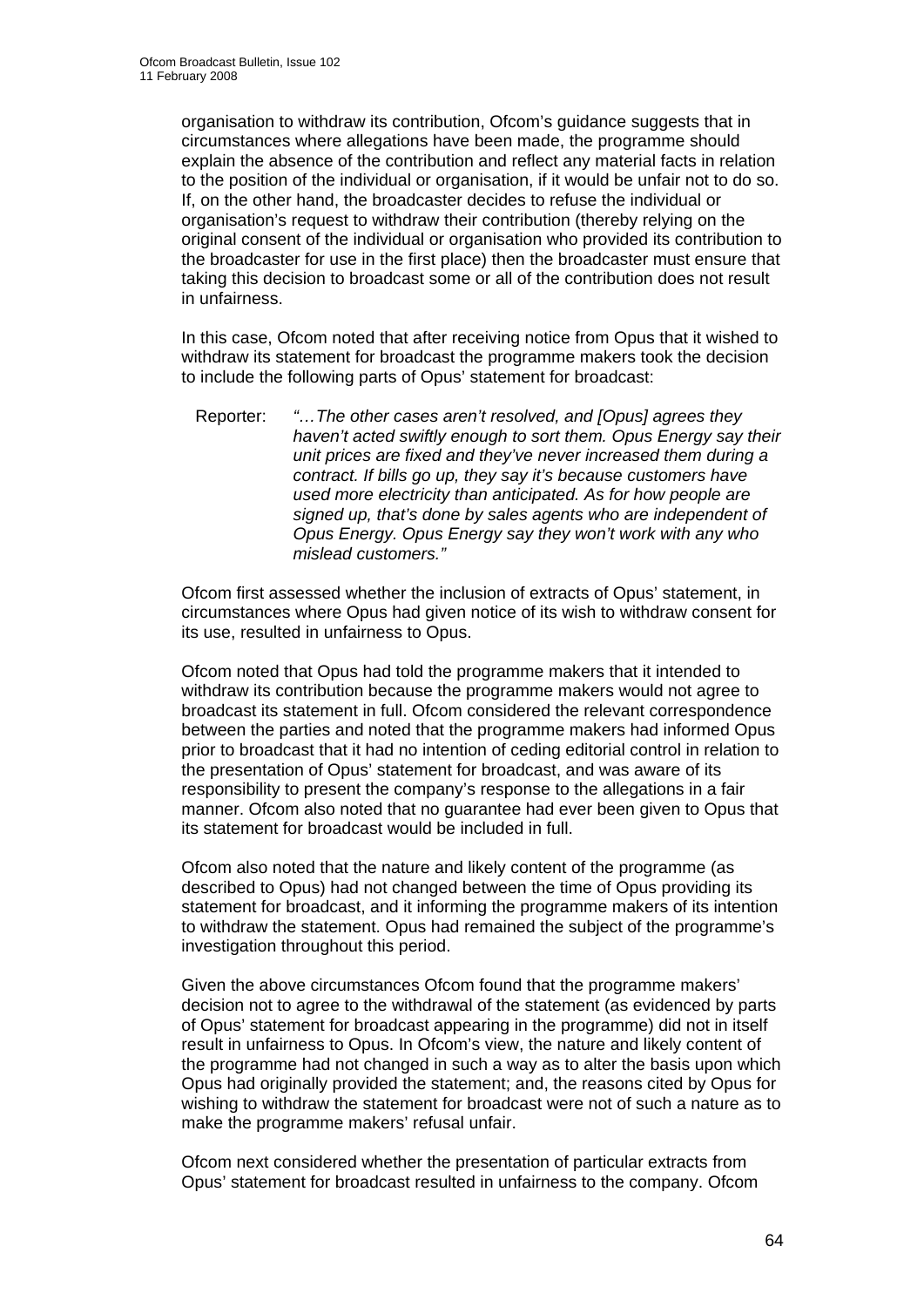organisation to withdraw its contribution, Ofcom's guidance suggests that in circumstances where allegations have been made, the programme should explain the absence of the contribution and reflect any material facts in relation to the position of the individual or organisation, if it would be unfair not to do so. If, on the other hand, the broadcaster decides to refuse the individual or organisation's request to withdraw their contribution (thereby relying on the original consent of the individual or organisation who provided its contribution to the broadcaster for use in the first place) then the broadcaster must ensure that taking this decision to broadcast some or all of the contribution does not result in unfairness.

In this case, Ofcom noted that after receiving notice from Opus that it wished to withdraw its statement for broadcast the programme makers took the decision to include the following parts of Opus' statement for broadcast:

> Reporter: *"…The other cases aren't resolved, and [Opus] agrees they haven't acted swiftly enough to sort them. Opus Energy say their unit prices are fixed and they've never increased them during a contract. If bills go up, they say it's because customers have used more electricity than anticipated. As for how people are signed up, that's done by sales agents who are independent of Opus Energy. Opus Energy say they won't work with any who mislead customers."*

Ofcom first assessed whether the inclusion of extracts of Opus' statement, in circumstances where Opus had given notice of its wish to withdraw consent for its use, resulted in unfairness to Opus.

Ofcom noted that Opus had told the programme makers that it intended to withdraw its contribution because the programme makers would not agree to broadcast its statement in full. Ofcom considered the relevant correspondence between the parties and noted that the programme makers had informed Opus prior to broadcast that it had no intention of ceding editorial control in relation to the presentation of Opus' statement for broadcast, and was aware of its responsibility to present the company's response to the allegations in a fair manner. Ofcom also noted that no guarantee had ever been given to Opus that its statement for broadcast would be included in full.

Ofcom also noted that the nature and likely content of the programme (as described to Opus) had not changed between the time of Opus providing its statement for broadcast, and it informing the programme makers of its intention to withdraw the statement. Opus had remained the subject of the programme's investigation throughout this period.

Given the above circumstances Ofcom found that the programme makers' decision not to agree to the withdrawal of the statement (as evidenced by parts of Opus' statement for broadcast appearing in the programme) did not in itself result in unfairness to Opus. In Ofcom's view, the nature and likely content of the programme had not changed in such a way as to alter the basis upon which Opus had originally provided the statement; and, the reasons cited by Opus for wishing to withdraw the statement for broadcast were not of such a nature as to make the programme makers' refusal unfair.

Ofcom next considered whether the presentation of particular extracts from Opus' statement for broadcast resulted in unfairness to the company. Ofcom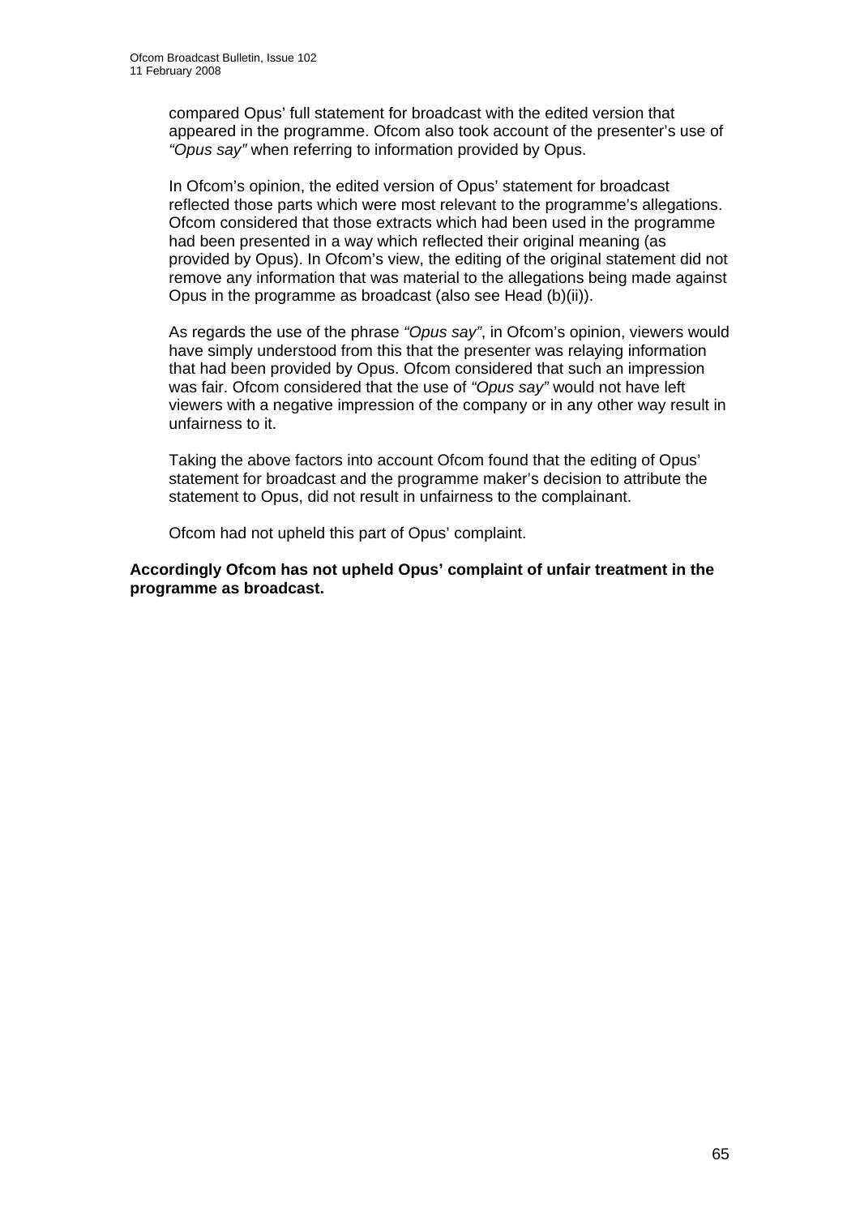compared Opus' full statement for broadcast with the edited version that appeared in the programme. Ofcom also took account of the presenter's use of *"Opus say"* when referring to information provided by Opus.

In Ofcom's opinion, the edited version of Opus' statement for broadcast reflected those parts which were most relevant to the programme's allegations. Ofcom considered that those extracts which had been used in the programme had been presented in a way which reflected their original meaning (as provided by Opus). In Ofcom's view, the editing of the original statement did not remove any information that was material to the allegations being made against Opus in the programme as broadcast (also see Head (b)(ii)).

As regards the use of the phrase *"Opus say"*, in Ofcom's opinion, viewers would have simply understood from this that the presenter was relaying information that had been provided by Opus. Ofcom considered that such an impression was fair. Ofcom considered that the use of *"Opus say"* would not have left viewers with a negative impression of the company or in any other way result in unfairness to it.

Taking the above factors into account Ofcom found that the editing of Opus' statement for broadcast and the programme maker's decision to attribute the statement to Opus, did not result in unfairness to the complainant.

Ofcom had not upheld this part of Opus' complaint.

**Accordingly Ofcom has not upheld Opus' complaint of unfair treatment in the programme as broadcast.**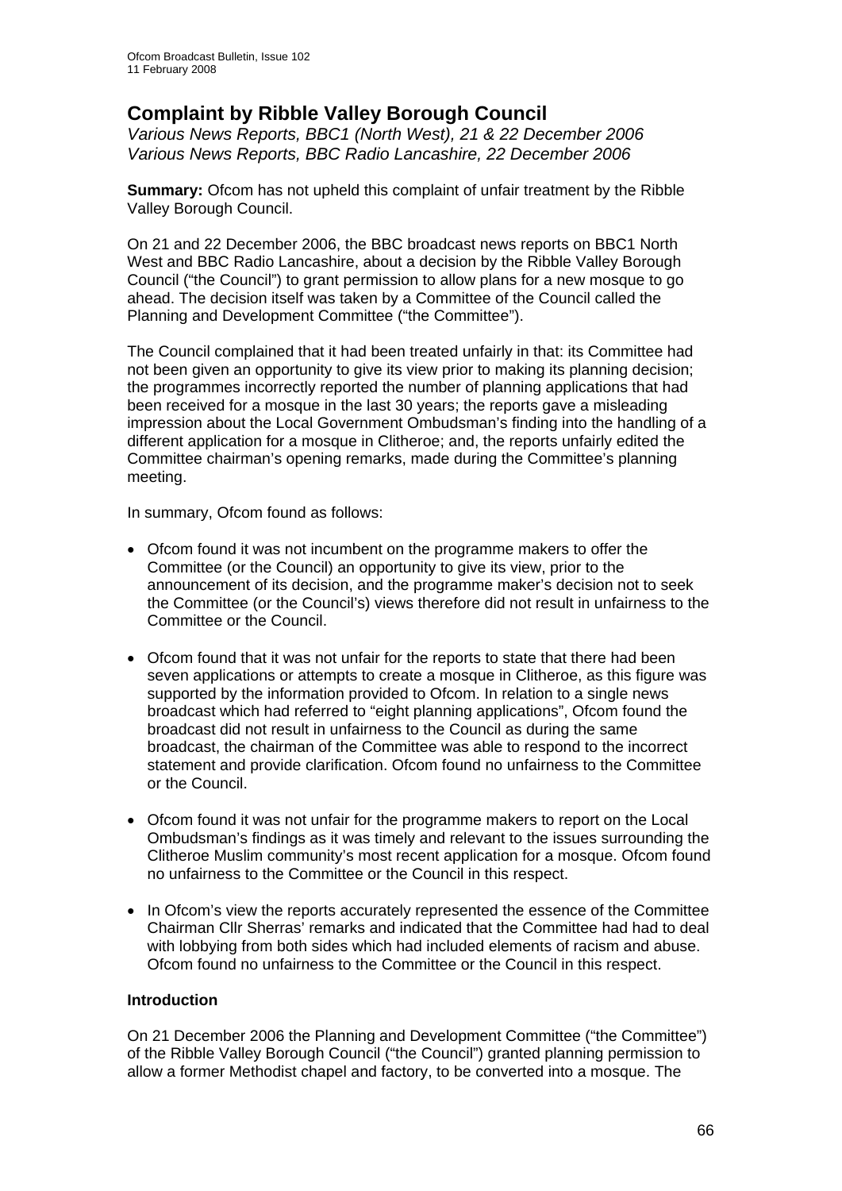## Complaint by Ribble Valley Borough Council

*Various News Reports, BBC1 (North West), 21 & 22 December 2006*
*Various News Reports, BBC Radio Lancashire, 22 December 2006*

**Summary:** Ofcom has not upheld this complaint of unfair treatment by the Ribble Valley Borough Council.

On 21 and 22 December 2006, the BBC broadcast news reports on BBC1 North West and BBC Radio Lancashire, about a decision by the Ribble Valley Borough Council ("the Council") to grant permission to allow plans for a new mosque to go ahead. The decision itself was taken by a Committee of the Council called the Planning and Development Committee ("the Committee").

The Council complained that it had been treated unfairly in that: its Committee had not been given an opportunity to give its view prior to making its planning decision; the programmes incorrectly reported the number of planning applications that had been received for a mosque in the last 30 years; the reports gave a misleading impression about the Local Government Ombudsman's finding into the handling of a different application for a mosque in Clitheroe; and, the reports unfairly edited the Committee chairman's opening remarks, made during the Committee's planning meeting.

In summary, Ofcom found as follows:

- Ofcom found it was not incumbent on the programme makers to offer the Committee (or the Council) an opportunity to give its view, prior to the announcement of its decision, and the programme maker's decision not to seek the Committee (or the Council's) views therefore did not result in unfairness to the Committee or the Council.
- Ofcom found that it was not unfair for the reports to state that there had been seven applications or attempts to create a mosque in Clitheroe, as this figure was supported by the information provided to Ofcom. In relation to a single news broadcast which had referred to "eight planning applications", Ofcom found the broadcast did not result in unfairness to the Council as during the same broadcast, the chairman of the Committee was able to respond to the incorrect statement and provide clarification. Ofcom found no unfairness to the Committee or the Council.
- Ofcom found it was not unfair for the programme makers to report on the Local Ombudsman's findings as it was timely and relevant to the issues surrounding the Clitheroe Muslim community's most recent application for a mosque. Ofcom found no unfairness to the Committee or the Council in this respect.
- In Ofcom's view the reports accurately represented the essence of the Committee Chairman Cllr Sherras' remarks and indicated that the Committee had had to deal with lobbying from both sides which had included elements of racism and abuse. Ofcom found no unfairness to the Committee or the Council in this respect.

### Introduction

On 21 December 2006 the Planning and Development Committee ("the Committee") of the Ribble Valley Borough Council ("the Council") granted planning permission to allow a former Methodist chapel and factory, to be converted into a mosque. The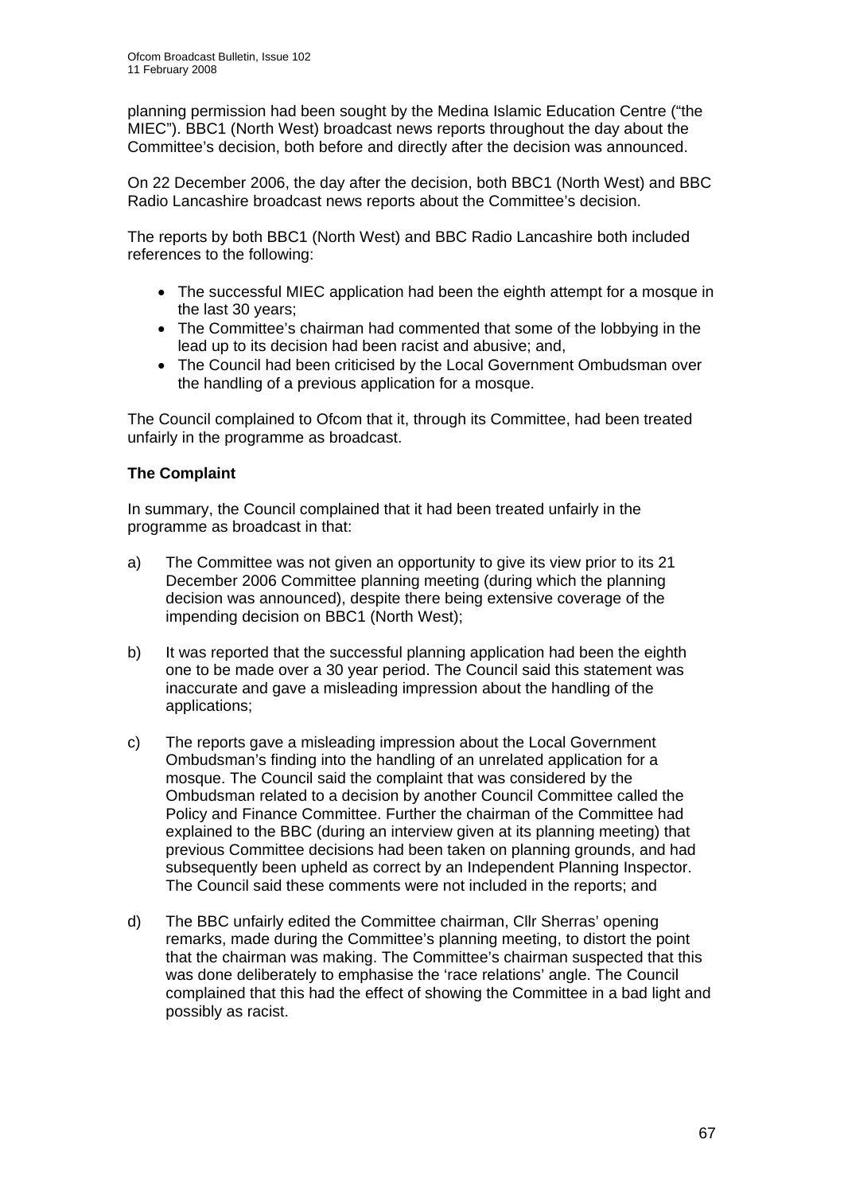planning permission had been sought by the Medina Islamic Education Centre ("the MIEC"). BBC1 (North West) broadcast news reports throughout the day about the Committee's decision, both before and directly after the decision was announced.

On 22 December 2006, the day after the decision, both BBC1 (North West) and BBC Radio Lancashire broadcast news reports about the Committee's decision.

The reports by both BBC1 (North West) and BBC Radio Lancashire both included references to the following:

- The successful MIEC application had been the eighth attempt for a mosque in the last 30 years;
- The Committee's chairman had commented that some of the lobbying in the lead up to its decision had been racist and abusive; and,
- The Council had been criticised by the Local Government Ombudsman over the handling of a previous application for a mosque.

The Council complained to Ofcom that it, through its Committee, had been treated unfairly in the programme as broadcast.

**The Complaint**

In summary, the Council complained that it had been treated unfairly in the programme as broadcast in that:

a) The Committee was not given an opportunity to give its view prior to its 21 December 2006 Committee planning meeting (during which the planning decision was announced), despite there being extensive coverage of the impending decision on BBC1 (North West);

b) It was reported that the successful planning application had been the eighth one to be made over a 30 year period. The Council said this statement was inaccurate and gave a misleading impression about the handling of the applications;

c) The reports gave a misleading impression about the Local Government Ombudsman's finding into the handling of an unrelated application for a mosque. The Council said the complaint that was considered by the Ombudsman related to a decision by another Council Committee called the Policy and Finance Committee. Further the chairman of the Committee had explained to the BBC (during an interview given at its planning meeting) that previous Committee decisions had been taken on planning grounds, and had subsequently been upheld as correct by an Independent Planning Inspector. The Council said these comments were not included in the reports; and

d) The BBC unfairly edited the Committee chairman, Cllr Sherras' opening remarks, made during the Committee's planning meeting, to distort the point that the chairman was making. The Committee's chairman suspected that this was done deliberately to emphasise the 'race relations' angle. The Council complained that this had the effect of showing the Committee in a bad light and possibly as racist.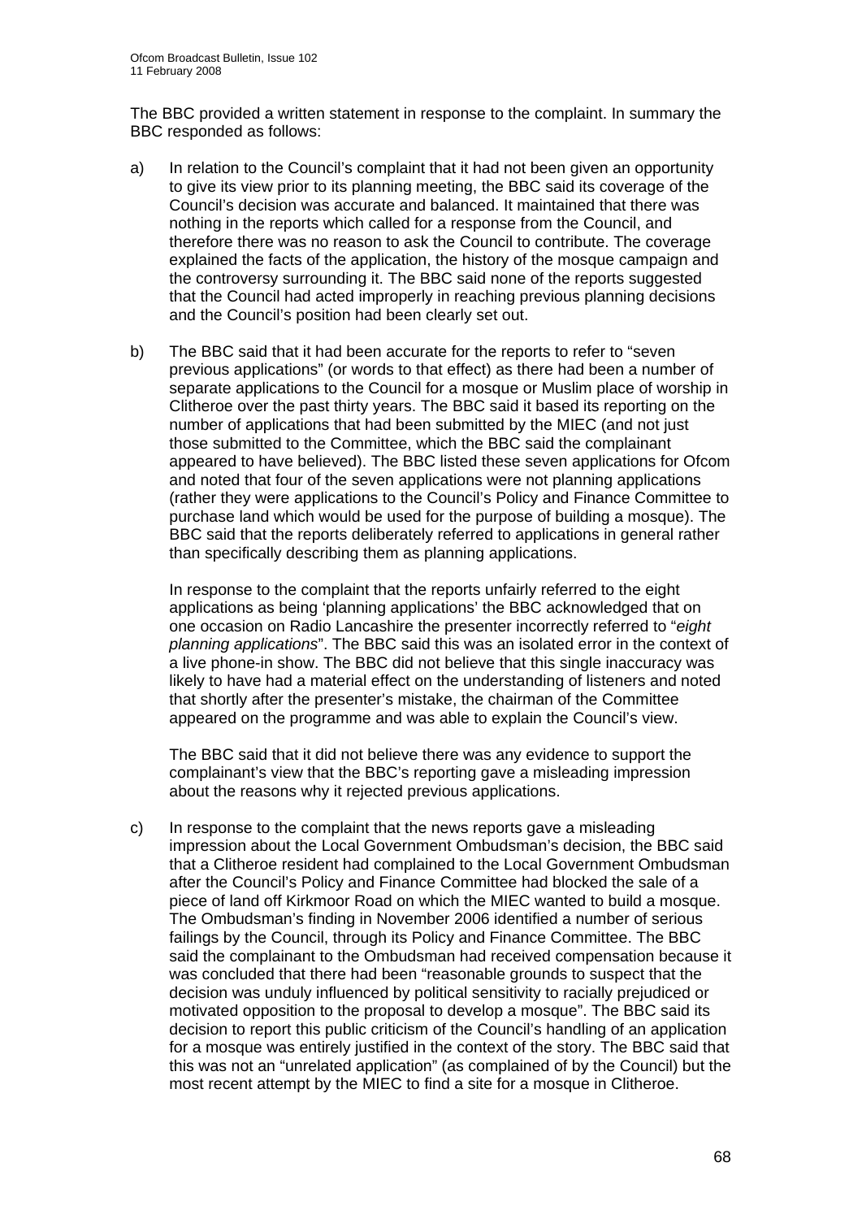The BBC provided a written statement in response to the complaint. In summary the BBC responded as follows:

a) In relation to the Council's complaint that it had not been given an opportunity to give its view prior to its planning meeting, the BBC said its coverage of the Council's decision was accurate and balanced. It maintained that there was nothing in the reports which called for a response from the Council, and therefore there was no reason to ask the Council to contribute. The coverage explained the facts of the application, the history of the mosque campaign and the controversy surrounding it. The BBC said none of the reports suggested that the Council had acted improperly in reaching previous planning decisions and the Council's position had been clearly set out.

b) The BBC said that it had been accurate for the reports to refer to "seven previous applications" (or words to that effect) as there had been a number of separate applications to the Council for a mosque or Muslim place of worship in Clitheroe over the past thirty years. The BBC said it based its reporting on the number of applications that had been submitted by the MIEC (and not just those submitted to the Committee, which the BBC said the complainant appeared to have believed). The BBC listed these seven applications for Ofcom and noted that four of the seven applications were not planning applications (rather they were applications to the Council's Policy and Finance Committee to purchase land which would be used for the purpose of building a mosque). The BBC said that the reports deliberately referred to applications in general rather than specifically describing them as planning applications.

   In response to the complaint that the reports unfairly referred to the eight applications as being 'planning applications' the BBC acknowledged that on one occasion on Radio Lancashire the presenter incorrectly referred to "*eight planning applications*". The BBC said this was an isolated error in the context of a live phone-in show. The BBC did not believe that this single inaccuracy was likely to have had a material effect on the understanding of listeners and noted that shortly after the presenter's mistake, the chairman of the Committee appeared on the programme and was able to explain the Council's view.

   The BBC said that it did not believe there was any evidence to support the complainant's view that the BBC's reporting gave a misleading impression about the reasons why it rejected previous applications.

c) In response to the complaint that the news reports gave a misleading impression about the Local Government Ombudsman's decision, the BBC said that a Clitheroe resident had complained to the Local Government Ombudsman after the Council's Policy and Finance Committee had blocked the sale of a piece of land off Kirkmoor Road on which the MIEC wanted to build a mosque. The Ombudsman's finding in November 2006 identified a number of serious failings by the Council, through its Policy and Finance Committee. The BBC said the complainant to the Ombudsman had received compensation because it was concluded that there had been "reasonable grounds to suspect that the decision was unduly influenced by political sensitivity to racially prejudiced or motivated opposition to the proposal to develop a mosque". The BBC said its decision to report this public criticism of the Council's handling of an application for a mosque was entirely justified in the context of the story. The BBC said that this was not an "unrelated application" (as complained of by the Council) but the most recent attempt by the MIEC to find a site for a mosque in Clitheroe.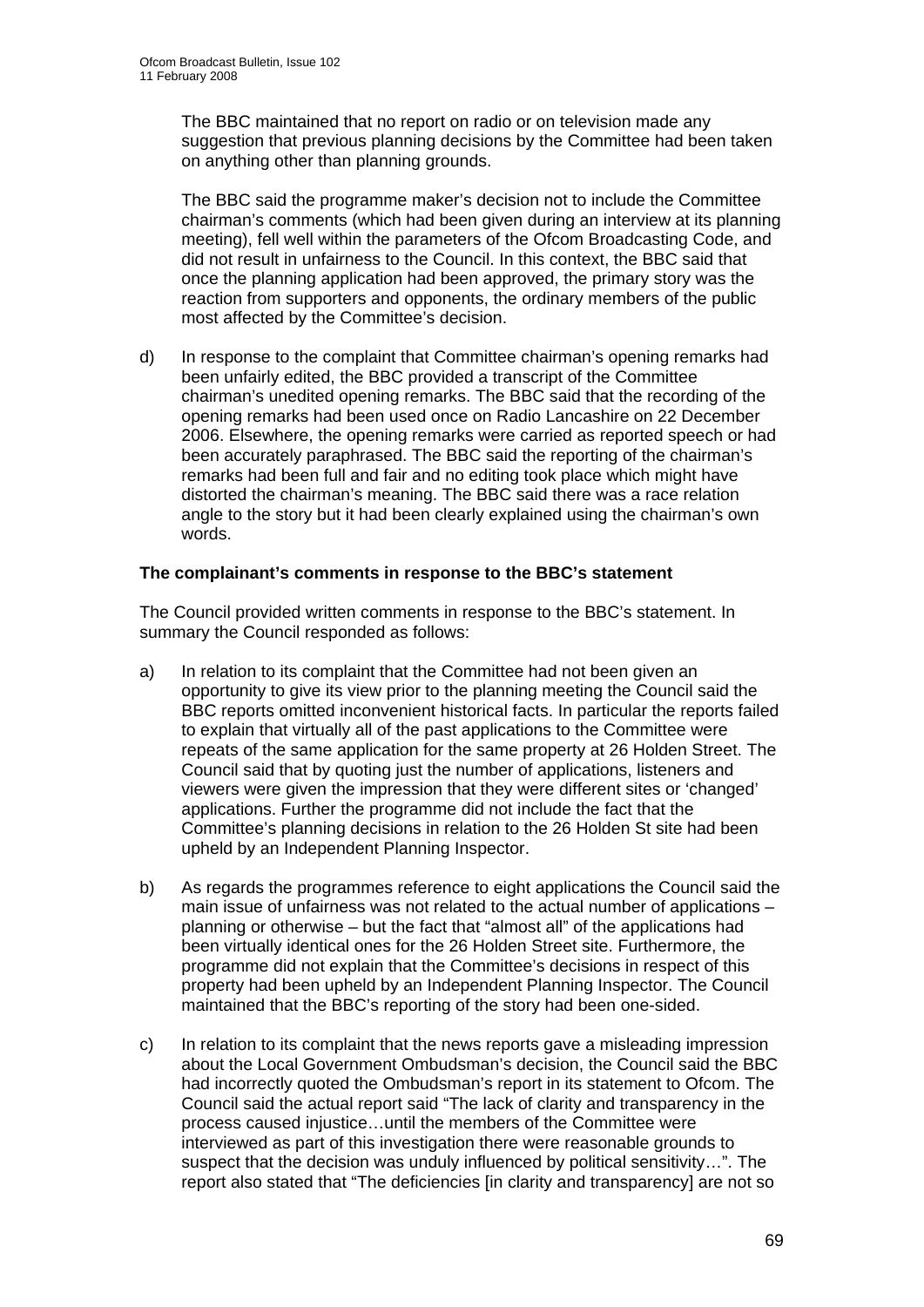The BBC maintained that no report on radio or on television made any suggestion that previous planning decisions by the Committee had been taken on anything other than planning grounds.

The BBC said the programme maker's decision not to include the Committee chairman's comments (which had been given during an interview at its planning meeting), fell well within the parameters of the Ofcom Broadcasting Code, and did not result in unfairness to the Council. In this context, the BBC said that once the planning application had been approved, the primary story was the reaction from supporters and opponents, the ordinary members of the public most affected by the Committee's decision.

d) In response to the complaint that Committee chairman's opening remarks had been unfairly edited, the BBC provided a transcript of the Committee chairman's unedited opening remarks. The BBC said that the recording of the opening remarks had been used once on Radio Lancashire on 22 December 2006. Elsewhere, the opening remarks were carried as reported speech or had been accurately paraphrased. The BBC said the reporting of the chairman's remarks had been full and fair and no editing took place which might have distorted the chairman's meaning. The BBC said there was a race relation angle to the story but it had been clearly explained using the chairman's own words.

**The complainant's comments in response to the BBC's statement**

The Council provided written comments in response to the BBC's statement. In summary the Council responded as follows:

a) In relation to its complaint that the Committee had not been given an opportunity to give its view prior to the planning meeting the Council said the BBC reports omitted inconvenient historical facts. In particular the reports failed to explain that virtually all of the past applications to the Committee were repeats of the same application for the same property at 26 Holden Street. The Council said that by quoting just the number of applications, listeners and viewers were given the impression that they were different sites or 'changed' applications. Further the programme did not include the fact that the Committee's planning decisions in relation to the 26 Holden St site had been upheld by an Independent Planning Inspector.

b) As regards the programmes reference to eight applications the Council said the main issue of unfairness was not related to the actual number of applications – planning or otherwise – but the fact that "almost all" of the applications had been virtually identical ones for the 26 Holden Street site. Furthermore, the programme did not explain that the Committee's decisions in respect of this property had been upheld by an Independent Planning Inspector. The Council maintained that the BBC's reporting of the story had been one-sided.

c) In relation to its complaint that the news reports gave a misleading impression about the Local Government Ombudsman's decision, the Council said the BBC had incorrectly quoted the Ombudsman's report in its statement to Ofcom. The Council said the actual report said "The lack of clarity and transparency in the process caused injustice…until the members of the Committee were interviewed as part of this investigation there were reasonable grounds to suspect that the decision was unduly influenced by political sensitivity…". The report also stated that "The deficiencies [in clarity and transparency] are not so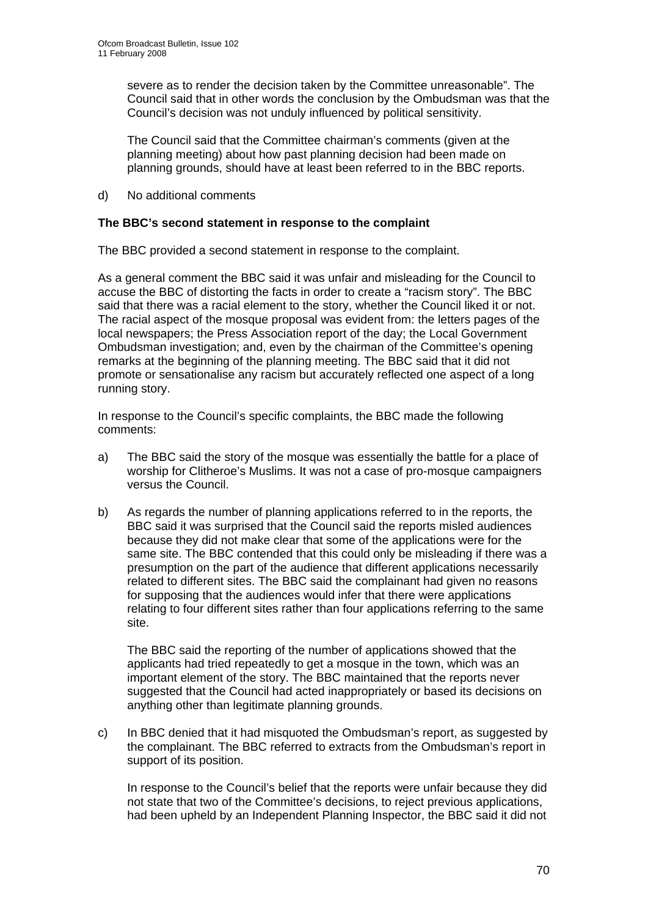severe as to render the decision taken by the Committee unreasonable". The Council said that in other words the conclusion by the Ombudsman was that the Council's decision was not unduly influenced by political sensitivity.

The Council said that the Committee chairman's comments (given at the planning meeting) about how past planning decision had been made on planning grounds, should have at least been referred to in the BBC reports.

d) No additional comments

**The BBC's second statement in response to the complaint**

The BBC provided a second statement in response to the complaint.

As a general comment the BBC said it was unfair and misleading for the Council to accuse the BBC of distorting the facts in order to create a "racism story". The BBC said that there was a racial element to the story, whether the Council liked it or not. The racial aspect of the mosque proposal was evident from: the letters pages of the local newspapers; the Press Association report of the day; the Local Government Ombudsman investigation; and, even by the chairman of the Committee's opening remarks at the beginning of the planning meeting. The BBC said that it did not promote or sensationalise any racism but accurately reflected one aspect of a long running story.

In response to the Council's specific complaints, the BBC made the following comments:

a) The BBC said the story of the mosque was essentially the battle for a place of worship for Clitheroe's Muslims. It was not a case of pro-mosque campaigners versus the Council.

b) As regards the number of planning applications referred to in the reports, the BBC said it was surprised that the Council said the reports misled audiences because they did not make clear that some of the applications were for the same site. The BBC contended that this could only be misleading if there was a presumption on the part of the audience that different applications necessarily related to different sites. The BBC said the complainant had given no reasons for supposing that the audiences would infer that there were applications relating to four different sites rather than four applications referring to the same site.

   The BBC said the reporting of the number of applications showed that the applicants had tried repeatedly to get a mosque in the town, which was an important element of the story. The BBC maintained that the reports never suggested that the Council had acted inappropriately or based its decisions on anything other than legitimate planning grounds.

c) In BBC denied that it had misquoted the Ombudsman's report, as suggested by the complainant. The BBC referred to extracts from the Ombudsman's report in support of its position.

   In response to the Council's belief that the reports were unfair because they did not state that two of the Committee's decisions, to reject previous applications, had been upheld by an Independent Planning Inspector, the BBC said it did not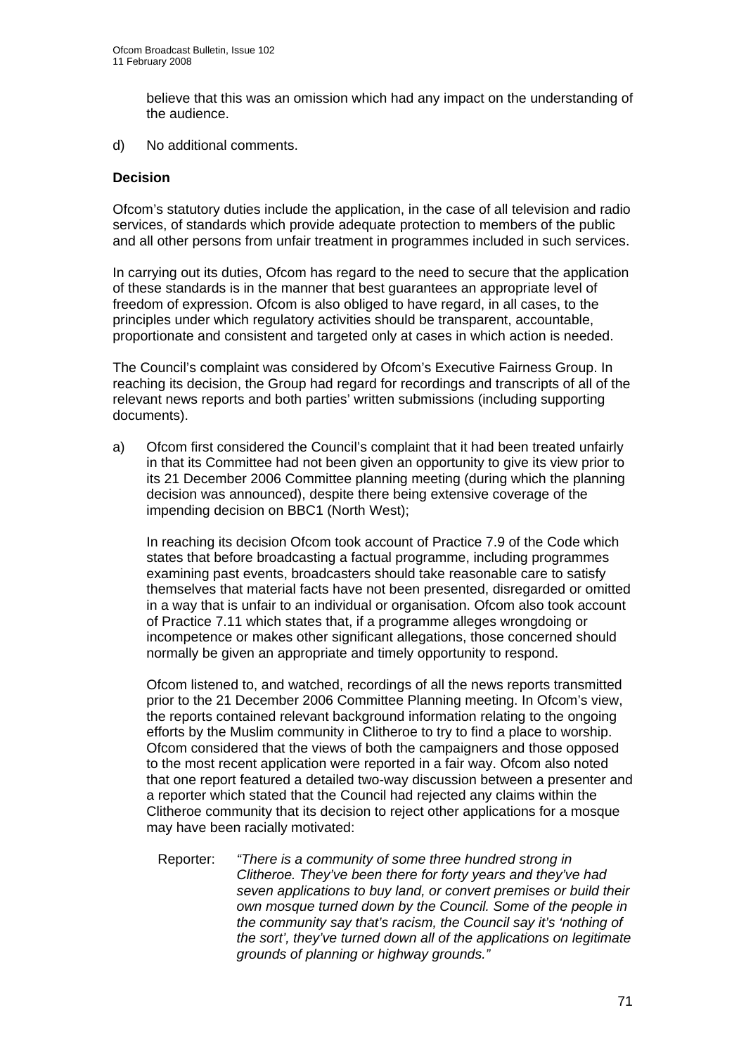believe that this was an omission which had any impact on the understanding of the audience.

d) No additional comments.

**Decision**

Ofcom's statutory duties include the application, in the case of all television and radio services, of standards which provide adequate protection to members of the public and all other persons from unfair treatment in programmes included in such services.

In carrying out its duties, Ofcom has regard to the need to secure that the application of these standards is in the manner that best guarantees an appropriate level of freedom of expression. Ofcom is also obliged to have regard, in all cases, to the principles under which regulatory activities should be transparent, accountable, proportionate and consistent and targeted only at cases in which action is needed.

The Council's complaint was considered by Ofcom's Executive Fairness Group. In reaching its decision, the Group had regard for recordings and transcripts of all of the relevant news reports and both parties' written submissions (including supporting documents).

a) Ofcom first considered the Council's complaint that it had been treated unfairly in that its Committee had not been given an opportunity to give its view prior to its 21 December 2006 Committee planning meeting (during which the planning decision was announced), despite there being extensive coverage of the impending decision on BBC1 (North West);

   In reaching its decision Ofcom took account of Practice 7.9 of the Code which states that before broadcasting a factual programme, including programmes examining past events, broadcasters should take reasonable care to satisfy themselves that material facts have not been presented, disregarded or omitted in a way that is unfair to an individual or organisation. Ofcom also took account of Practice 7.11 which states that, if a programme alleges wrongdoing or incompetence or makes other significant allegations, those concerned should normally be given an appropriate and timely opportunity to respond.

   Ofcom listened to, and watched, recordings of all the news reports transmitted prior to the 21 December 2006 Committee Planning meeting. In Ofcom's view, the reports contained relevant background information relating to the ongoing efforts by the Muslim community in Clitheroe to try to find a place to worship. Ofcom considered that the views of both the campaigners and those opposed to the most recent application were reported in a fair way. Ofcom also noted that one report featured a detailed two-way discussion between a presenter and a reporter which stated that the Council had rejected any claims within the Clitheroe community that its decision to reject other applications for a mosque may have been racially motivated:

   Reporter: *"There is a community of some three hundred strong in Clitheroe. They've been there for forty years and they've had seven applications to buy land, or convert premises or build their own mosque turned down by the Council. Some of the people in the community say that's racism, the Council say it's 'nothing of the sort', they've turned down all of the applications on legitimate grounds of planning or highway grounds."*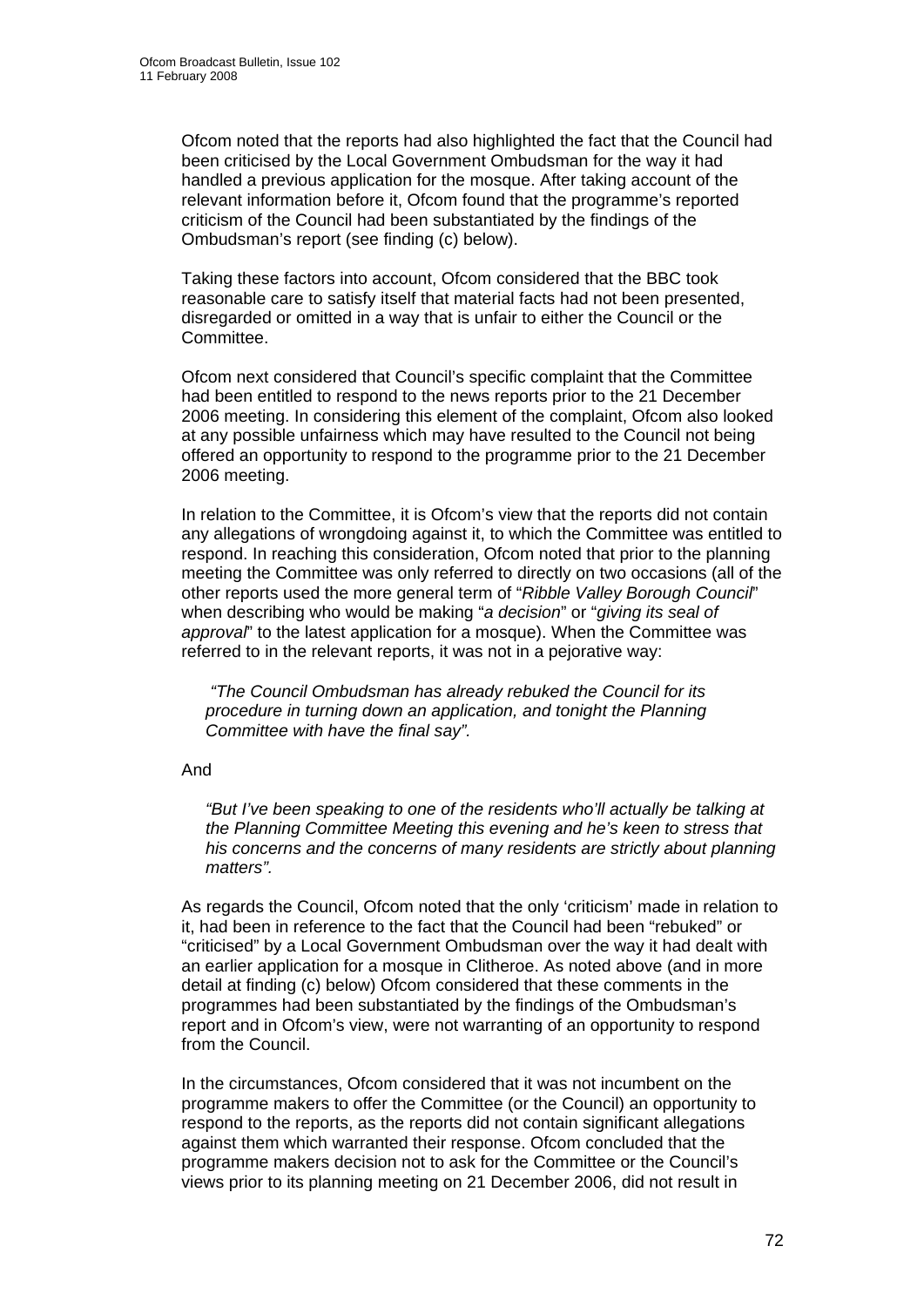Ofcom noted that the reports had also highlighted the fact that the Council had been criticised by the Local Government Ombudsman for the way it had handled a previous application for the mosque. After taking account of the relevant information before it, Ofcom found that the programme's reported criticism of the Council had been substantiated by the findings of the Ombudsman's report (see finding (c) below).

Taking these factors into account, Ofcom considered that the BBC took reasonable care to satisfy itself that material facts had not been presented, disregarded or omitted in a way that is unfair to either the Council or the Committee.

Ofcom next considered that Council's specific complaint that the Committee had been entitled to respond to the news reports prior to the 21 December 2006 meeting. In considering this element of the complaint, Ofcom also looked at any possible unfairness which may have resulted to the Council not being offered an opportunity to respond to the programme prior to the 21 December 2006 meeting.

In relation to the Committee, it is Ofcom's view that the reports did not contain any allegations of wrongdoing against it, to which the Committee was entitled to respond. In reaching this consideration, Ofcom noted that prior to the planning meeting the Committee was only referred to directly on two occasions (all of the other reports used the more general term of "*Ribble Valley Borough Council*" when describing who would be making "*a decision*" or "*giving its seal of approval*" to the latest application for a mosque). When the Committee was referred to in the relevant reports, it was not in a pejorative way:

> *"The Council Ombudsman has already rebuked the Council for its procedure in turning down an application, and tonight the Planning Committee with have the final say".*

And

> *"But I've been speaking to one of the residents who'll actually be talking at the Planning Committee Meeting this evening and he's keen to stress that his concerns and the concerns of many residents are strictly about planning matters".*

As regards the Council, Ofcom noted that the only 'criticism' made in relation to it, had been in reference to the fact that the Council had been "rebuked" or "criticised" by a Local Government Ombudsman over the way it had dealt with an earlier application for a mosque in Clitheroe. As noted above (and in more detail at finding (c) below) Ofcom considered that these comments in the programmes had been substantiated by the findings of the Ombudsman's report and in Ofcom's view, were not warranting of an opportunity to respond from the Council.

In the circumstances, Ofcom considered that it was not incumbent on the programme makers to offer the Committee (or the Council) an opportunity to respond to the reports, as the reports did not contain significant allegations against them which warranted their response. Ofcom concluded that the programme makers decision not to ask for the Committee or the Council's views prior to its planning meeting on 21 December 2006, did not result in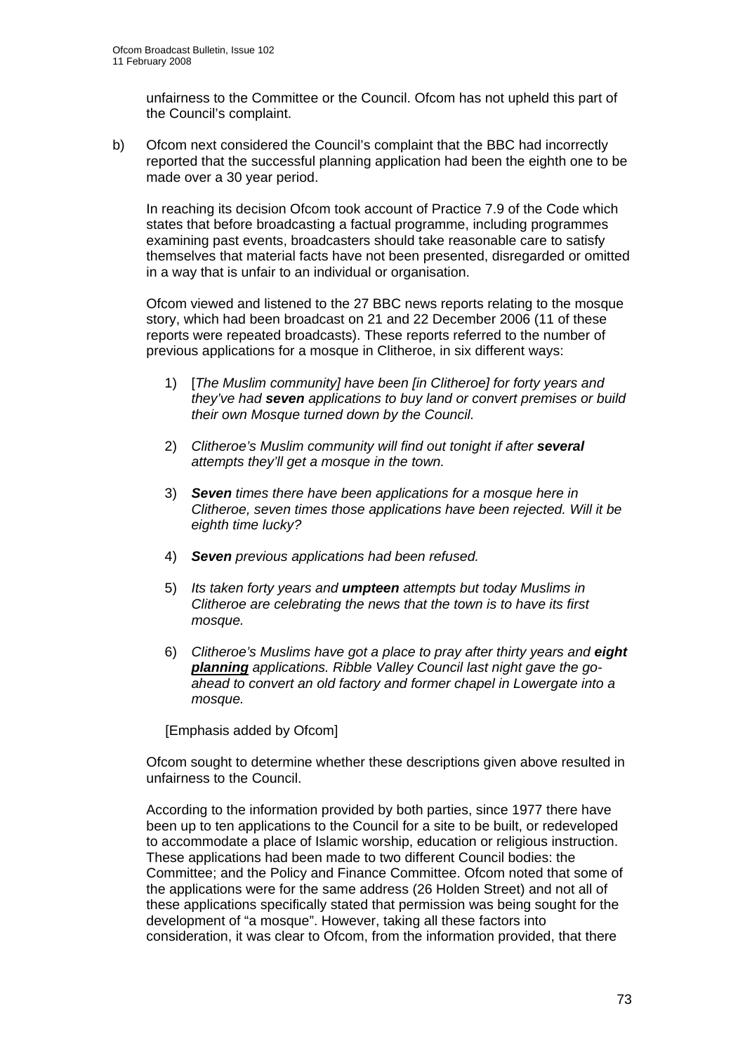unfairness to the Committee or the Council. Ofcom has not upheld this part of the Council's complaint.

b) Ofcom next considered the Council's complaint that the BBC had incorrectly reported that the successful planning application had been the eighth one to be made over a 30 year period.

   In reaching its decision Ofcom took account of Practice 7.9 of the Code which states that before broadcasting a factual programme, including programmes examining past events, broadcasters should take reasonable care to satisfy themselves that material facts have not been presented, disregarded or omitted in a way that is unfair to an individual or organisation.

   Ofcom viewed and listened to the 27 BBC news reports relating to the mosque story, which had been broadcast on 21 and 22 December 2006 (11 of these reports were repeated broadcasts). These reports referred to the number of previous applications for a mosque in Clitheroe, in six different ways:

   1) [*The Muslim community] have been [in Clitheroe] for forty years and they've had **seven** applications to buy land or convert premises or build their own Mosque turned down by the Council.*

   2) *Clitheroe's Muslim community will find out tonight if after **several** attempts they'll get a mosque in the town.*

   3) ***Seven** times there have been applications for a mosque here in Clitheroe, seven times those applications have been rejected. Will it be eighth time lucky?*

   4) ***Seven** previous applications had been refused.*

   5) *Its taken forty years and **umpteen** attempts but today Muslims in Clitheroe are celebrating the news that the town is to have its first mosque.*

   6) *Clitheroe's Muslims have got a place to pray after thirty years and **eight <u>planning</u>** applications. Ribble Valley Council last night gave the go-ahead to convert an old factory and former chapel in Lowergate into a mosque.*

   [Emphasis added by Ofcom]

   Ofcom sought to determine whether these descriptions given above resulted in unfairness to the Council.

   According to the information provided by both parties, since 1977 there have been up to ten applications to the Council for a site to be built, or redeveloped to accommodate a place of Islamic worship, education or religious instruction. These applications had been made to two different Council bodies: the Committee; and the Policy and Finance Committee. Ofcom noted that some of the applications were for the same address (26 Holden Street) and not all of these applications specifically stated that permission was being sought for the development of "a mosque". However, taking all these factors into consideration, it was clear to Ofcom, from the information provided, that there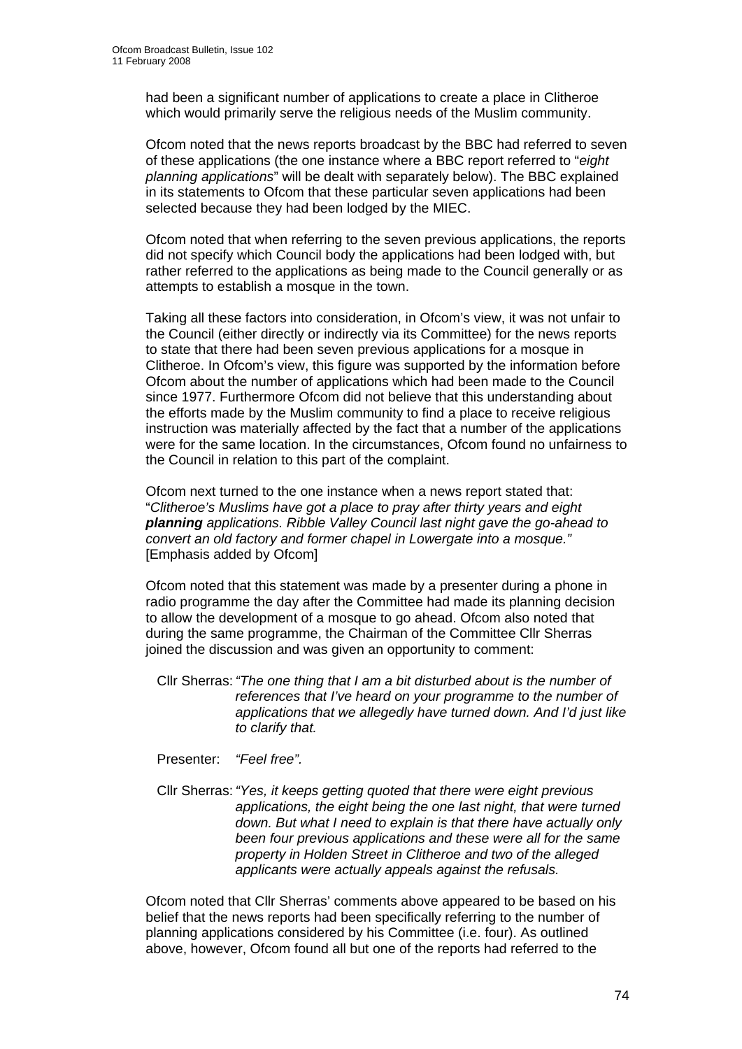had been a significant number of applications to create a place in Clitheroe which would primarily serve the religious needs of the Muslim community.

Ofcom noted that the news reports broadcast by the BBC had referred to seven of these applications (the one instance where a BBC report referred to "*eight planning applications*" will be dealt with separately below). The BBC explained in its statements to Ofcom that these particular seven applications had been selected because they had been lodged by the MIEC.

Ofcom noted that when referring to the seven previous applications, the reports did not specify which Council body the applications had been lodged with, but rather referred to the applications as being made to the Council generally or as attempts to establish a mosque in the town.

Taking all these factors into consideration, in Ofcom's view, it was not unfair to the Council (either directly or indirectly via its Committee) for the news reports to state that there had been seven previous applications for a mosque in Clitheroe. In Ofcom's view, this figure was supported by the information before Ofcom about the number of applications which had been made to the Council since 1977. Furthermore Ofcom did not believe that this understanding about the efforts made by the Muslim community to find a place to receive religious instruction was materially affected by the fact that a number of the applications were for the same location. In the circumstances, Ofcom found no unfairness to the Council in relation to this part of the complaint.

Ofcom next turned to the one instance when a news report stated that: "*Clitheroe's Muslims have got a place to pray after thirty years and eight* ***planning*** *applications. Ribble Valley Council last night gave the go-ahead to convert an old factory and former chapel in Lowergate into a mosque."* [Emphasis added by Ofcom]

Ofcom noted that this statement was made by a presenter during a phone in radio programme the day after the Committee had made its planning decision to allow the development of a mosque to go ahead. Ofcom also noted that during the same programme, the Chairman of the Committee Cllr Sherras joined the discussion and was given an opportunity to comment:

Cllr Sherras: *"The one thing that I am a bit disturbed about is the number of references that I've heard on your programme to the number of applications that we allegedly have turned down. And I'd just like to clarify that.*

Presenter: *"Feel free".*

Cllr Sherras: *"Yes, it keeps getting quoted that there were eight previous applications, the eight being the one last night, that were turned down. But what I need to explain is that there have actually only been four previous applications and these were all for the same property in Holden Street in Clitheroe and two of the alleged applicants were actually appeals against the refusals.*

Ofcom noted that Cllr Sherras' comments above appeared to be based on his belief that the news reports had been specifically referring to the number of planning applications considered by his Committee (i.e. four). As outlined above, however, Ofcom found all but one of the reports had referred to the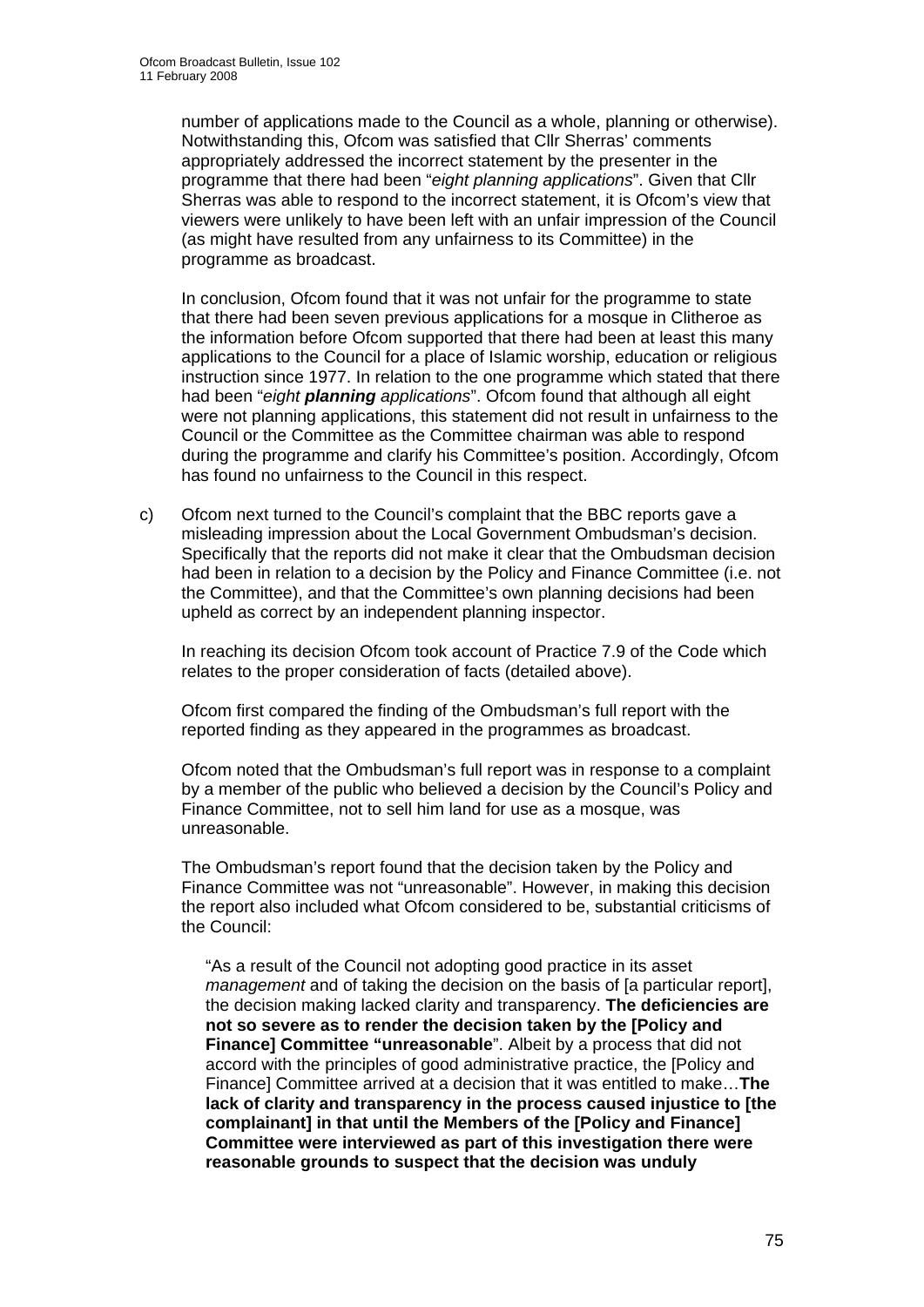number of applications made to the Council as a whole, planning or otherwise). Notwithstanding this, Ofcom was satisfied that Cllr Sherras' comments appropriately addressed the incorrect statement by the presenter in the programme that there had been "*eight planning applications*". Given that Cllr Sherras was able to respond to the incorrect statement, it is Ofcom's view that viewers were unlikely to have been left with an unfair impression of the Council (as might have resulted from any unfairness to its Committee) in the programme as broadcast.

In conclusion, Ofcom found that it was not unfair for the programme to state that there had been seven previous applications for a mosque in Clitheroe as the information before Ofcom supported that there had been at least this many applications to the Council for a place of Islamic worship, education or religious instruction since 1977. In relation to the one programme which stated that there had been "*eight **planning** applications*". Ofcom found that although all eight were not planning applications, this statement did not result in unfairness to the Council or the Committee as the Committee chairman was able to respond during the programme and clarify his Committee's position. Accordingly, Ofcom has found no unfairness to the Council in this respect.

c) Ofcom next turned to the Council's complaint that the BBC reports gave a misleading impression about the Local Government Ombudsman's decision. Specifically that the reports did not make it clear that the Ombudsman decision had been in relation to a decision by the Policy and Finance Committee (i.e. not the Committee), and that the Committee's own planning decisions had been upheld as correct by an independent planning inspector.

   In reaching its decision Ofcom took account of Practice 7.9 of the Code which relates to the proper consideration of facts (detailed above).

   Ofcom first compared the finding of the Ombudsman's full report with the reported finding as they appeared in the programmes as broadcast.

   Ofcom noted that the Ombudsman's full report was in response to a complaint by a member of the public who believed a decision by the Council's Policy and Finance Committee, not to sell him land for use as a mosque, was unreasonable.

   The Ombudsman's report found that the decision taken by the Policy and Finance Committee was not "unreasonable". However, in making this decision the report also included what Ofcom considered to be, substantial criticisms of the Council:

   > "As a result of the Council not adopting good practice in its asset *management* and of taking the decision on the basis of [a particular report], the decision making lacked clarity and transparency. **The deficiencies are not so severe as to render the decision taken by the [Policy and Finance] Committee "unreasonable**". Albeit by a process that did not accord with the principles of good administrative practice, the [Policy and Finance] Committee arrived at a decision that it was entitled to make…**The lack of clarity and transparency in the process caused injustice to [the complainant] in that until the Members of the [Policy and Finance] Committee were interviewed as part of this investigation there were reasonable grounds to suspect that the decision was unduly**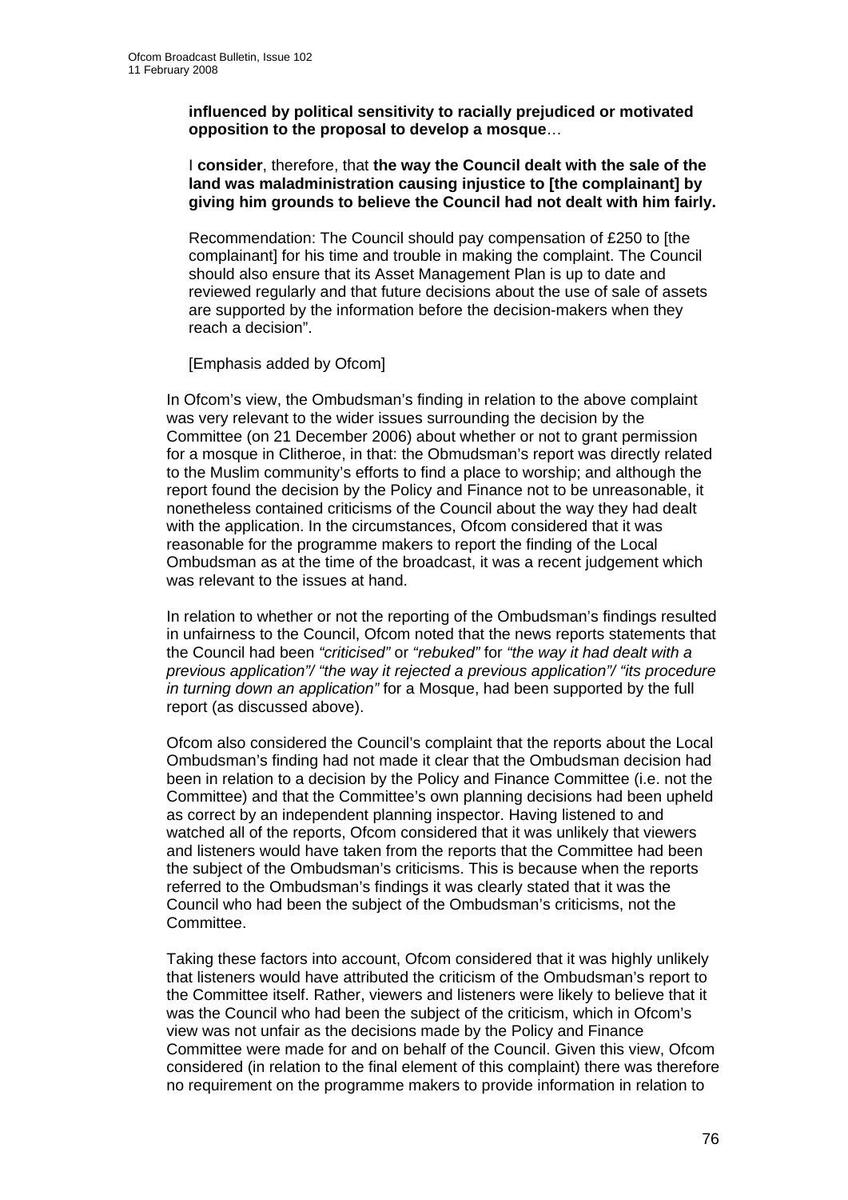**influenced by political sensitivity to racially prejudiced or motivated opposition to the proposal to develop a mosque**…

I **consider**, therefore, that **the way the Council dealt with the sale of the land was maladministration causing injustice to [the complainant] by giving him grounds to believe the Council had not dealt with him fairly.**

Recommendation: The Council should pay compensation of £250 to [the complainant] for his time and trouble in making the complaint. The Council should also ensure that its Asset Management Plan is up to date and reviewed regularly and that future decisions about the use of sale of assets are supported by the information before the decision-makers when they reach a decision".

[Emphasis added by Ofcom]

In Ofcom's view, the Ombudsman's finding in relation to the above complaint was very relevant to the wider issues surrounding the decision by the Committee (on 21 December 2006) about whether or not to grant permission for a mosque in Clitheroe, in that: the Obmudsman's report was directly related to the Muslim community's efforts to find a place to worship; and although the report found the decision by the Policy and Finance not to be unreasonable, it nonetheless contained criticisms of the Council about the way they had dealt with the application. In the circumstances, Ofcom considered that it was reasonable for the programme makers to report the finding of the Local Ombudsman as at the time of the broadcast, it was a recent judgement which was relevant to the issues at hand.

In relation to whether or not the reporting of the Ombudsman's findings resulted in unfairness to the Council, Ofcom noted that the news reports statements that the Council had been *"criticised"* or *"rebuked"* for *"the way it had dealt with a previous application"/ "the way it rejected a previous application"/ "its procedure in turning down an application"* for a Mosque, had been supported by the full report (as discussed above).

Ofcom also considered the Council's complaint that the reports about the Local Ombudsman's finding had not made it clear that the Ombudsman decision had been in relation to a decision by the Policy and Finance Committee (i.e. not the Committee) and that the Committee's own planning decisions had been upheld as correct by an independent planning inspector. Having listened to and watched all of the reports, Ofcom considered that it was unlikely that viewers and listeners would have taken from the reports that the Committee had been the subject of the Ombudsman's criticisms. This is because when the reports referred to the Ombudsman's findings it was clearly stated that it was the Council who had been the subject of the Ombudsman's criticisms, not the Committee.

Taking these factors into account, Ofcom considered that it was highly unlikely that listeners would have attributed the criticism of the Ombudsman's report to the Committee itself. Rather, viewers and listeners were likely to believe that it was the Council who had been the subject of the criticism, which in Ofcom's view was not unfair as the decisions made by the Policy and Finance Committee were made for and on behalf of the Council. Given this view, Ofcom considered (in relation to the final element of this complaint) there was therefore no requirement on the programme makers to provide information in relation to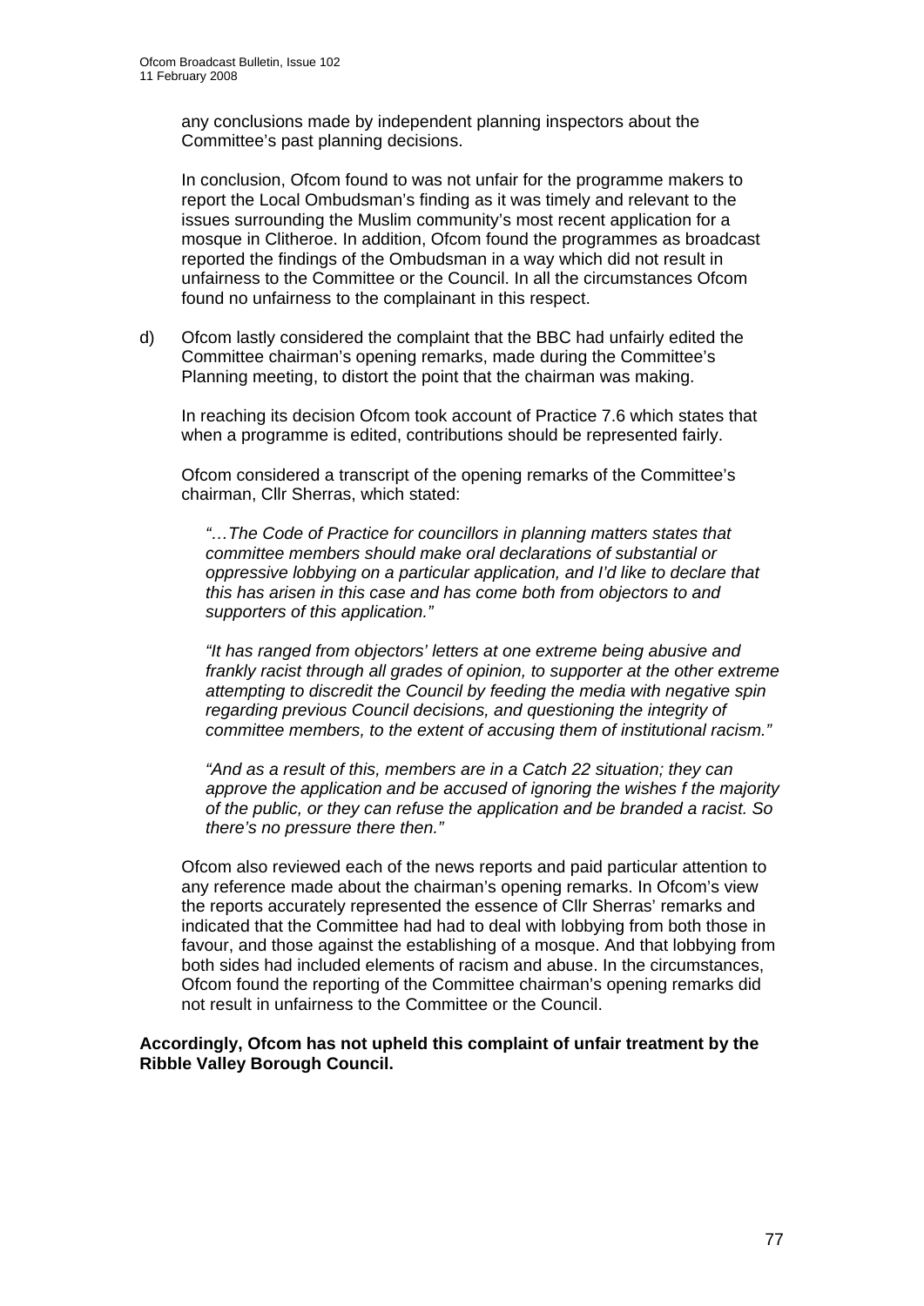any conclusions made by independent planning inspectors about the Committee's past planning decisions.

In conclusion, Ofcom found to was not unfair for the programme makers to report the Local Ombudsman's finding as it was timely and relevant to the issues surrounding the Muslim community's most recent application for a mosque in Clitheroe. In addition, Ofcom found the programmes as broadcast reported the findings of the Ombudsman in a way which did not result in unfairness to the Committee or the Council. In all the circumstances Ofcom found no unfairness to the complainant in this respect.

d) Ofcom lastly considered the complaint that the BBC had unfairly edited the Committee chairman's opening remarks, made during the Committee's Planning meeting, to distort the point that the chairman was making.

In reaching its decision Ofcom took account of Practice 7.6 which states that when a programme is edited, contributions should be represented fairly.

Ofcom considered a transcript of the opening remarks of the Committee's chairman, Cllr Sherras, which stated:

*"…The Code of Practice for councillors in planning matters states that committee members should make oral declarations of substantial or oppressive lobbying on a particular application, and I'd like to declare that this has arisen in this case and has come both from objectors to and supporters of this application."*

*"It has ranged from objectors' letters at one extreme being abusive and frankly racist through all grades of opinion, to supporter at the other extreme attempting to discredit the Council by feeding the media with negative spin regarding previous Council decisions, and questioning the integrity of committee members, to the extent of accusing them of institutional racism."*

*"And as a result of this, members are in a Catch 22 situation; they can approve the application and be accused of ignoring the wishes f the majority of the public, or they can refuse the application and be branded a racist. So there's no pressure there then."*

Ofcom also reviewed each of the news reports and paid particular attention to any reference made about the chairman's opening remarks. In Ofcom's view the reports accurately represented the essence of Cllr Sherras' remarks and indicated that the Committee had had to deal with lobbying from both those in favour, and those against the establishing of a mosque. And that lobbying from both sides had included elements of racism and abuse. In the circumstances, Ofcom found the reporting of the Committee chairman's opening remarks did not result in unfairness to the Committee or the Council.

**Accordingly, Ofcom has not upheld this complaint of unfair treatment by the Ribble Valley Borough Council.**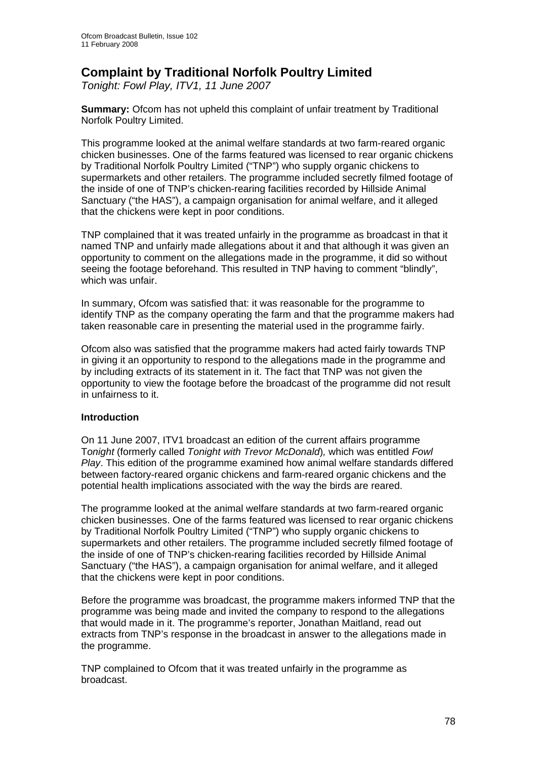# Complaint by Traditional Norfolk Poultry Limited

*Tonight: Fowl Play, ITV1, 11 June 2007*

**Summary:** Ofcom has not upheld this complaint of unfair treatment by Traditional Norfolk Poultry Limited.

This programme looked at the animal welfare standards at two farm-reared organic chicken businesses. One of the farms featured was licensed to rear organic chickens by Traditional Norfolk Poultry Limited ("TNP") who supply organic chickens to supermarkets and other retailers. The programme included secretly filmed footage of the inside of one of TNP's chicken-rearing facilities recorded by Hillside Animal Sanctuary ("the HAS"), a campaign organisation for animal welfare, and it alleged that the chickens were kept in poor conditions.

TNP complained that it was treated unfairly in the programme as broadcast in that it named TNP and unfairly made allegations about it and that although it was given an opportunity to comment on the allegations made in the programme, it did so without seeing the footage beforehand. This resulted in TNP having to comment "blindly", which was unfair.

In summary, Ofcom was satisfied that: it was reasonable for the programme to identify TNP as the company operating the farm and that the programme makers had taken reasonable care in presenting the material used in the programme fairly.

Ofcom also was satisfied that the programme makers had acted fairly towards TNP in giving it an opportunity to respond to the allegations made in the programme and by including extracts of its statement in it. The fact that TNP was not given the opportunity to view the footage before the broadcast of the programme did not result in unfairness to it.

**Introduction**

On 11 June 2007, ITV1 broadcast an edition of the current affairs programme T*onight* (formerly called *Tonight with Trevor McDonald*), which was entitled *Fowl Play*. This edition of the programme examined how animal welfare standards differed between factory-reared organic chickens and farm-reared organic chickens and the potential health implications associated with the way the birds are reared.

The programme looked at the animal welfare standards at two farm-reared organic chicken businesses. One of the farms featured was licensed to rear organic chickens by Traditional Norfolk Poultry Limited ("TNP") who supply organic chickens to supermarkets and other retailers. The programme included secretly filmed footage of the inside of one of TNP's chicken-rearing facilities recorded by Hillside Animal Sanctuary ("the HAS"), a campaign organisation for animal welfare, and it alleged that the chickens were kept in poor conditions.

Before the programme was broadcast, the programme makers informed TNP that the programme was being made and invited the company to respond to the allegations that would made in it. The programme's reporter, Jonathan Maitland, read out extracts from TNP's response in the broadcast in answer to the allegations made in the programme.

TNP complained to Ofcom that it was treated unfairly in the programme as broadcast.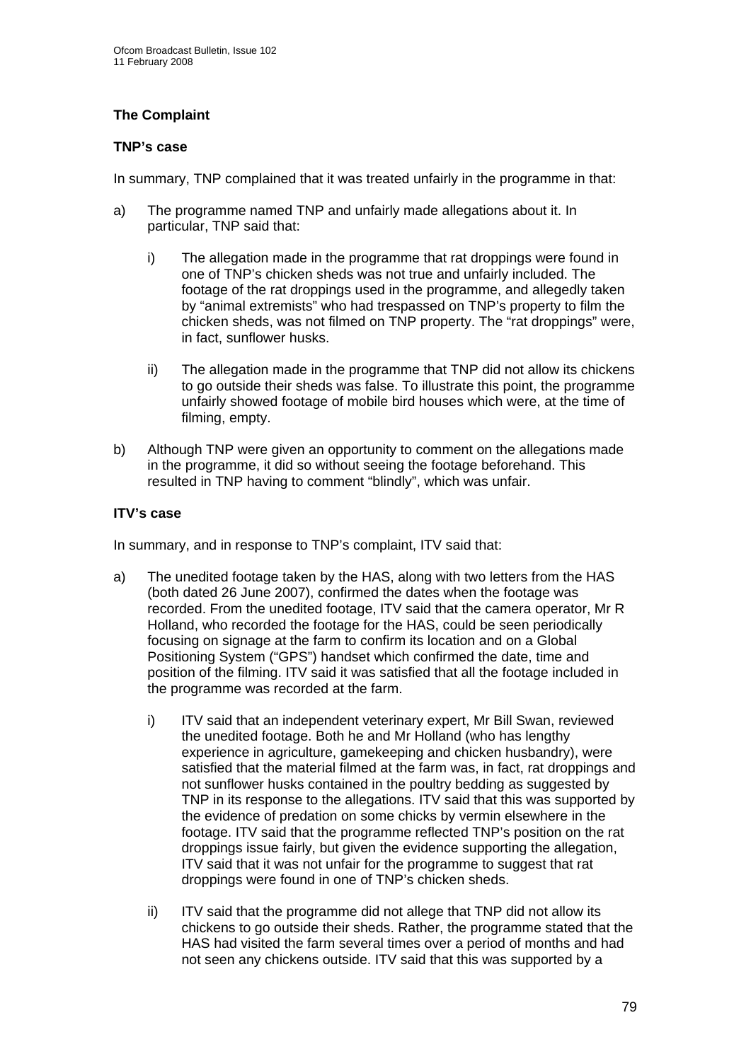### The Complaint

#### TNP's case

In summary, TNP complained that it was treated unfairly in the programme in that:

a) The programme named TNP and unfairly made allegations about it. In particular, TNP said that:

   i) The allegation made in the programme that rat droppings were found in one of TNP's chicken sheds was not true and unfairly included. The footage of the rat droppings used in the programme, and allegedly taken by "animal extremists" who had trespassed on TNP's property to film the chicken sheds, was not filmed on TNP property. The "rat droppings" were, in fact, sunflower husks.

   ii) The allegation made in the programme that TNP did not allow its chickens to go outside their sheds was false. To illustrate this point, the programme unfairly showed footage of mobile bird houses which were, at the time of filming, empty.

b) Although TNP were given an opportunity to comment on the allegations made in the programme, it did so without seeing the footage beforehand. This resulted in TNP having to comment "blindly", which was unfair.

#### ITV's case

In summary, and in response to TNP's complaint, ITV said that:

a) The unedited footage taken by the HAS, along with two letters from the HAS (both dated 26 June 2007), confirmed the dates when the footage was recorded. From the unedited footage, ITV said that the camera operator, Mr R Holland, who recorded the footage for the HAS, could be seen periodically focusing on signage at the farm to confirm its location and on a Global Positioning System ("GPS") handset which confirmed the date, time and position of the filming. ITV said it was satisfied that all the footage included in the programme was recorded at the farm.

   i) ITV said that an independent veterinary expert, Mr Bill Swan, reviewed the unedited footage. Both he and Mr Holland (who has lengthy experience in agriculture, gamekeeping and chicken husbandry), were satisfied that the material filmed at the farm was, in fact, rat droppings and not sunflower husks contained in the poultry bedding as suggested by TNP in its response to the allegations. ITV said that this was supported by the evidence of predation on some chicks by vermin elsewhere in the footage. ITV said that the programme reflected TNP's position on the rat droppings issue fairly, but given the evidence supporting the allegation, ITV said that it was not unfair for the programme to suggest that rat droppings were found in one of TNP's chicken sheds.

   ii) ITV said that the programme did not allege that TNP did not allow its chickens to go outside their sheds. Rather, the programme stated that the HAS had visited the farm several times over a period of months and had not seen any chickens outside. ITV said that this was supported by a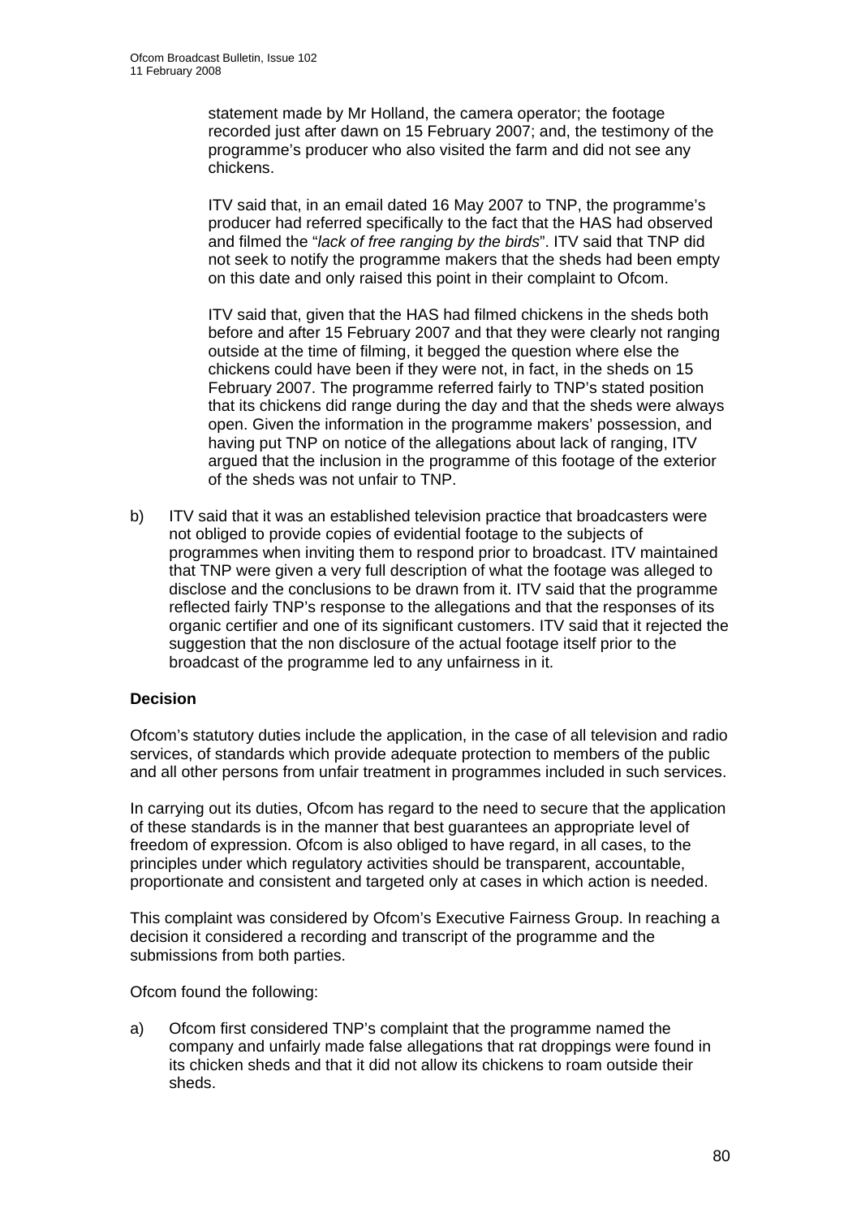statement made by Mr Holland, the camera operator; the footage recorded just after dawn on 15 February 2007; and, the testimony of the programme's producer who also visited the farm and did not see any chickens.

ITV said that, in an email dated 16 May 2007 to TNP, the programme's producer had referred specifically to the fact that the HAS had observed and filmed the "*lack of free ranging by the birds*". ITV said that TNP did not seek to notify the programme makers that the sheds had been empty on this date and only raised this point in their complaint to Ofcom.

ITV said that, given that the HAS had filmed chickens in the sheds both before and after 15 February 2007 and that they were clearly not ranging outside at the time of filming, it begged the question where else the chickens could have been if they were not, in fact, in the sheds on 15 February 2007. The programme referred fairly to TNP's stated position that its chickens did range during the day and that the sheds were always open. Given the information in the programme makers' possession, and having put TNP on notice of the allegations about lack of ranging, ITV argued that the inclusion in the programme of this footage of the exterior of the sheds was not unfair to TNP.

b) ITV said that it was an established television practice that broadcasters were not obliged to provide copies of evidential footage to the subjects of programmes when inviting them to respond prior to broadcast. ITV maintained that TNP were given a very full description of what the footage was alleged to disclose and the conclusions to be drawn from it. ITV said that the programme reflected fairly TNP's response to the allegations and that the responses of its organic certifier and one of its significant customers. ITV said that it rejected the suggestion that the non disclosure of the actual footage itself prior to the broadcast of the programme led to any unfairness in it.

**Decision**

Ofcom's statutory duties include the application, in the case of all television and radio services, of standards which provide adequate protection to members of the public and all other persons from unfair treatment in programmes included in such services.

In carrying out its duties, Ofcom has regard to the need to secure that the application of these standards is in the manner that best guarantees an appropriate level of freedom of expression. Ofcom is also obliged to have regard, in all cases, to the principles under which regulatory activities should be transparent, accountable, proportionate and consistent and targeted only at cases in which action is needed.

This complaint was considered by Ofcom's Executive Fairness Group. In reaching a decision it considered a recording and transcript of the programme and the submissions from both parties.

Ofcom found the following:

a) Ofcom first considered TNP's complaint that the programme named the company and unfairly made false allegations that rat droppings were found in its chicken sheds and that it did not allow its chickens to roam outside their sheds.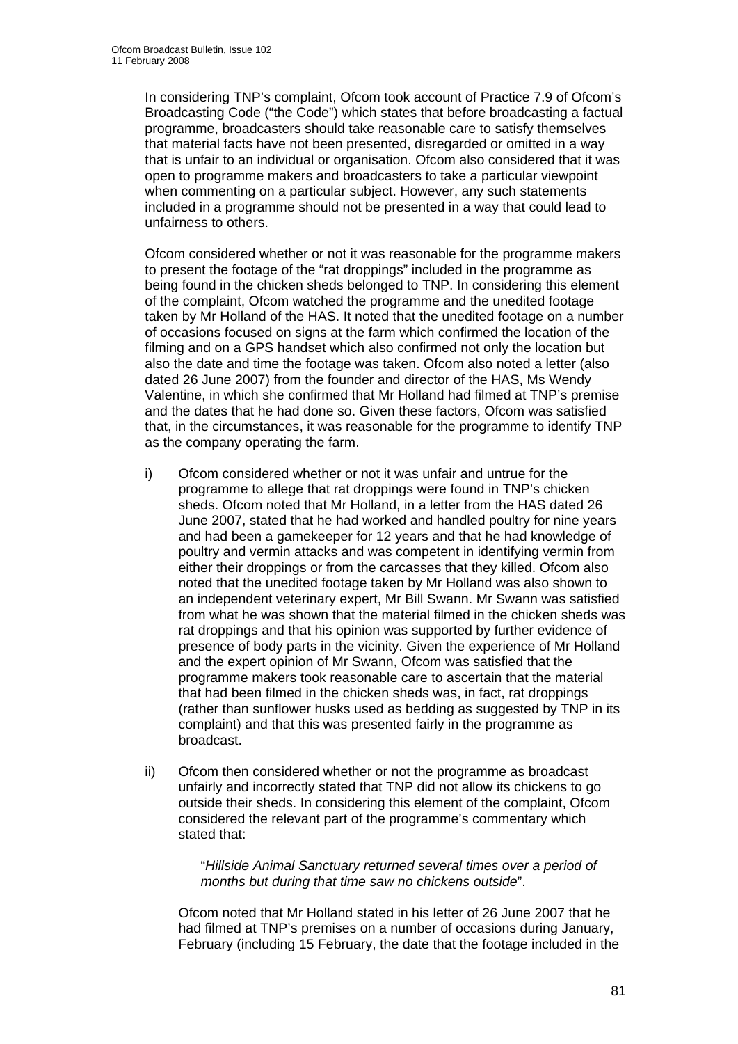In considering TNP's complaint, Ofcom took account of Practice 7.9 of Ofcom's Broadcasting Code ("the Code") which states that before broadcasting a factual programme, broadcasters should take reasonable care to satisfy themselves that material facts have not been presented, disregarded or omitted in a way that is unfair to an individual or organisation. Ofcom also considered that it was open to programme makers and broadcasters to take a particular viewpoint when commenting on a particular subject. However, any such statements included in a programme should not be presented in a way that could lead to unfairness to others.

Ofcom considered whether or not it was reasonable for the programme makers to present the footage of the "rat droppings" included in the programme as being found in the chicken sheds belonged to TNP. In considering this element of the complaint, Ofcom watched the programme and the unedited footage taken by Mr Holland of the HAS. It noted that the unedited footage on a number of occasions focused on signs at the farm which confirmed the location of the filming and on a GPS handset which also confirmed not only the location but also the date and time the footage was taken. Ofcom also noted a letter (also dated 26 June 2007) from the founder and director of the HAS, Ms Wendy Valentine, in which she confirmed that Mr Holland had filmed at TNP's premise and the dates that he had done so. Given these factors, Ofcom was satisfied that, in the circumstances, it was reasonable for the programme to identify TNP as the company operating the farm.

i) Ofcom considered whether or not it was unfair and untrue for the programme to allege that rat droppings were found in TNP's chicken sheds. Ofcom noted that Mr Holland, in a letter from the HAS dated 26 June 2007, stated that he had worked and handled poultry for nine years and had been a gamekeeper for 12 years and that he had knowledge of poultry and vermin attacks and was competent in identifying vermin from either their droppings or from the carcasses that they killed. Ofcom also noted that the unedited footage taken by Mr Holland was also shown to an independent veterinary expert, Mr Bill Swann. Mr Swann was satisfied from what he was shown that the material filmed in the chicken sheds was rat droppings and that his opinion was supported by further evidence of presence of body parts in the vicinity. Given the experience of Mr Holland and the expert opinion of Mr Swann, Ofcom was satisfied that the programme makers took reasonable care to ascertain that the material that had been filmed in the chicken sheds was, in fact, rat droppings (rather than sunflower husks used as bedding as suggested by TNP in its complaint) and that this was presented fairly in the programme as broadcast.

ii) Ofcom then considered whether or not the programme as broadcast unfairly and incorrectly stated that TNP did not allow its chickens to go outside their sheds. In considering this element of the complaint, Ofcom considered the relevant part of the programme's commentary which stated that:

> "*Hillside Animal Sanctuary returned several times over a period of months but during that time saw no chickens outside*".

Ofcom noted that Mr Holland stated in his letter of 26 June 2007 that he had filmed at TNP's premises on a number of occasions during January, February (including 15 February, the date that the footage included in the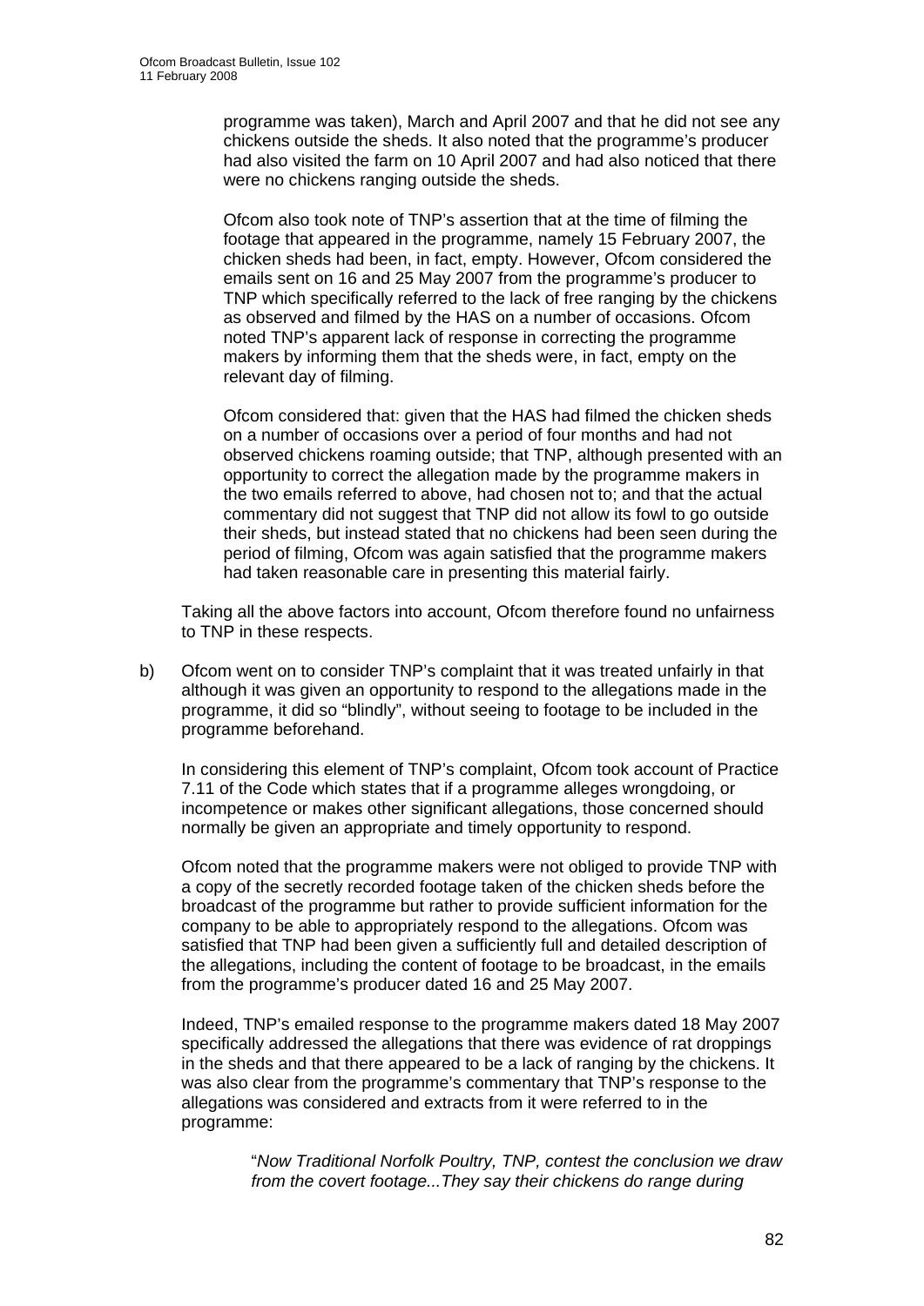programme was taken), March and April 2007 and that he did not see any chickens outside the sheds. It also noted that the programme's producer had also visited the farm on 10 April 2007 and had also noticed that there were no chickens ranging outside the sheds.

Ofcom also took note of TNP's assertion that at the time of filming the footage that appeared in the programme, namely 15 February 2007, the chicken sheds had been, in fact, empty. However, Ofcom considered the emails sent on 16 and 25 May 2007 from the programme's producer to TNP which specifically referred to the lack of free ranging by the chickens as observed and filmed by the HAS on a number of occasions. Ofcom noted TNP's apparent lack of response in correcting the programme makers by informing them that the sheds were, in fact, empty on the relevant day of filming.

Ofcom considered that: given that the HAS had filmed the chicken sheds on a number of occasions over a period of four months and had not observed chickens roaming outside; that TNP, although presented with an opportunity to correct the allegation made by the programme makers in the two emails referred to above, had chosen not to; and that the actual commentary did not suggest that TNP did not allow its fowl to go outside their sheds, but instead stated that no chickens had been seen during the period of filming, Ofcom was again satisfied that the programme makers had taken reasonable care in presenting this material fairly.

Taking all the above factors into account, Ofcom therefore found no unfairness to TNP in these respects.

b) Ofcom went on to consider TNP's complaint that it was treated unfairly in that although it was given an opportunity to respond to the allegations made in the programme, it did so "blindly", without seeing to footage to be included in the programme beforehand.

In considering this element of TNP's complaint, Ofcom took account of Practice 7.11 of the Code which states that if a programme alleges wrongdoing, or incompetence or makes other significant allegations, those concerned should normally be given an appropriate and timely opportunity to respond.

Ofcom noted that the programme makers were not obliged to provide TNP with a copy of the secretly recorded footage taken of the chicken sheds before the broadcast of the programme but rather to provide sufficient information for the company to be able to appropriately respond to the allegations. Ofcom was satisfied that TNP had been given a sufficiently full and detailed description of the allegations, including the content of footage to be broadcast, in the emails from the programme's producer dated 16 and 25 May 2007.

Indeed, TNP's emailed response to the programme makers dated 18 May 2007 specifically addressed the allegations that there was evidence of rat droppings in the sheds and that there appeared to be a lack of ranging by the chickens. It was also clear from the programme's commentary that TNP's response to the allegations was considered and extracts from it were referred to in the programme:

> "*Now Traditional Norfolk Poultry, TNP, contest the conclusion we draw from the covert footage...They say their chickens do range during*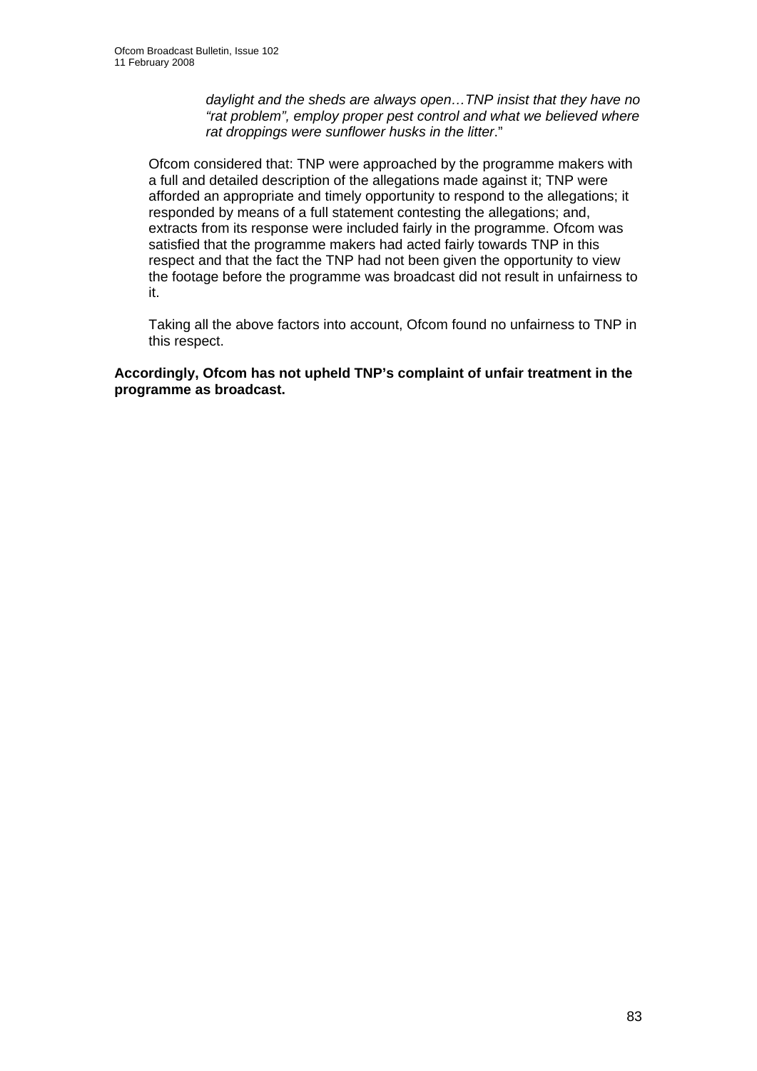> *daylight and the sheds are always open…TNP insist that they have no "rat problem", employ proper pest control and what we believed where rat droppings were sunflower husks in the litter*."

Ofcom considered that: TNP were approached by the programme makers with a full and detailed description of the allegations made against it; TNP were afforded an appropriate and timely opportunity to respond to the allegations; it responded by means of a full statement contesting the allegations; and, extracts from its response were included fairly in the programme. Ofcom was satisfied that the programme makers had acted fairly towards TNP in this respect and that the fact the TNP had not been given the opportunity to view the footage before the programme was broadcast did not result in unfairness to it.

Taking all the above factors into account, Ofcom found no unfairness to TNP in this respect.

**Accordingly, Ofcom has not upheld TNP's complaint of unfair treatment in the programme as broadcast.**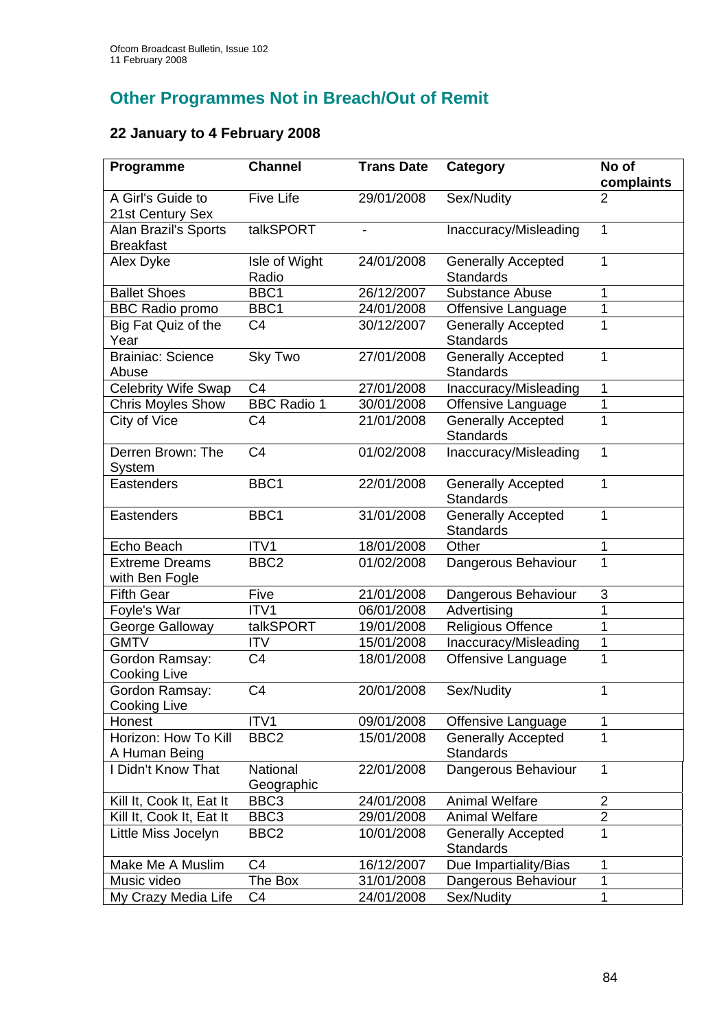## Other Programmes Not in Breach/Out of Remit

### 22 January to 4 February 2008

| Programme | Channel | Trans Date | Category | No of complaints |
|---|---|---|---|---|
| A Girl's Guide to 21st Century Sex | Five Life | 29/01/2008 | Sex/Nudity | 2 |
| Alan Brazil's Sports Breakfast | talkSPORT | - | Inaccuracy/Misleading | 1 |
| Alex Dyke | Isle of Wight Radio | 24/01/2008 | Generally Accepted Standards | 1 |
| Ballet Shoes | BBC1 | 26/12/2007 | Substance Abuse | 1 |
| BBC Radio promo | BBC1 | 24/01/2008 | Offensive Language | 1 |
| Big Fat Quiz of the Year | C4 | 30/12/2007 | Generally Accepted Standards | 1 |
| Brainiac: Science Abuse | Sky Two | 27/01/2008 | Generally Accepted Standards | 1 |
| Celebrity Wife Swap | C4 | 27/01/2008 | Inaccuracy/Misleading | 1 |
| Chris Moyles Show | BBC Radio 1 | 30/01/2008 | Offensive Language | 1 |
| City of Vice | C4 | 21/01/2008 | Generally Accepted Standards | 1 |
| Derren Brown: The System | C4 | 01/02/2008 | Inaccuracy/Misleading | 1 |
| Eastenders | BBC1 | 22/01/2008 | Generally Accepted Standards | 1 |
| Eastenders | BBC1 | 31/01/2008 | Generally Accepted Standards | 1 |
| Echo Beach | ITV1 | 18/01/2008 | Other | 1 |
| Extreme Dreams with Ben Fogle | BBC2 | 01/02/2008 | Dangerous Behaviour | 1 |
| Fifth Gear | Five | 21/01/2008 | Dangerous Behaviour | 3 |
| Foyle's War | ITV1 | 06/01/2008 | Advertising | 1 |
| George Galloway | talkSPORT | 19/01/2008 | Religious Offence | 1 |
| GMTV | ITV | 15/01/2008 | Inaccuracy/Misleading | 1 |
| Gordon Ramsay: Cooking Live | C4 | 18/01/2008 | Offensive Language | 1 |
| Gordon Ramsay: Cooking Live | C4 | 20/01/2008 | Sex/Nudity | 1 |
| Honest | ITV1 | 09/01/2008 | Offensive Language | 1 |
| Horizon: How To Kill A Human Being | BBC2 | 15/01/2008 | Generally Accepted Standards | 1 |
| I Didn't Know That | National Geographic | 22/01/2008 | Dangerous Behaviour | 1 |
| Kill It, Cook It, Eat It | BBC3 | 24/01/2008 | Animal Welfare | 2 |
| Kill It, Cook It, Eat It | BBC3 | 29/01/2008 | Animal Welfare | 2 |
| Little Miss Jocelyn | BBC2 | 10/01/2008 | Generally Accepted Standards | 1 |
| Make Me A Muslim | C4 | 16/12/2007 | Due Impartiality/Bias | 1 |
| Music video | The Box | 31/01/2008 | Dangerous Behaviour | 1 |
| My Crazy Media Life | C4 | 24/01/2008 | Sex/Nudity | 1 |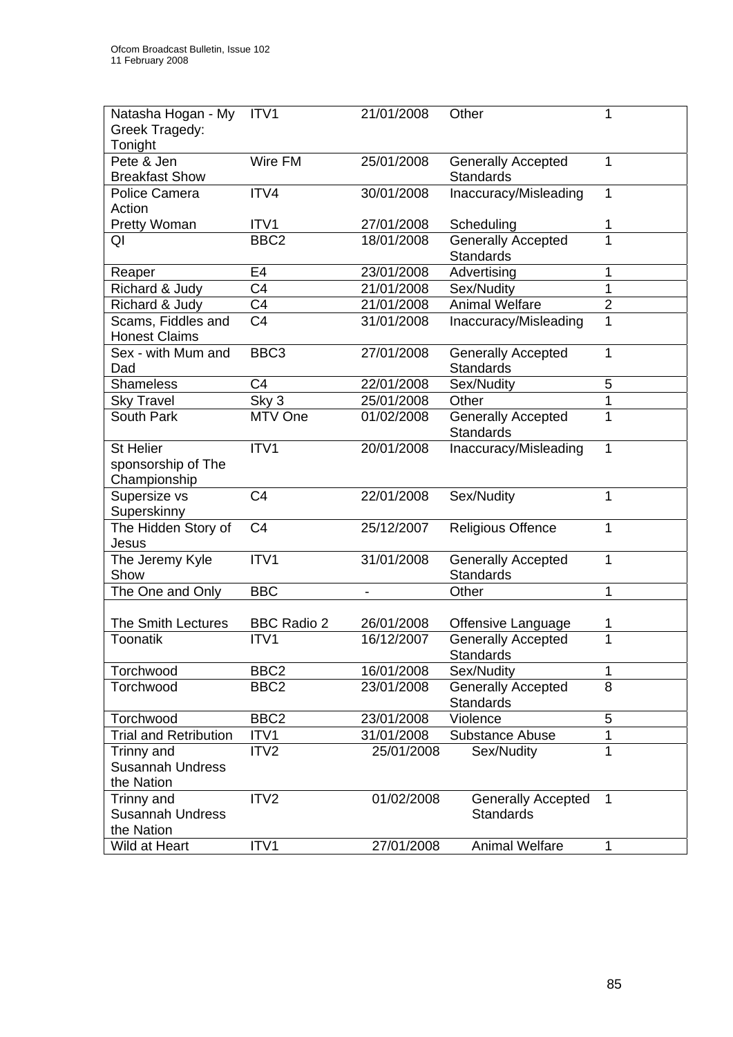| | | | | |
|---|---|---|---|---|
| Natasha Hogan - My Greek Tragedy: Tonight | ITV1 | 21/01/2008 | Other | 1 |
| Pete & Jen Breakfast Show | Wire FM | 25/01/2008 | Generally Accepted Standards | 1 |
| Police Camera Action | ITV4 | 30/01/2008 | Inaccuracy/Misleading | 1 |
| Pretty Woman | ITV1 | 27/01/2008 | Scheduling | 1 |
| QI | BBC2 | 18/01/2008 | Generally Accepted Standards | 1 |
| Reaper | E4 | 23/01/2008 | Advertising | 1 |
| Richard & Judy | C4 | 21/01/2008 | Sex/Nudity | 1 |
| Richard & Judy | C4 | 21/01/2008 | Animal Welfare | 2 |
| Scams, Fiddles and Honest Claims | C4 | 31/01/2008 | Inaccuracy/Misleading | 1 |
| Sex - with Mum and Dad | BBC3 | 27/01/2008 | Generally Accepted Standards | 1 |
| Shameless | C4 | 22/01/2008 | Sex/Nudity | 5 |
| Sky Travel | Sky 3 | 25/01/2008 | Other | 1 |
| South Park | MTV One | 01/02/2008 | Generally Accepted Standards | 1 |
| St Helier sponsorship of The Championship | ITV1 | 20/01/2008 | Inaccuracy/Misleading | 1 |
| Supersize vs Superskinny | C4 | 22/01/2008 | Sex/Nudity | 1 |
| The Hidden Story of Jesus | C4 | 25/12/2007 | Religious Offence | 1 |
| The Jeremy Kyle Show | ITV1 | 31/01/2008 | Generally Accepted Standards | 1 |
| The One and Only | BBC | - | Other | 1 |
| The Smith Lectures | BBC Radio 2 | 26/01/2008 | Offensive Language | 1 |
| Toonatik | ITV1 | 16/12/2007 | Generally Accepted Standards | 1 |
| Torchwood | BBC2 | 16/01/2008 | Sex/Nudity | 1 |
| Torchwood | BBC2 | 23/01/2008 | Generally Accepted Standards | 8 |
| Torchwood | BBC2 | 23/01/2008 | Violence | 5 |
| Trial and Retribution | ITV1 | 31/01/2008 | Substance Abuse | 1 |
| Trinny and Susannah Undress the Nation | ITV2 | 25/01/2008 | Sex/Nudity | 1 |
| Trinny and Susannah Undress the Nation | ITV2 | 01/02/2008 | Generally Accepted Standards | 1 |
| Wild at Heart | ITV1 | 27/01/2008 | Animal Welfare | 1 |